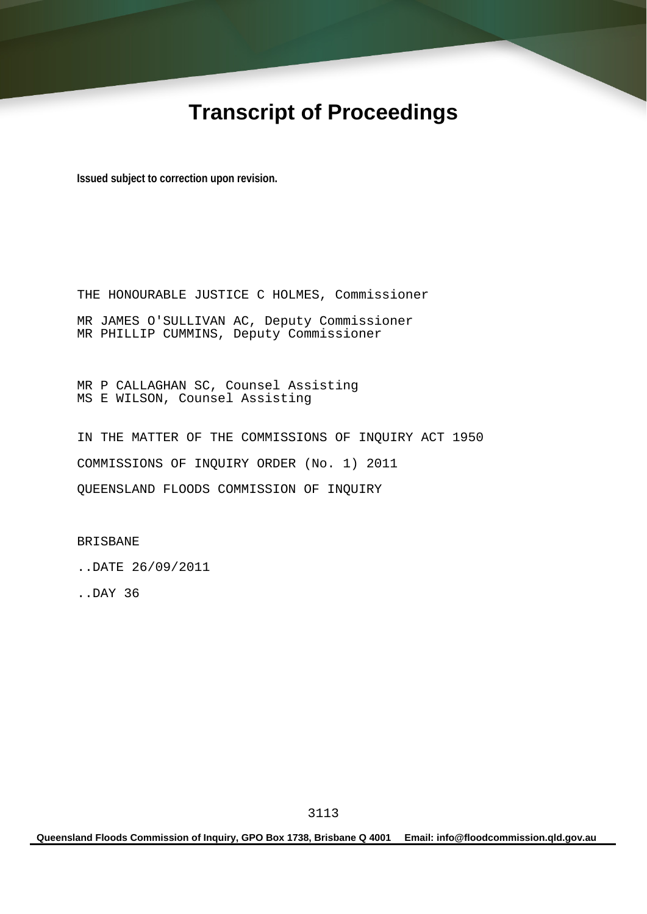# Transcript of Proceedings

**Issued subject to correction upon revision.**

THE HONOURABLE JUSTICE C HOLMES, Commissioner

MR JAMES O'SULLIVAN AC, Deputy Commissioner
MR PHILLIP CUMMINS, Deputy Commissioner

MR P CALLAGHAN SC, Counsel Assisting
MS E WILSON, Counsel Assisting

IN THE MATTER OF THE COMMISSIONS OF INQUIRY ACT 1950

COMMISSIONS OF INQUIRY ORDER (No. 1) 2011

QUEENSLAND FLOODS COMMISSION OF INQUIRY

BRISBANE

..DATE 26/09/2011

..DAY 36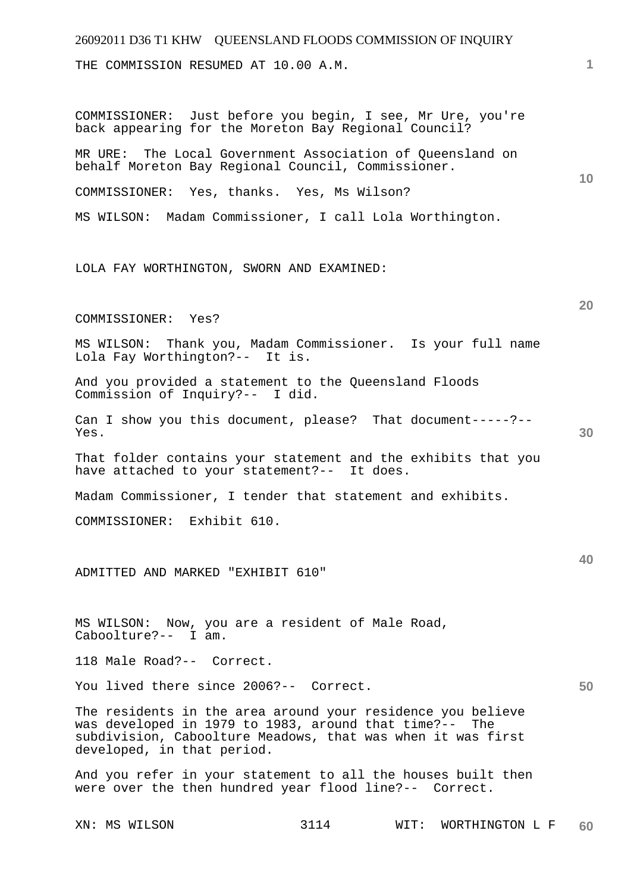THE COMMISSION RESUMED AT 10.00 A.M.

COMMISSIONER: Just before you begin, I see, Mr Ure, you're back appearing for the Moreton Bay Regional Council?

MR URE: The Local Government Association of Queensland on behalf Moreton Bay Regional Council, Commissioner.

COMMISSIONER: Yes, thanks. Yes, Ms Wilson?

MS WILSON: Madam Commissioner, I call Lola Worthington.

LOLA FAY WORTHINGTON, SWORN AND EXAMINED:

COMMISSIONER: Yes?

MS WILSON: Thank you, Madam Commissioner. Is your full name Lola Fay Worthington?-- It is.

And you provided a statement to the Queensland Floods Commission of Inquiry?-- I did.

Can I show you this document, please? That document-----?-- Yes.

That folder contains your statement and the exhibits that you have attached to your statement?-- It does.

Madam Commissioner, I tender that statement and exhibits.

COMMISSIONER: Exhibit 610.

ADMITTED AND MARKED "EXHIBIT 610"

MS WILSON: Now, you are a resident of Male Road, Caboolture?-- I am.

118 Male Road?-- Correct.

You lived there since 2006?-- Correct.

The residents in the area around your residence you believe was developed in 1979 to 1983, around that time?-- The subdivision, Caboolture Meadows, that was when it was first developed, in that period.

And you refer in your statement to all the houses built then were over the then hundred year flood line?-- Correct.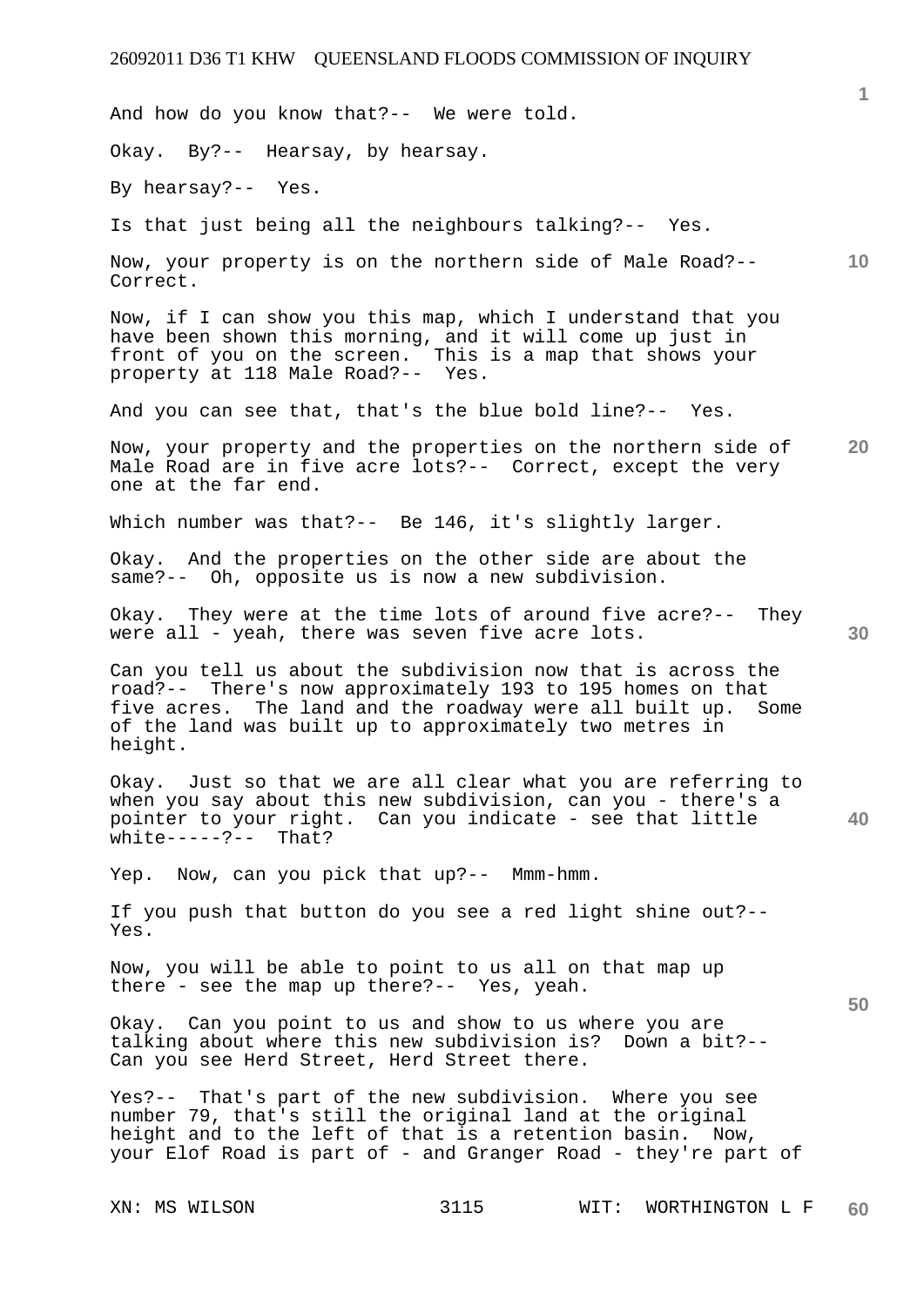And how do you know that?-- We were told.

Okay. By?-- Hearsay, by hearsay.

By hearsay?-- Yes.

Is that just being all the neighbours talking?-- Yes.

Now, your property is on the northern side of Male Road?-- Correct.

Now, if I can show you this map, which I understand that you have been shown this morning, and it will come up just in front of you on the screen. This is a map that shows your property at 118 Male Road?-- Yes.

And you can see that, that's the blue bold line?-- Yes.

Now, your property and the properties on the northern side of Male Road are in five acre lots?-- Correct, except the very one at the far end.

Which number was that?-- Be 146, it's slightly larger.

Okay. And the properties on the other side are about the same?-- Oh, opposite us is now a new subdivision.

Okay. They were at the time lots of around five acre?-- They were all - yeah, there was seven five acre lots.

Can you tell us about the subdivision now that is across the road?-- There's now approximately 193 to 195 homes on that five acres. The land and the roadway were all built up. Some of the land was built up to approximately two metres in height.

Okay. Just so that we are all clear what you are referring to when you say about this new subdivision, can you - there's a pointer to your right. Can you indicate - see that little white-----?-- That?

Yep. Now, can you pick that up?-- Mmm-hmm.

If you push that button do you see a red light shine out?-- Yes.

Now, you will be able to point to us all on that map up there - see the map up there?-- Yes, yeah.

Okay. Can you point to us and show to us where you are talking about where this new subdivision is? Down a bit?-- Can you see Herd Street, Herd Street there.

Yes?-- That's part of the new subdivision. Where you see number 79, that's still the original land at the original height and to the left of that is a retention basin. Now, your Elof Road is part of - and Granger Road - they're part of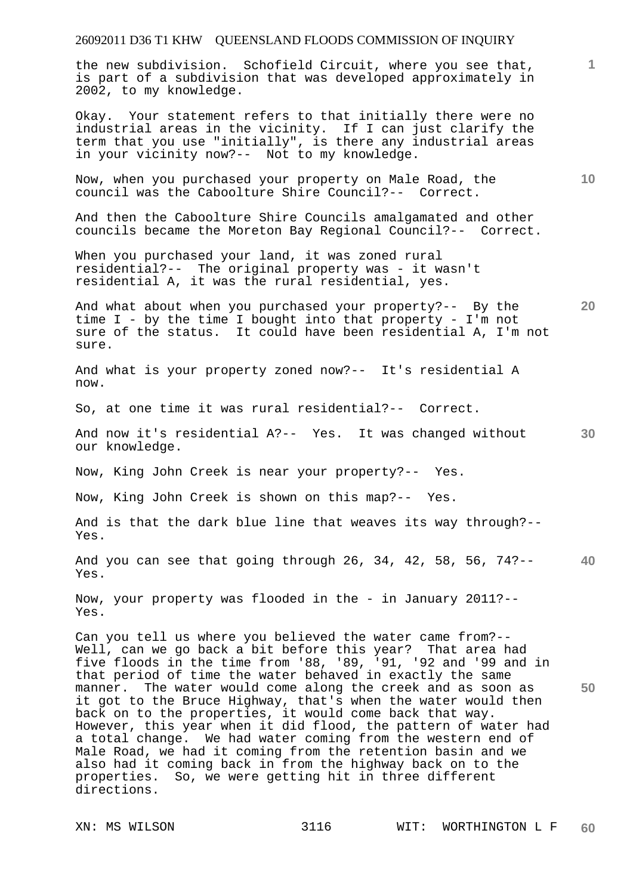the new subdivision. Schofield Circuit, where you see that, is part of a subdivision that was developed approximately in 2002, to my knowledge.

Okay. Your statement refers to that initially there were no industrial areas in the vicinity. If I can just clarify the term that you use "initially", is there any industrial areas in your vicinity now?-- Not to my knowledge.

Now, when you purchased your property on Male Road, the council was the Caboolture Shire Council?-- Correct.

And then the Caboolture Shire Councils amalgamated and other councils became the Moreton Bay Regional Council?-- Correct.

When you purchased your land, it was zoned rural residential?-- The original property was - it wasn't residential A, it was the rural residential, yes.

And what about when you purchased your property?-- By the time I - by the time I bought into that property - I'm not sure of the status. It could have been residential A, I'm not sure.

And what is your property zoned now?-- It's residential A now.

So, at one time it was rural residential?-- Correct.

And now it's residential A?-- Yes. It was changed without our knowledge.

Now, King John Creek is near your property?-- Yes.

Now, King John Creek is shown on this map?-- Yes.

And is that the dark blue line that weaves its way through?-- Yes.

And you can see that going through 26, 34, 42, 58, 56, 74?-- Yes.

Now, your property was flooded in the - in January 2011?-- Yes.

Can you tell us where you believed the water came from?-- Well, can we go back a bit before this year? That area had five floods in the time from '88, '89, '91, '92 and '99 and in that period of time the water behaved in exactly the same manner. The water would come along the creek and as soon as it got to the Bruce Highway, that's when the water would then back on to the properties, it would come back that way. However, this year when it did flood, the pattern of water had a total change. We had water coming from the western end of Male Road, we had it coming from the retention basin and we also had it coming back in from the highway back on to the properties. So, we were getting hit in three different directions.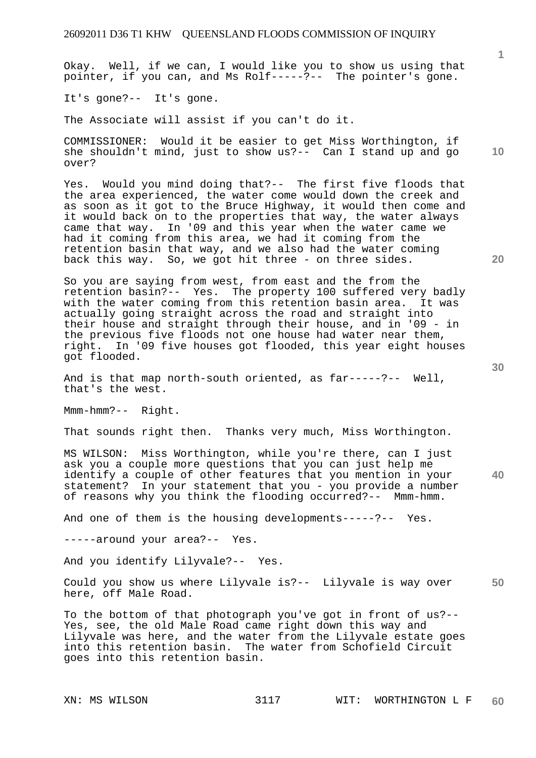Okay. Well, if we can, I would like you to show us using that pointer, if you can, and Ms Rolf-----?-- The pointer's gone.

It's gone?-- It's gone.

The Associate will assist if you can't do it.

COMMISSIONER: Would it be easier to get Miss Worthington, if she shouldn't mind, just to show us?-- Can I stand up and go over?

Yes. Would you mind doing that?-- The first five floods that the area experienced, the water come would down the creek and as soon as it got to the Bruce Highway, it would then come and it would back on to the properties that way, the water always came that way. In '09 and this year when the water came we had it coming from this area, we had it coming from the retention basin that way, and we also had the water coming back this way. So, we got hit three - on three sides.

So you are saying from west, from east and the from the retention basin?-- Yes. The property 100 suffered very badly with the water coming from this retention basin area. It was actually going straight across the road and straight into their house and straight through their house, and in '09 - in the previous five floods not one house had water near them, right. In '09 five houses got flooded, this year eight houses got flooded.

And is that map north-south oriented, as far-----?-- Well, that's the west.

Mmm-hmm?-- Right.

That sounds right then. Thanks very much, Miss Worthington.

MS WILSON: Miss Worthington, while you're there, can I just ask you a couple more questions that you can just help me identify a couple of other features that you mention in your statement? In your statement that you - you provide a number of reasons why you think the flooding occurred?-- Mmm-hmm.

And one of them is the housing developments-----?-- Yes.

-----around your area?-- Yes.

And you identify Lilyvale?-- Yes.

Could you show us where Lilyvale is?-- Lilyvale is way over here, off Male Road.

To the bottom of that photograph you've got in front of us?-- Yes, see, the old Male Road came right down this way and Lilyvale was here, and the water from the Lilyvale estate goes into this retention basin. The water from Schofield Circuit goes into this retention basin.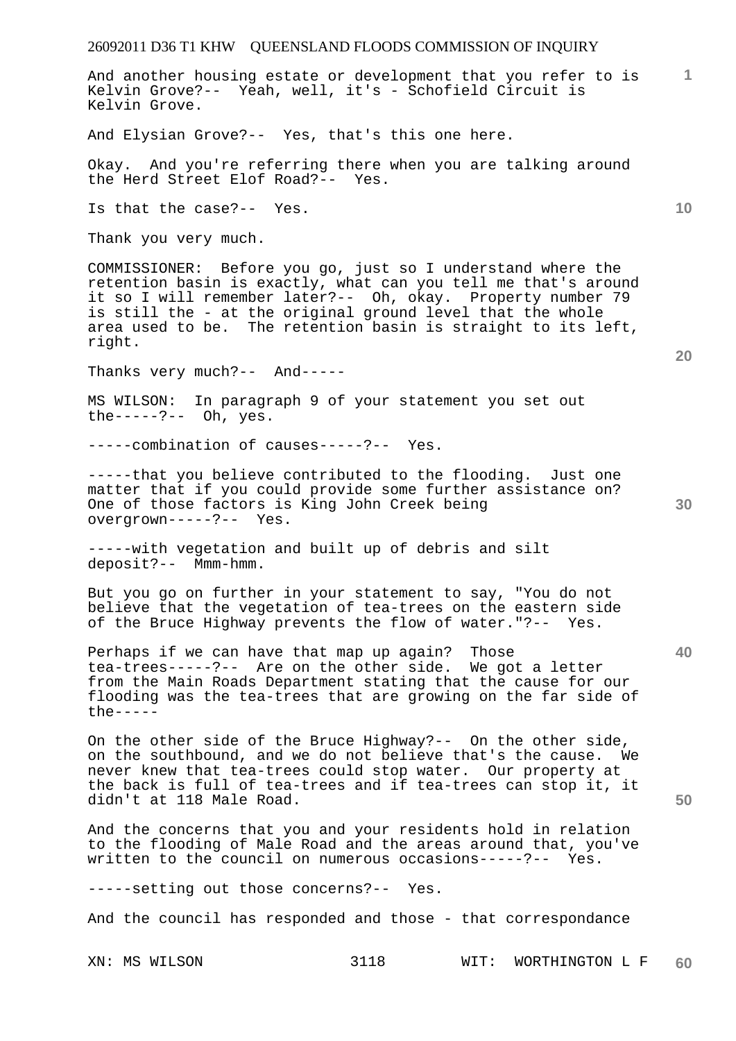And another housing estate or development that you refer to is Kelvin Grove?-- Yeah, well, it's - Schofield Circuit is Kelvin Grove.

And Elysian Grove?-- Yes, that's this one here.

Okay. And you're referring there when you are talking around the Herd Street Elof Road?-- Yes.

Is that the case?-- Yes.

Thank you very much.

COMMISSIONER: Before you go, just so I understand where the retention basin is exactly, what can you tell me that's around it so I will remember later?-- Oh, okay. Property number 79 is still the - at the original ground level that the whole area used to be. The retention basin is straight to its left, right.

Thanks very much?-- And-----

MS WILSON: In paragraph 9 of your statement you set out the-----?-- Oh, yes.

-----combination of causes-----?-- Yes.

-----that you believe contributed to the flooding. Just one matter that if you could provide some further assistance on? One of those factors is King John Creek being overgrown-----?-- Yes.

-----with vegetation and built up of debris and silt deposit?-- Mmm-hmm.

But you go on further in your statement to say, "You do not believe that the vegetation of tea-trees on the eastern side of the Bruce Highway prevents the flow of water."?-- Yes.

Perhaps if we can have that map up again? Those tea-trees-----?-- Are on the other side. We got a letter from the Main Roads Department stating that the cause for our flooding was the tea-trees that are growing on the far side of the-----

On the other side of the Bruce Highway?-- On the other side, on the southbound, and we do not believe that's the cause. We never knew that tea-trees could stop water. Our property at the back is full of tea-trees and if tea-trees can stop it, it didn't at 118 Male Road.

And the concerns that you and your residents hold in relation to the flooding of Male Road and the areas around that, you've written to the council on numerous occasions-----?-- Yes.

-----setting out those concerns?-- Yes.

And the council has responded and those - that correspondance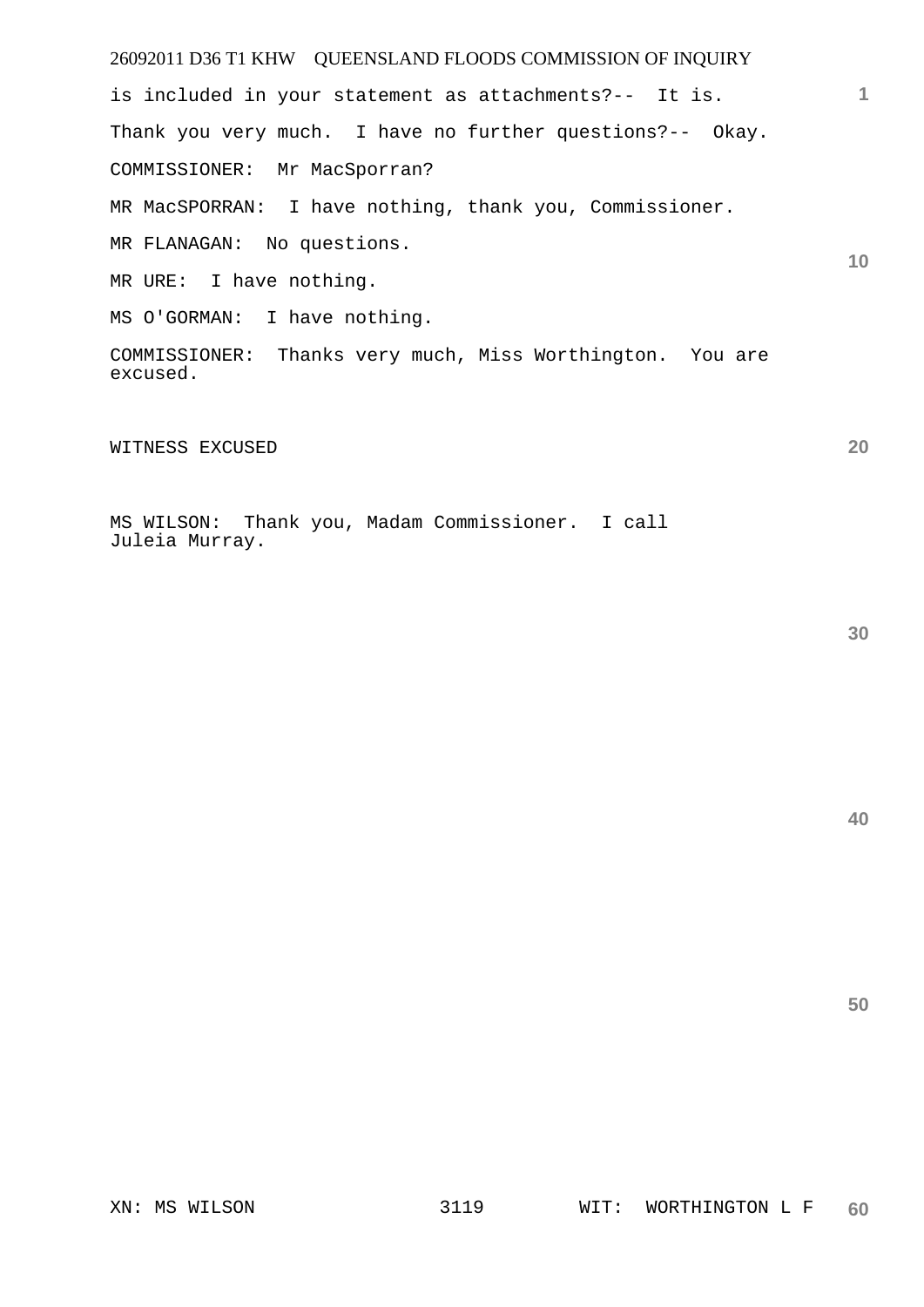is included in your statement as attachments?-- It is.

Thank you very much. I have no further questions?-- Okay.

COMMISSIONER: Mr MacSporran?

MR MacSPORRAN: I have nothing, thank you, Commissioner.

MR FLANAGAN: No questions.

MR URE: I have nothing.

MS O'GORMAN: I have nothing.

COMMISSIONER: Thanks very much, Miss Worthington. You are excused.

WITNESS EXCUSED

MS WILSON: Thank you, Madam Commissioner. I call Juleia Murray.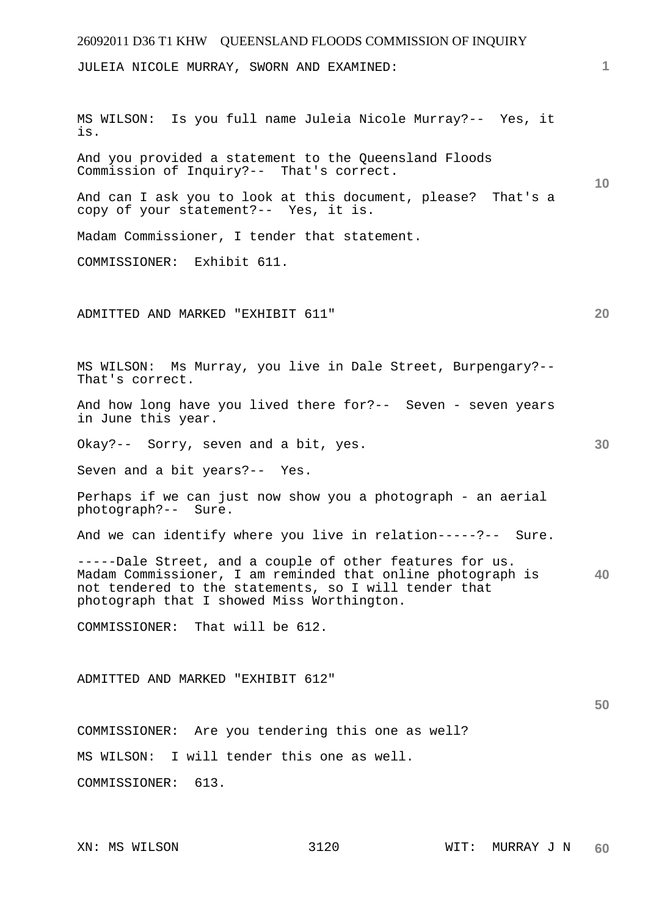JULEIA NICOLE MURRAY, SWORN AND EXAMINED:

MS WILSON: Is you full name Juleia Nicole Murray?-- Yes, it is.

And you provided a statement to the Queensland Floods Commission of Inquiry?-- That's correct.

And can I ask you to look at this document, please? That's a copy of your statement?-- Yes, it is.

Madam Commissioner, I tender that statement.

COMMISSIONER: Exhibit 611.

ADMITTED AND MARKED "EXHIBIT 611"

MS WILSON: Ms Murray, you live in Dale Street, Burpengary?-- That's correct.

And how long have you lived there for?-- Seven - seven years in June this year.

Okay?-- Sorry, seven and a bit, yes.

Seven and a bit years?-- Yes.

Perhaps if we can just now show you a photograph - an aerial photograph?-- Sure.

And we can identify where you live in relation-----?-- Sure.

-----Dale Street, and a couple of other features for us. Madam Commissioner, I am reminded that online photograph is not tendered to the statements, so I will tender that photograph that I showed Miss Worthington.

COMMISSIONER: That will be 612.

ADMITTED AND MARKED "EXHIBIT 612"

COMMISSIONER: Are you tendering this one as well?

MS WILSON: I will tender this one as well.

COMMISSIONER: 613.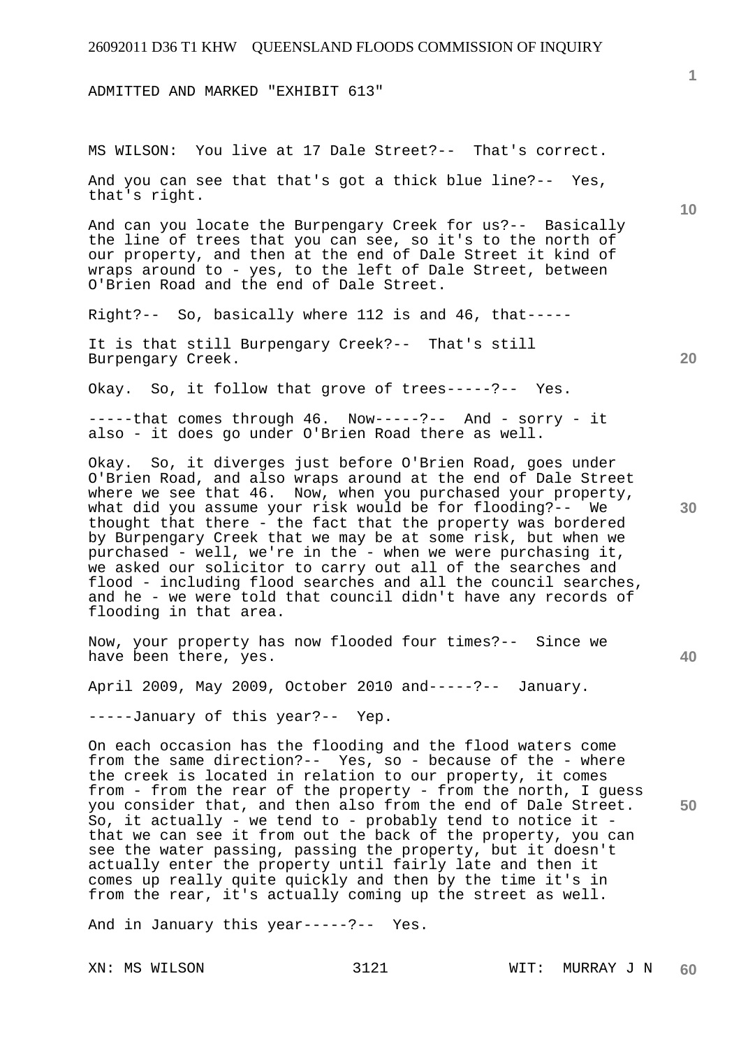ADMITTED AND MARKED "EXHIBIT 613"

MS WILSON: You live at 17 Dale Street?-- That's correct.

And you can see that that's got a thick blue line?-- Yes, that's right.

And can you locate the Burpengary Creek for us?-- Basically the line of trees that you can see, so it's to the north of our property, and then at the end of Dale Street it kind of wraps around to - yes, to the left of Dale Street, between O'Brien Road and the end of Dale Street.

Right?-- So, basically where 112 is and 46, that-----

It is that still Burpengary Creek?-- That's still Burpengary Creek.

Okay. So, it follow that grove of trees-----?-- Yes.

-----that comes through 46. Now-----?-- And - sorry - it also - it does go under O'Brien Road there as well.

Okay. So, it diverges just before O'Brien Road, goes under O'Brien Road, and also wraps around at the end of Dale Street where we see that 46. Now, when you purchased your property, what did you assume your risk would be for flooding?-- We thought that there - the fact that the property was bordered by Burpengary Creek that we may be at some risk, but when we purchased - well, we're in the - when we were purchasing it, we asked our solicitor to carry out all of the searches and flood - including flood searches and all the council searches, and he - we were told that council didn't have any records of flooding in that area.

Now, your property has now flooded four times?-- Since we have been there, yes.

April 2009, May 2009, October 2010 and-----?-- January.

-----January of this year?-- Yep.

On each occasion has the flooding and the flood waters come from the same direction?-- Yes, so - because of the - where the creek is located in relation to our property, it comes from - from the rear of the property - from the north, I guess you consider that, and then also from the end of Dale Street. So, it actually - we tend to - probably tend to notice it - that we can see it from out the back of the property, you can see the water passing, passing the property, but it doesn't actually enter the property until fairly late and then it comes up really quite quickly and then by the time it's in from the rear, it's actually coming up the street as well.

And in January this year-----?-- Yes.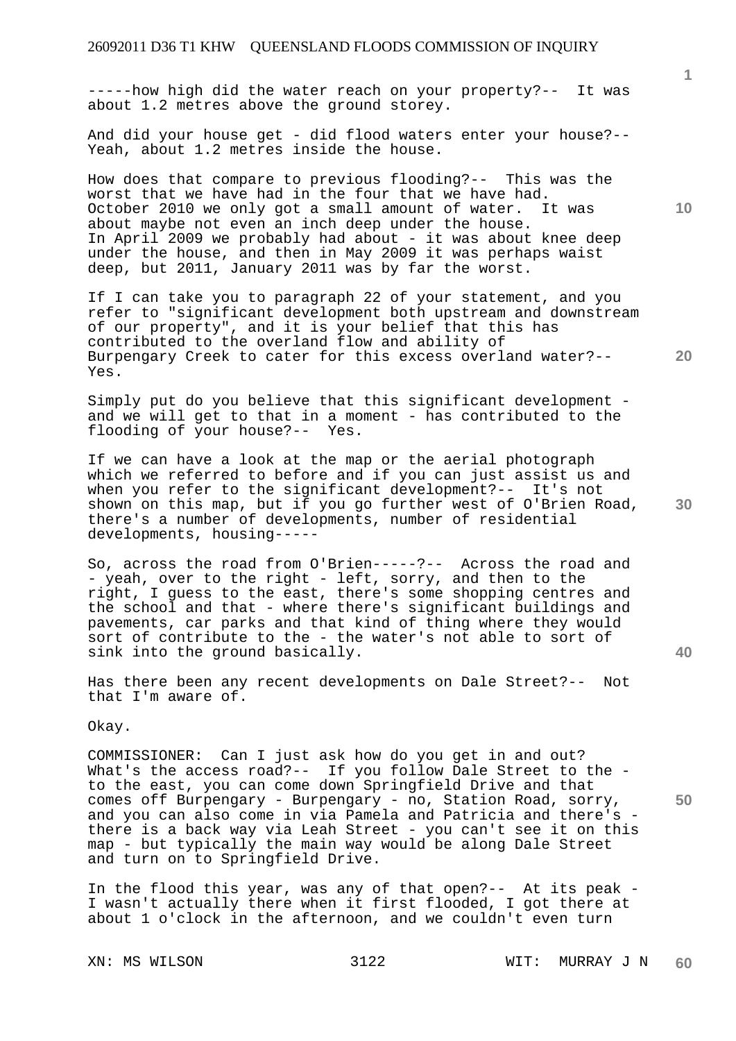-----how high did the water reach on your property?-- It was about 1.2 metres above the ground storey.

And did your house get - did flood waters enter your house?-- Yeah, about 1.2 metres inside the house.

How does that compare to previous flooding?-- This was the worst that we have had in the four that we have had. October 2010 we only got a small amount of water. It was about maybe not even an inch deep under the house. In April 2009 we probably had about - it was about knee deep under the house, and then in May 2009 it was perhaps waist deep, but 2011, January 2011 was by far the worst.

If I can take you to paragraph 22 of your statement, and you refer to "significant development both upstream and downstream of our property", and it is your belief that this has contributed to the overland flow and ability of Burpengary Creek to cater for this excess overland water?-- Yes.

Simply put do you believe that this significant development - and we will get to that in a moment - has contributed to the flooding of your house?-- Yes.

If we can have a look at the map or the aerial photograph which we referred to before and if you can just assist us and when you refer to the significant development?-- It's not shown on this map, but if you go further west of O'Brien Road, there's a number of developments, number of residential developments, housing-----

So, across the road from O'Brien-----?-- Across the road and - yeah, over to the right - left, sorry, and then to the right, I guess to the east, there's some shopping centres and the school and that - where there's significant buildings and pavements, car parks and that kind of thing where they would sort of contribute to the - the water's not able to sort of sink into the ground basically.

Has there been any recent developments on Dale Street?-- Not that I'm aware of.

Okay.

COMMISSIONER: Can I just ask how do you get in and out? What's the access road?-- If you follow Dale Street to the - to the east, you can come down Springfield Drive and that comes off Burpengary - Burpengary - no, Station Road, sorry, and you can also come in via Pamela and Patricia and there's - there is a back way via Leah Street - you can't see it on this map - but typically the main way would be along Dale Street and turn on to Springfield Drive.

In the flood this year, was any of that open?-- At its peak - I wasn't actually there when it first flooded, I got there at about 1 o'clock in the afternoon, and we couldn't even turn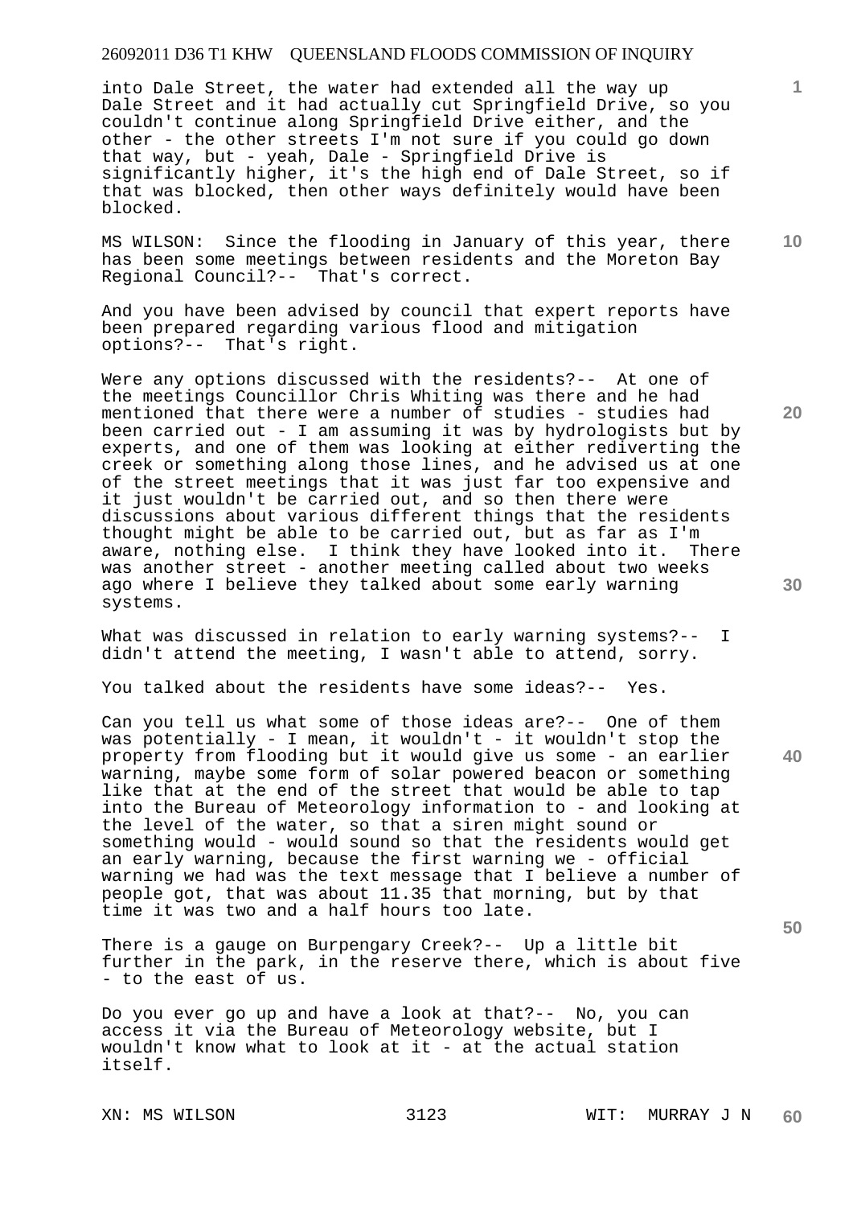into Dale Street, the water had extended all the way up Dale Street and it had actually cut Springfield Drive, so you couldn't continue along Springfield Drive either, and the other - the other streets I'm not sure if you could go down that way, but - yeah, Dale - Springfield Drive is significantly higher, it's the high end of Dale Street, so if that was blocked, then other ways definitely would have been blocked.

MS WILSON: Since the flooding in January of this year, there has been some meetings between residents and the Moreton Bay Regional Council?-- That's correct.

And you have been advised by council that expert reports have been prepared regarding various flood and mitigation options?-- That's right.

Were any options discussed with the residents?-- At one of the meetings Councillor Chris Whiting was there and he had mentioned that there were a number of studies - studies had been carried out - I am assuming it was by hydrologists but by experts, and one of them was looking at either rediverting the creek or something along those lines, and he advised us at one of the street meetings that it was just far too expensive and it just wouldn't be carried out, and so then there were discussions about various different things that the residents thought might be able to be carried out, but as far as I'm aware, nothing else. I think they have looked into it. There was another street - another meeting called about two weeks ago where I believe they talked about some early warning systems.

What was discussed in relation to early warning systems?-- I didn't attend the meeting, I wasn't able to attend, sorry.

You talked about the residents have some ideas?-- Yes.

Can you tell us what some of those ideas are?-- One of them was potentially - I mean, it wouldn't - it wouldn't stop the property from flooding but it would give us some - an earlier warning, maybe some form of solar powered beacon or something like that at the end of the street that would be able to tap into the Bureau of Meteorology information to - and looking at the level of the water, so that a siren might sound or something would - would sound so that the residents would get an early warning, because the first warning we - official warning we had was the text message that I believe a number of people got, that was about 11.35 that morning, but by that time it was two and a half hours too late.

There is a gauge on Burpengary Creek?-- Up a little bit further in the park, in the reserve there, which is about five - to the east of us.

Do you ever go up and have a look at that?-- No, you can access it via the Bureau of Meteorology website, but I wouldn't know what to look at it - at the actual station itself.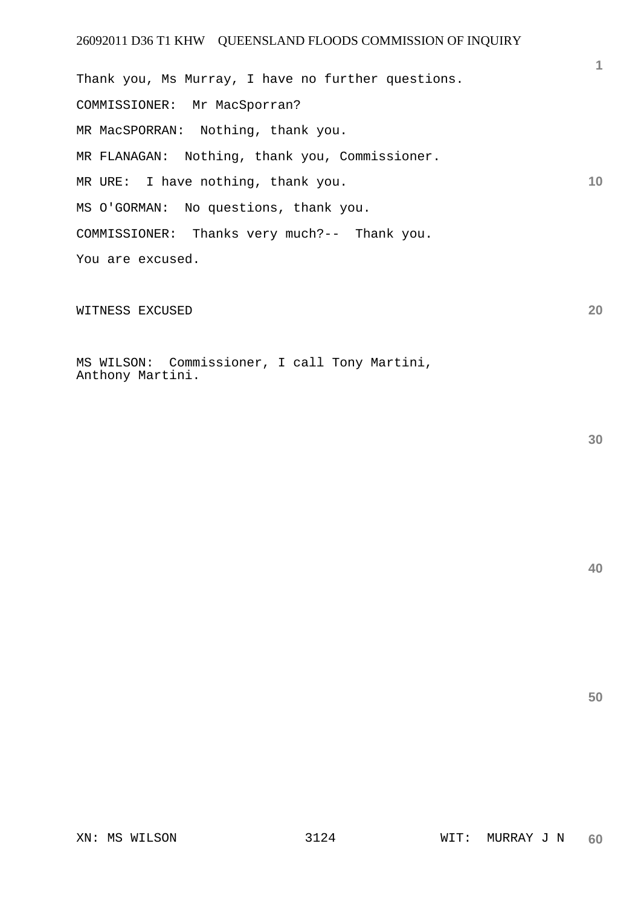Thank you, Ms Murray, I have no further questions.

COMMISSIONER: Mr MacSporran?

MR MacSPORRAN: Nothing, thank you.

MR FLANAGAN: Nothing, thank you, Commissioner.

MR URE: I have nothing, thank you.

MS O'GORMAN: No questions, thank you.

COMMISSIONER: Thanks very much?-- Thank you.

You are excused.

WITNESS EXCUSED

MS WILSON: Commissioner, I call Tony Martini, Anthony Martini.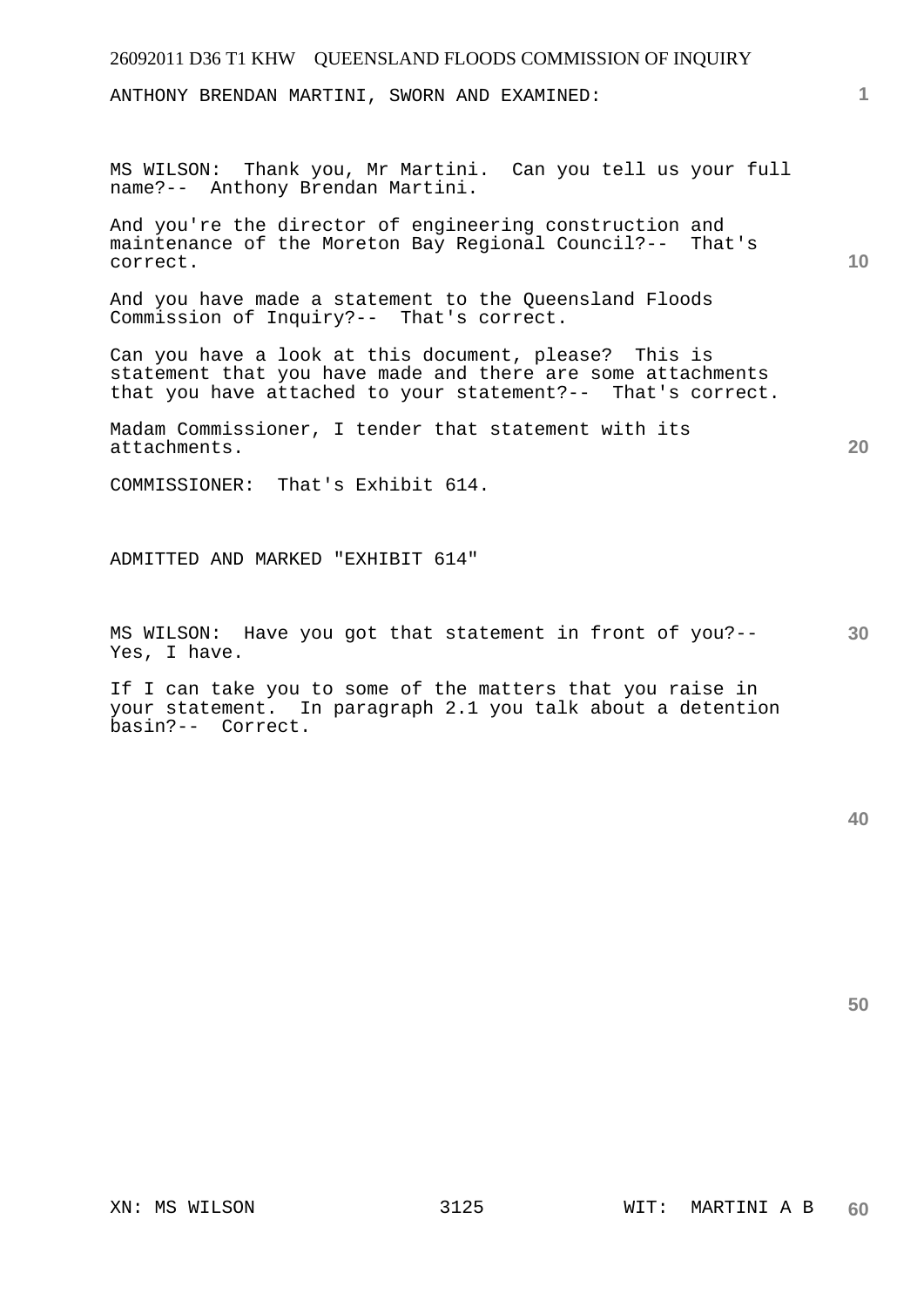ANTHONY BRENDAN MARTINI, SWORN AND EXAMINED:

MS WILSON: Thank you, Mr Martini. Can you tell us your full name?-- Anthony Brendan Martini.

And you're the director of engineering construction and maintenance of the Moreton Bay Regional Council?-- That's correct.

And you have made a statement to the Queensland Floods Commission of Inquiry?-- That's correct.

Can you have a look at this document, please? This is statement that you have made and there are some attachments that you have attached to your statement?-- That's correct.

Madam Commissioner, I tender that statement with its attachments.

COMMISSIONER: That's Exhibit 614.

ADMITTED AND MARKED "EXHIBIT 614"

MS WILSON: Have you got that statement in front of you?-- Yes, I have.

If I can take you to some of the matters that you raise in your statement. In paragraph 2.1 you talk about a detention basin?-- Correct.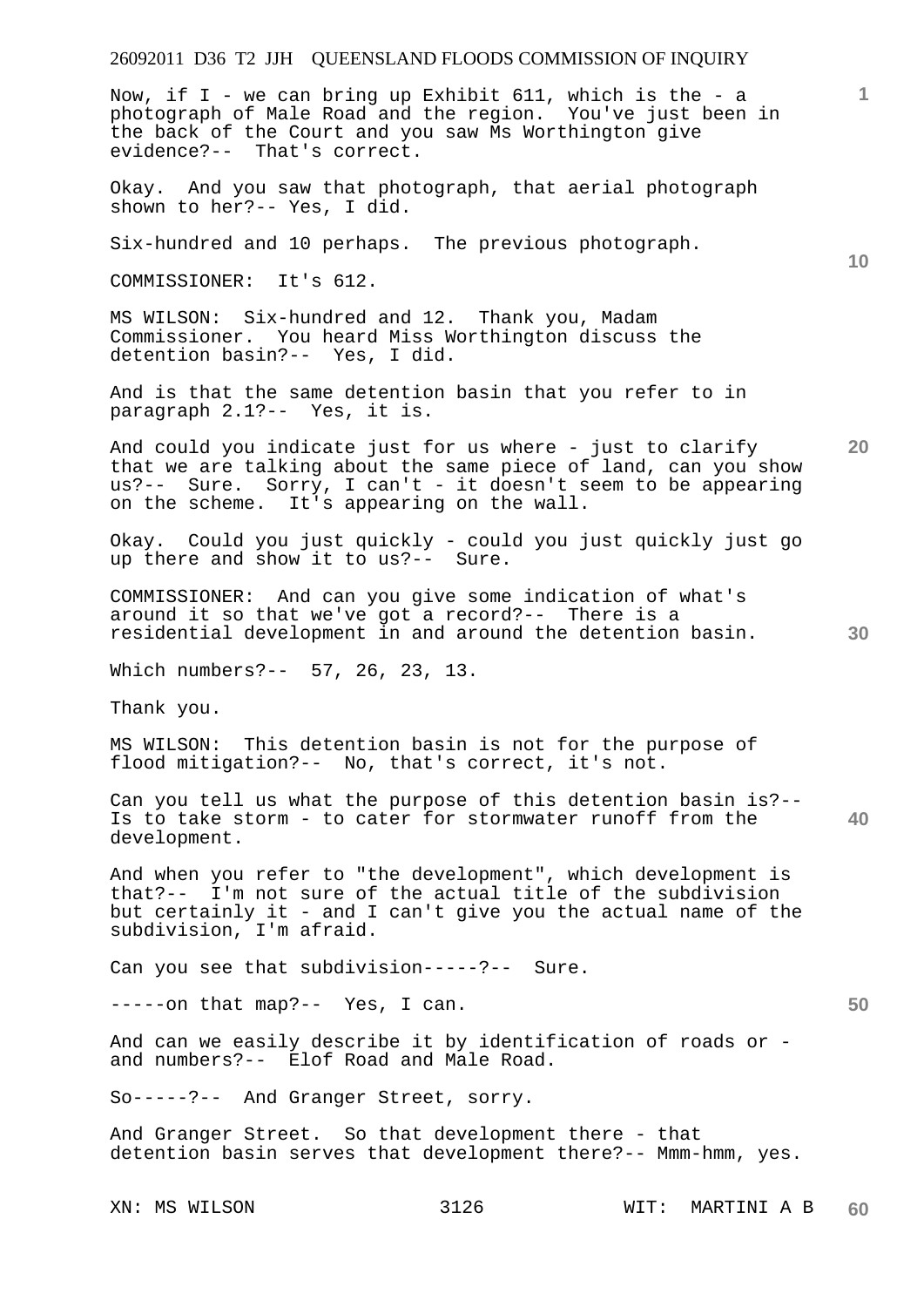Now, if I - we can bring up Exhibit 611, which is the - a photograph of Male Road and the region. You've just been in the back of the Court and you saw Ms Worthington give evidence?-- That's correct.

Okay. And you saw that photograph, that aerial photograph shown to her?-- Yes, I did.

Six-hundred and 10 perhaps. The previous photograph.

COMMISSIONER: It's 612.

MS WILSON: Six-hundred and 12. Thank you, Madam Commissioner. You heard Miss Worthington discuss the detention basin?-- Yes, I did.

And is that the same detention basin that you refer to in paragraph 2.1?-- Yes, it is.

And could you indicate just for us where - just to clarify that we are talking about the same piece of land, can you show us?-- Sure. Sorry, I can't - it doesn't seem to be appearing on the scheme. It's appearing on the wall.

Okay. Could you just quickly - could you just quickly just go up there and show it to us?-- Sure.

COMMISSIONER: And can you give some indication of what's around it so that we've got a record?-- There is a residential development in and around the detention basin.

Which numbers?-- 57, 26, 23, 13.

Thank you.

MS WILSON: This detention basin is not for the purpose of flood mitigation?-- No, that's correct, it's not.

Can you tell us what the purpose of this detention basin is?-- Is to take storm - to cater for stormwater runoff from the development.

And when you refer to "the development", which development is that?-- I'm not sure of the actual title of the subdivision but certainly it - and I can't give you the actual name of the subdivision, I'm afraid.

Can you see that subdivision-----?-- Sure.

-----on that map?-- Yes, I can.

And can we easily describe it by identification of roads or - and numbers?-- Elof Road and Male Road.

So-----?-- And Granger Street, sorry.

And Granger Street. So that development there - that detention basin serves that development there?-- Mmm-hmm, yes.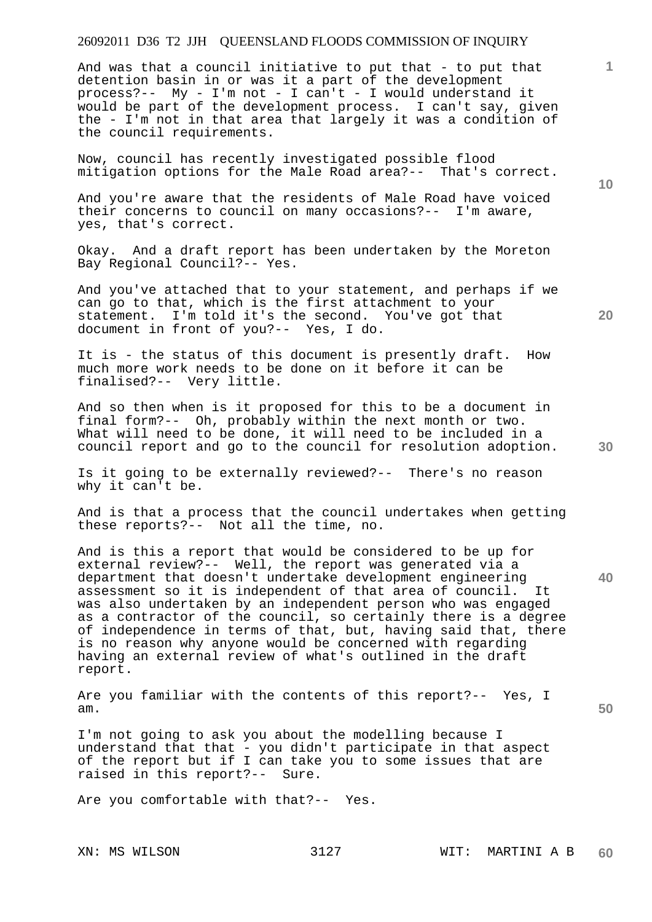And was that a council initiative to put that - to put that detention basin in or was it a part of the development process?-- My - I'm not - I can't - I would understand it would be part of the development process. I can't say, given the - I'm not in that area that largely it was a condition of the council requirements.

Now, council has recently investigated possible flood mitigation options for the Male Road area?-- That's correct.

And you're aware that the residents of Male Road have voiced their concerns to council on many occasions?-- I'm aware, yes, that's correct.

Okay. And a draft report has been undertaken by the Moreton Bay Regional Council?-- Yes.

And you've attached that to your statement, and perhaps if we can go to that, which is the first attachment to your statement. I'm told it's the second. You've got that document in front of you?-- Yes, I do.

It is - the status of this document is presently draft. How much more work needs to be done on it before it can be finalised?-- Very little.

And so then when is it proposed for this to be a document in final form?-- Oh, probably within the next month or two. What will need to be done, it will need to be included in a council report and go to the council for resolution adoption.

Is it going to be externally reviewed?-- There's no reason why it can't be.

And is that a process that the council undertakes when getting these reports?-- Not all the time, no.

And is this a report that would be considered to be up for external review?-- Well, the report was generated via a department that doesn't undertake development engineering assessment so it is independent of that area of council. It was also undertaken by an independent person who was engaged as a contractor of the council, so certainly there is a degree of independence in terms of that, but, having said that, there is no reason why anyone would be concerned with regarding having an external review of what's outlined in the draft report.

Are you familiar with the contents of this report?-- Yes, I am.

I'm not going to ask you about the modelling because I understand that that - you didn't participate in that aspect of the report but if I can take you to some issues that are raised in this report?-- Sure.

Are you comfortable with that?-- Yes.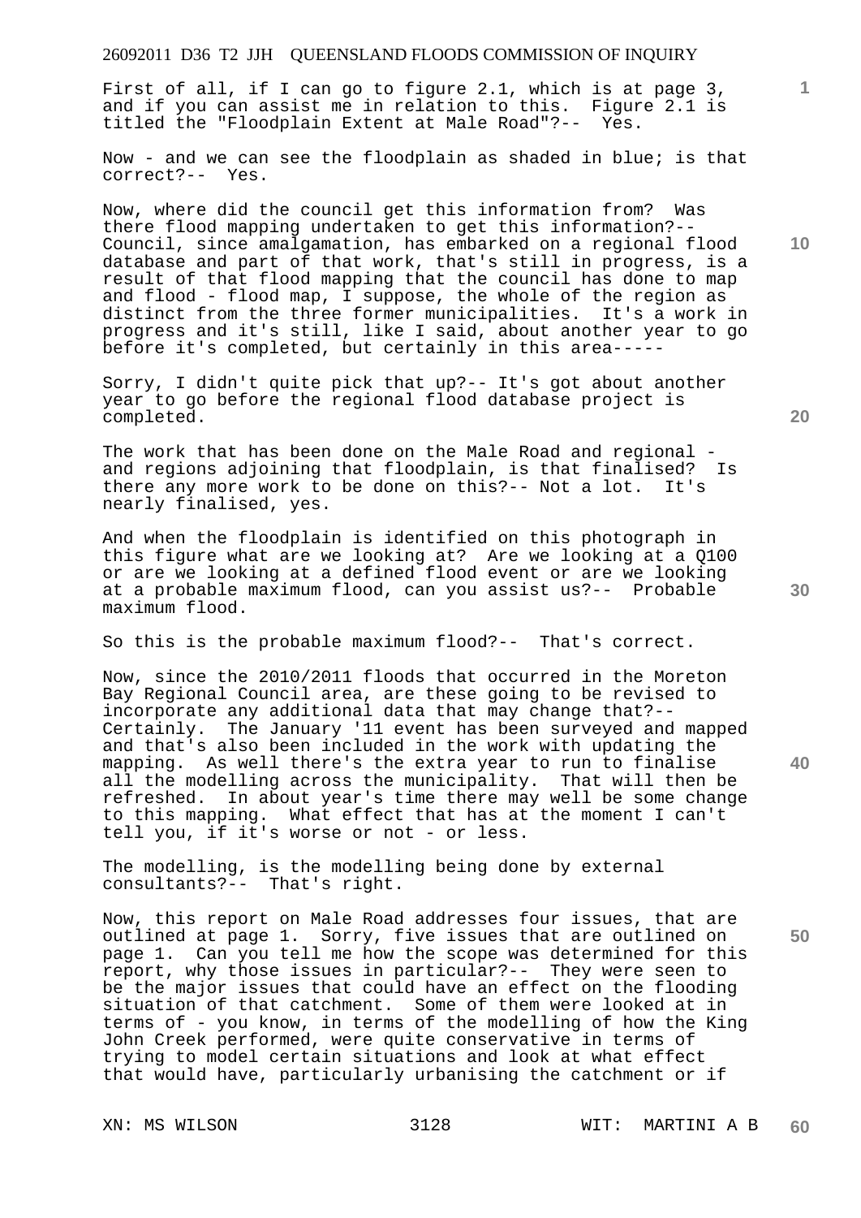First of all, if I can go to figure 2.1, which is at page 3, and if you can assist me in relation to this. Figure 2.1 is titled the "Floodplain Extent at Male Road"?-- Yes.

Now - and we can see the floodplain as shaded in blue; is that correct?-- Yes.

Now, where did the council get this information from? Was there flood mapping undertaken to get this information?-- Council, since amalgamation, has embarked on a regional flood database and part of that work, that's still in progress, is a result of that flood mapping that the council has done to map and flood - flood map, I suppose, the whole of the region as distinct from the three former municipalities. It's a work in progress and it's still, like I said, about another year to go before it's completed, but certainly in this area-----

Sorry, I didn't quite pick that up?-- It's got about another year to go before the regional flood database project is completed.

The work that has been done on the Male Road and regional - and regions adjoining that floodplain, is that finalised? Is there any more work to be done on this?-- Not a lot. It's nearly finalised, yes.

And when the floodplain is identified on this photograph in this figure what are we looking at? Are we looking at a Q100 or are we looking at a defined flood event or are we looking at a probable maximum flood, can you assist us?-- Probable maximum flood.

So this is the probable maximum flood?-- That's correct.

Now, since the 2010/2011 floods that occurred in the Moreton Bay Regional Council area, are these going to be revised to incorporate any additional data that may change that?-- Certainly. The January '11 event has been surveyed and mapped and that's also been included in the work with updating the mapping. As well there's the extra year to run to finalise all the modelling across the municipality. That will then be refreshed. In about year's time there may well be some change to this mapping. What effect that has at the moment I can't tell you, if it's worse or not - or less.

The modelling, is the modelling being done by external consultants?-- That's right.

Now, this report on Male Road addresses four issues, that are outlined at page 1. Sorry, five issues that are outlined on page 1. Can you tell me how the scope was determined for this report, why those issues in particular?-- They were seen to be the major issues that could have an effect on the flooding situation of that catchment. Some of them were looked at in terms of - you know, in terms of the modelling of how the King John Creek performed, were quite conservative in terms of trying to model certain situations and look at what effect that would have, particularly urbanising the catchment or if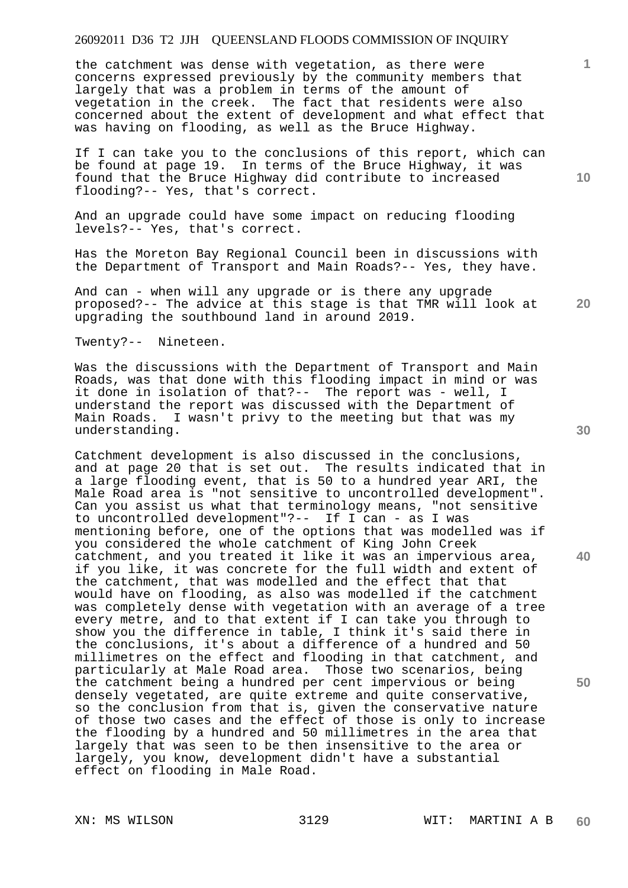the catchment was dense with vegetation, as there were concerns expressed previously by the community members that largely that was a problem in terms of the amount of vegetation in the creek. The fact that residents were also concerned about the extent of development and what effect that was having on flooding, as well as the Bruce Highway.

If I can take you to the conclusions of this report, which can be found at page 19. In terms of the Bruce Highway, it was found that the Bruce Highway did contribute to increased flooding?-- Yes, that's correct.

And an upgrade could have some impact on reducing flooding levels?-- Yes, that's correct.

Has the Moreton Bay Regional Council been in discussions with the Department of Transport and Main Roads?-- Yes, they have.

And can - when will any upgrade or is there any upgrade proposed?-- The advice at this stage is that TMR will look at upgrading the southbound land in around 2019.

Twenty?-- Nineteen.

Was the discussions with the Department of Transport and Main Roads, was that done with this flooding impact in mind or was it done in isolation of that?-- The report was - well, I understand the report was discussed with the Department of Main Roads. I wasn't privy to the meeting but that was my understanding.

Catchment development is also discussed in the conclusions, and at page 20 that is set out. The results indicated that in a large flooding event, that is 50 to a hundred year ARI, the Male Road area is "not sensitive to uncontrolled development". Can you assist us what that terminology means, "not sensitive to uncontrolled development"?-- If I can - as I was mentioning before, one of the options that was modelled was if you considered the whole catchment of King John Creek catchment, and you treated it like it was an impervious area, if you like, it was concrete for the full width and extent of the catchment, that was modelled and the effect that that would have on flooding, as also was modelled if the catchment was completely dense with vegetation with an average of a tree every metre, and to that extent if I can take you through to show you the difference in table, I think it's said there in the conclusions, it's about a difference of a hundred and 50 millimetres on the effect and flooding in that catchment, and particularly at Male Road area. Those two scenarios, being the catchment being a hundred per cent impervious or being densely vegetated, are quite extreme and quite conservative, so the conclusion from that is, given the conservative nature of those two cases and the effect of those is only to increase the flooding by a hundred and 50 millimetres in the area that largely that was seen to be then insensitive to the area or largely, you know, development didn't have a substantial effect on flooding in Male Road.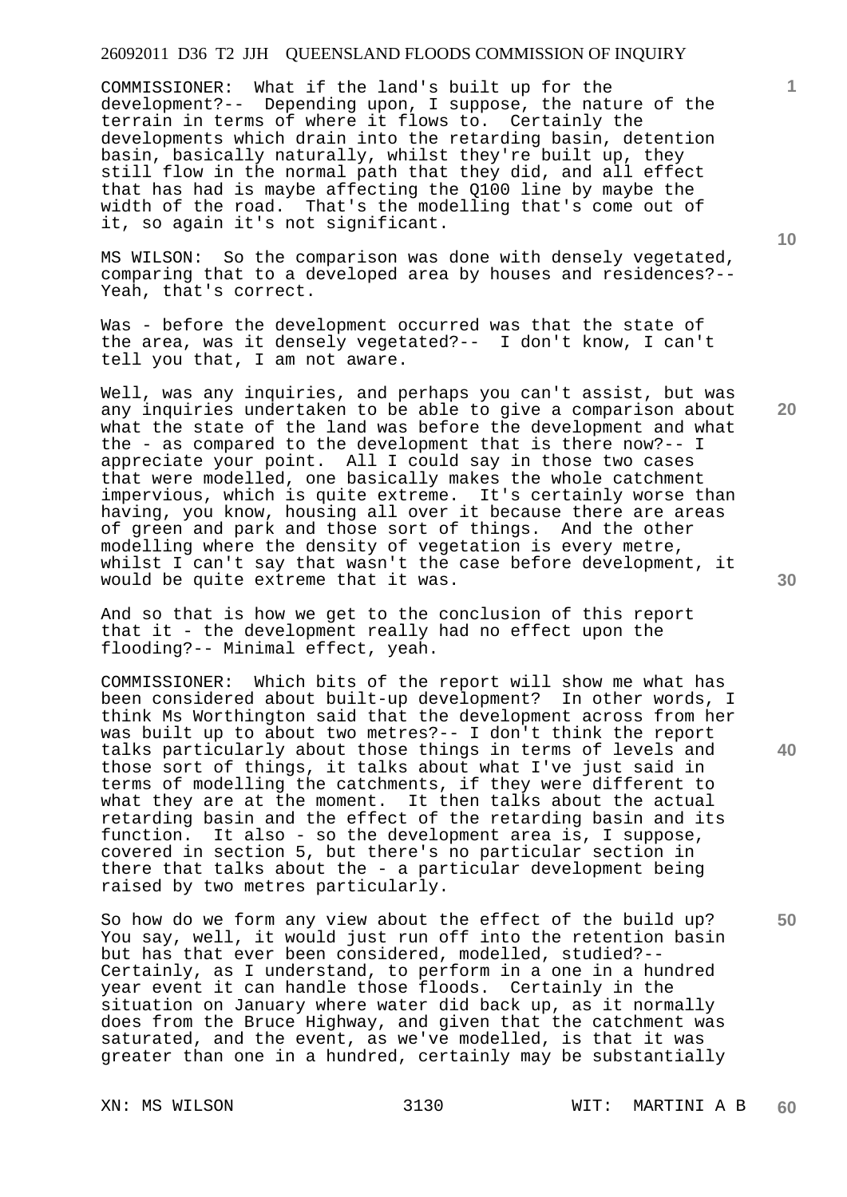COMMISSIONER: What if the land's built up for the development?-- Depending upon, I suppose, the nature of the terrain in terms of where it flows to. Certainly the developments which drain into the retarding basin, detention basin, basically naturally, whilst they're built up, they still flow in the normal path that they did, and all effect that has had is maybe affecting the Q100 line by maybe the width of the road. That's the modelling that's come out of it, so again it's not significant.

MS WILSON: So the comparison was done with densely vegetated, comparing that to a developed area by houses and residences?-- Yeah, that's correct.

Was - before the development occurred was that the state of the area, was it densely vegetated?-- I don't know, I can't tell you that, I am not aware.

Well, was any inquiries, and perhaps you can't assist, but was any inquiries undertaken to be able to give a comparison about what the state of the land was before the development and what the - as compared to the development that is there now?-- I appreciate your point. All I could say in those two cases that were modelled, one basically makes the whole catchment impervious, which is quite extreme. It's certainly worse than having, you know, housing all over it because there are areas of green and park and those sort of things. And the other modelling where the density of vegetation is every metre, whilst I can't say that wasn't the case before development, it would be quite extreme that it was.

And so that is how we get to the conclusion of this report that it - the development really had no effect upon the flooding?-- Minimal effect, yeah.

COMMISSIONER: Which bits of the report will show me what has been considered about built-up development? In other words, I think Ms Worthington said that the development across from her was built up to about two metres?-- I don't think the report talks particularly about those things in terms of levels and those sort of things, it talks about what I've just said in terms of modelling the catchments, if they were different to what they are at the moment. It then talks about the actual retarding basin and the effect of the retarding basin and its function. It also - so the development area is, I suppose, covered in section 5, but there's no particular section in there that talks about the - a particular development being raised by two metres particularly.

So how do we form any view about the effect of the build up? You say, well, it would just run off into the retention basin but has that ever been considered, modelled, studied?-- Certainly, as I understand, to perform in a one in a hundred year event it can handle those floods. Certainly in the situation on January where water did back up, as it normally does from the Bruce Highway, and given that the catchment was saturated, and the event, as we've modelled, is that it was greater than one in a hundred, certainly may be substantially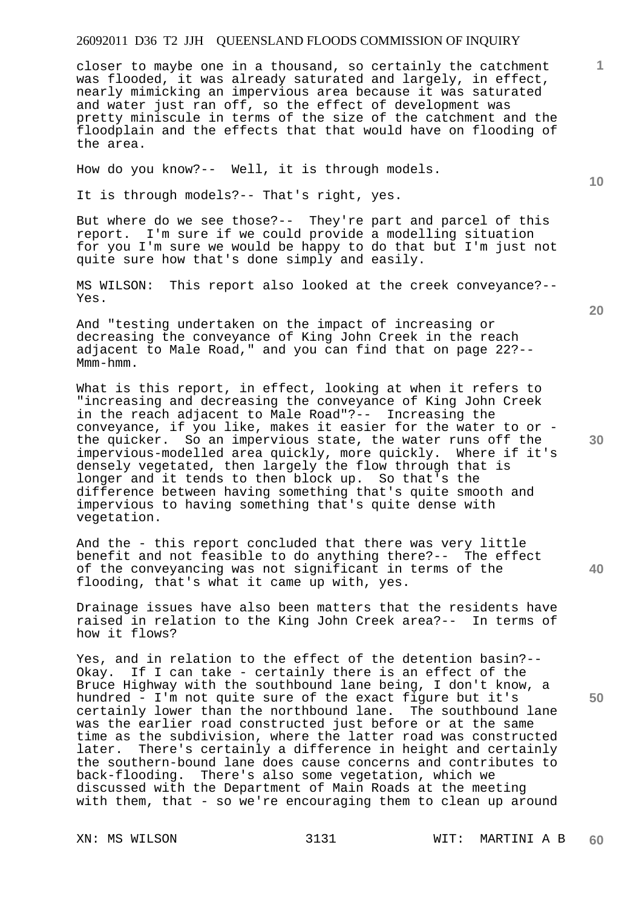closer to maybe one in a thousand, so certainly the catchment was flooded, it was already saturated and largely, in effect, nearly mimicking an impervious area because it was saturated and water just ran off, so the effect of development was pretty miniscule in terms of the size of the catchment and the floodplain and the effects that that would have on flooding of the area.

How do you know?-- Well, it is through models.

It is through models?-- That's right, yes.

But where do we see those?-- They're part and parcel of this report. I'm sure if we could provide a modelling situation for you I'm sure we would be happy to do that but I'm just not quite sure how that's done simply and easily.

MS WILSON: This report also looked at the creek conveyance?-- Yes.

And "testing undertaken on the impact of increasing or decreasing the conveyance of King John Creek in the reach adjacent to Male Road," and you can find that on page 22?-- Mmm-hmm.

What is this report, in effect, looking at when it refers to "increasing and decreasing the conveyance of King John Creek in the reach adjacent to Male Road"?-- Increasing the conveyance, if you like, makes it easier for the water to or - the quicker. So an impervious state, the water runs off the impervious-modelled area quickly, more quickly. Where if it's densely vegetated, then largely the flow through that is longer and it tends to then block up. So that's the difference between having something that's quite smooth and impervious to having something that's quite dense with vegetation.

And the - this report concluded that there was very little benefit and not feasible to do anything there?-- The effect of the conveyancing was not significant in terms of the flooding, that's what it came up with, yes.

Drainage issues have also been matters that the residents have raised in relation to the King John Creek area?-- In terms of how it flows?

Yes, and in relation to the effect of the detention basin?-- Okay. If I can take - certainly there is an effect of the Bruce Highway with the southbound lane being, I don't know, a hundred - I'm not quite sure of the exact figure but it's certainly lower than the northbound lane. The southbound lane was the earlier road constructed just before or at the same time as the subdivision, where the latter road was constructed later. There's certainly a difference in height and certainly the southern-bound lane does cause concerns and contributes to back-flooding. There's also some vegetation, which we discussed with the Department of Main Roads at the meeting with them, that - so we're encouraging them to clean up around

XN: MS WILSON WIT: MARTINI A B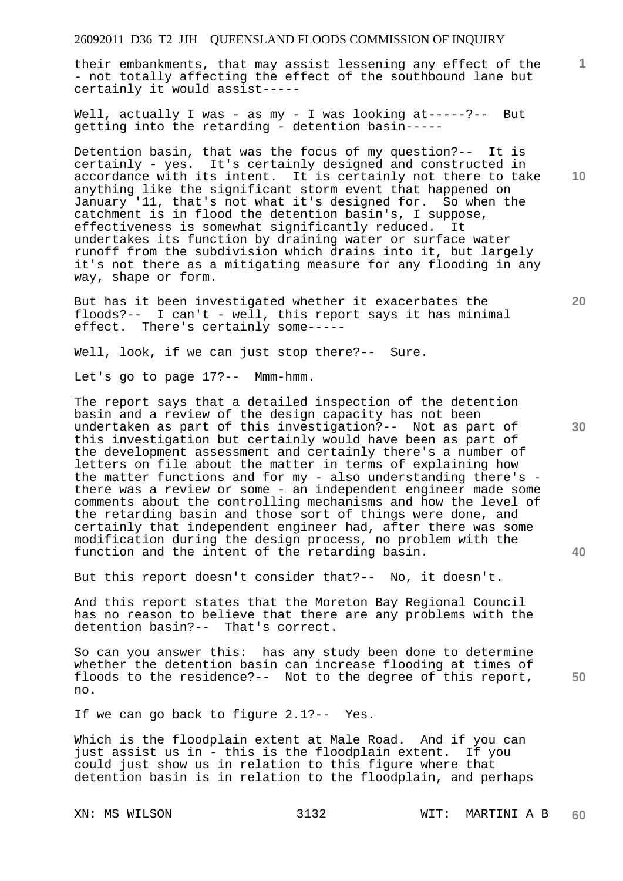their embankments, that may assist lessening any effect of the - not totally affecting the effect of the southbound lane but certainly it would assist-----

Well, actually I was - as my - I was looking at-----?-- But getting into the retarding - detention basin-----

Detention basin, that was the focus of my question?-- It is certainly - yes. It's certainly designed and constructed in accordance with its intent. It is certainly not there to take anything like the significant storm event that happened on January '11, that's not what it's designed for. So when the catchment is in flood the detention basin's, I suppose, effectiveness is somewhat significantly reduced. It undertakes its function by draining water or surface water runoff from the subdivision which drains into it, but largely it's not there as a mitigating measure for any flooding in any way, shape or form.

But has it been investigated whether it exacerbates the floods?-- I can't - well, this report says it has minimal effect. There's certainly some-----

Well, look, if we can just stop there?-- Sure.

Let's go to page 17?-- Mmm-hmm.

The report says that a detailed inspection of the detention basin and a review of the design capacity has not been undertaken as part of this investigation?-- Not as part of this investigation but certainly would have been as part of the development assessment and certainly there's a number of letters on file about the matter in terms of explaining how the matter functions and for my - also understanding there's - there was a review or some - an independent engineer made some comments about the controlling mechanisms and how the level of the retarding basin and those sort of things were done, and certainly that independent engineer had, after there was some modification during the design process, no problem with the function and the intent of the retarding basin.

But this report doesn't consider that?-- No, it doesn't.

And this report states that the Moreton Bay Regional Council has no reason to believe that there are any problems with the detention basin?-- That's correct.

So can you answer this: has any study been done to determine whether the detention basin can increase flooding at times of floods to the residence?-- Not to the degree of this report, no.

If we can go back to figure 2.1?-- Yes.

Which is the floodplain extent at Male Road. And if you can just assist us in - this is the floodplain extent. If you could just show us in relation to this figure where that detention basin is in relation to the floodplain, and perhaps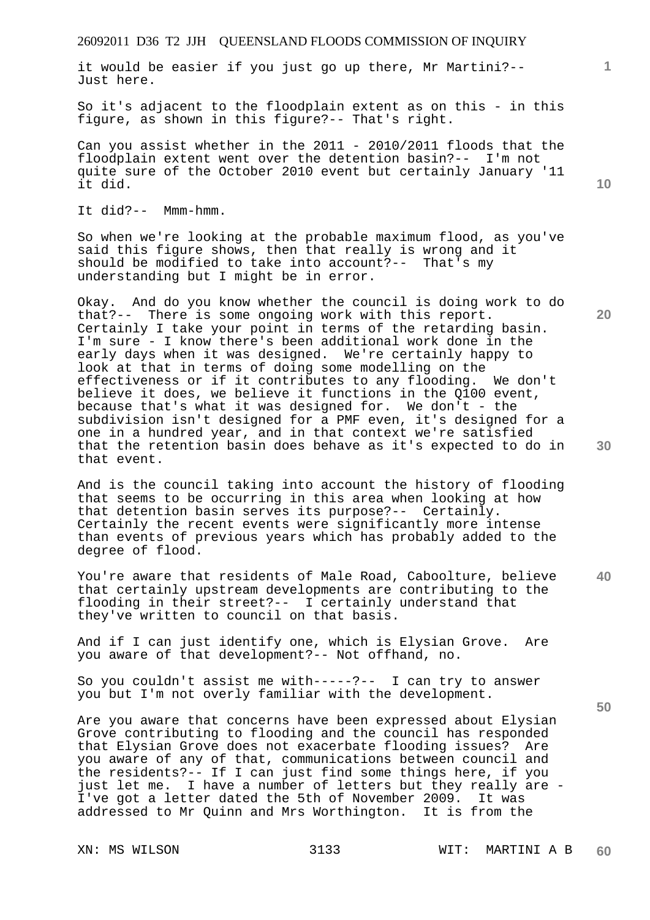it would be easier if you just go up there, Mr Martini?-- Just here.

So it's adjacent to the floodplain extent as on this - in this figure, as shown in this figure?-- That's right.

Can you assist whether in the 2011 - 2010/2011 floods that the floodplain extent went over the detention basin?-- I'm not quite sure of the October 2010 event but certainly January '11 it did.

It did?-- Mmm-hmm.

So when we're looking at the probable maximum flood, as you've said this figure shows, then that really is wrong and it should be modified to take into account?-- That's my understanding but I might be in error.

Okay. And do you know whether the council is doing work to do that?-- There is some ongoing work with this report. Certainly I take your point in terms of the retarding basin. I'm sure - I know there's been additional work done in the early days when it was designed. We're certainly happy to look at that in terms of doing some modelling on the effectiveness or if it contributes to any flooding. We don't believe it does, we believe it functions in the Q100 event, because that's what it was designed for. We don't - the subdivision isn't designed for a PMF even, it's designed for a one in a hundred year, and in that context we're satisfied that the retention basin does behave as it's expected to do in that event.

And is the council taking into account the history of flooding that seems to be occurring in this area when looking at how that detention basin serves its purpose?-- Certainly. Certainly the recent events were significantly more intense than events of previous years which has probably added to the degree of flood.

You're aware that residents of Male Road, Caboolture, believe that certainly upstream developments are contributing to the flooding in their street?-- I certainly understand that they've written to council on that basis.

And if I can just identify one, which is Elysian Grove. Are you aware of that development?-- Not offhand, no.

So you couldn't assist me with-----?-- I can try to answer you but I'm not overly familiar with the development.

Are you aware that concerns have been expressed about Elysian Grove contributing to flooding and the council has responded that Elysian Grove does not exacerbate flooding issues? Are you aware of any of that, communications between council and the residents?-- If I can just find some things here, if you just let me. I have a number of letters but they really are - I've got a letter dated the 5th of November 2009. It was addressed to Mr Quinn and Mrs Worthington. It is from the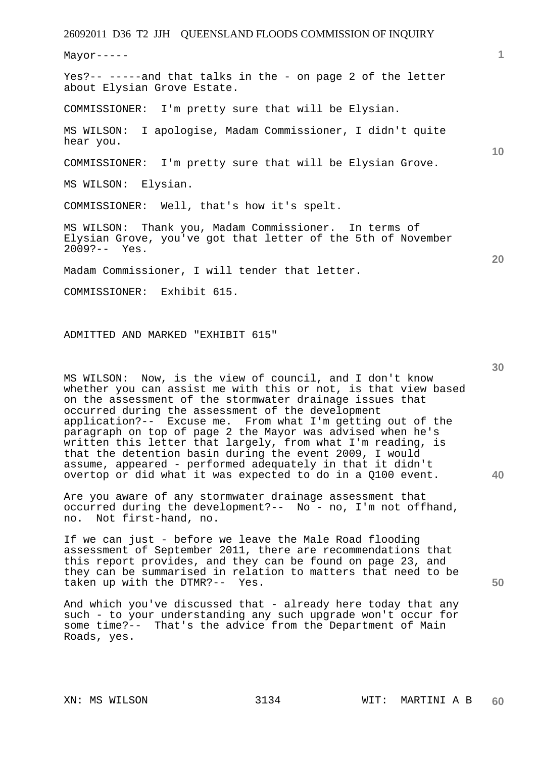Mayor-----

Yes?-- -----and that talks in the - on page 2 of the letter about Elysian Grove Estate.

COMMISSIONER: I'm pretty sure that will be Elysian.

MS WILSON: I apologise, Madam Commissioner, I didn't quite hear you.

COMMISSIONER: I'm pretty sure that will be Elysian Grove.

MS WILSON: Elysian.

COMMISSIONER: Well, that's how it's spelt.

MS WILSON: Thank you, Madam Commissioner. In terms of Elysian Grove, you've got that letter of the 5th of November 2009?-- Yes.

Madam Commissioner, I will tender that letter.

COMMISSIONER: Exhibit 615.

ADMITTED AND MARKED "EXHIBIT 615"

MS WILSON: Now, is the view of council, and I don't know whether you can assist me with this or not, is that view based on the assessment of the stormwater drainage issues that occurred during the assessment of the development application?-- Excuse me. From what I'm getting out of the paragraph on top of page 2 the Mayor was advised when he's written this letter that largely, from what I'm reading, is that the detention basin during the event 2009, I would assume, appeared - performed adequately in that it didn't overtop or did what it was expected to do in a Q100 event.

Are you aware of any stormwater drainage assessment that occurred during the development?-- No - no, I'm not offhand, no. Not first-hand, no.

If we can just - before we leave the Male Road flooding assessment of September 2011, there are recommendations that this report provides, and they can be found on page 23, and they can be summarised in relation to matters that need to be taken up with the DTMR?-- Yes.

And which you've discussed that - already here today that any such - to your understanding any such upgrade won't occur for some time?-- That's the advice from the Department of Main Roads, yes.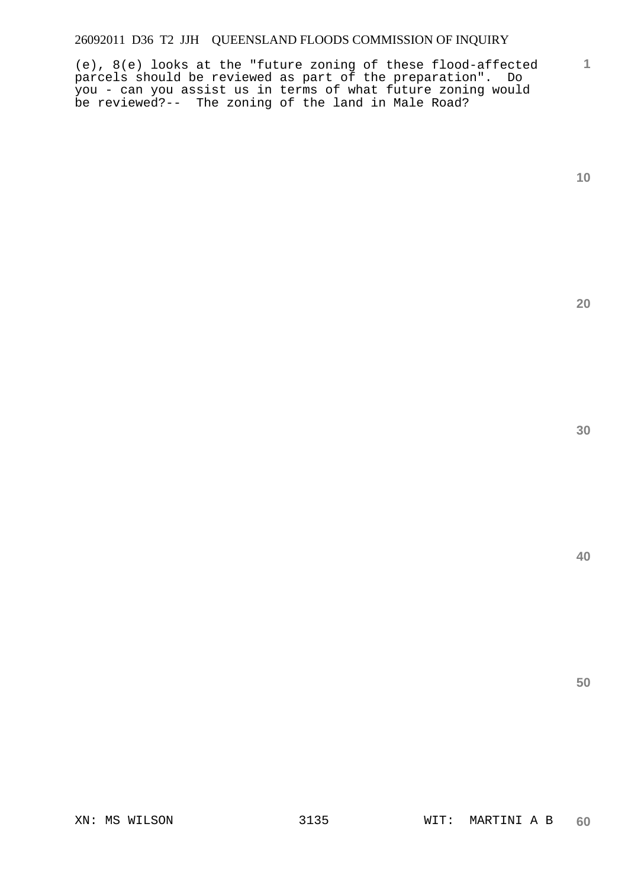(e), 8(e) looks at the "future zoning of these flood-affected parcels should be reviewed as part of the preparation". Do you - can you assist us in terms of what future zoning would be reviewed?-- The zoning of the land in Male Road?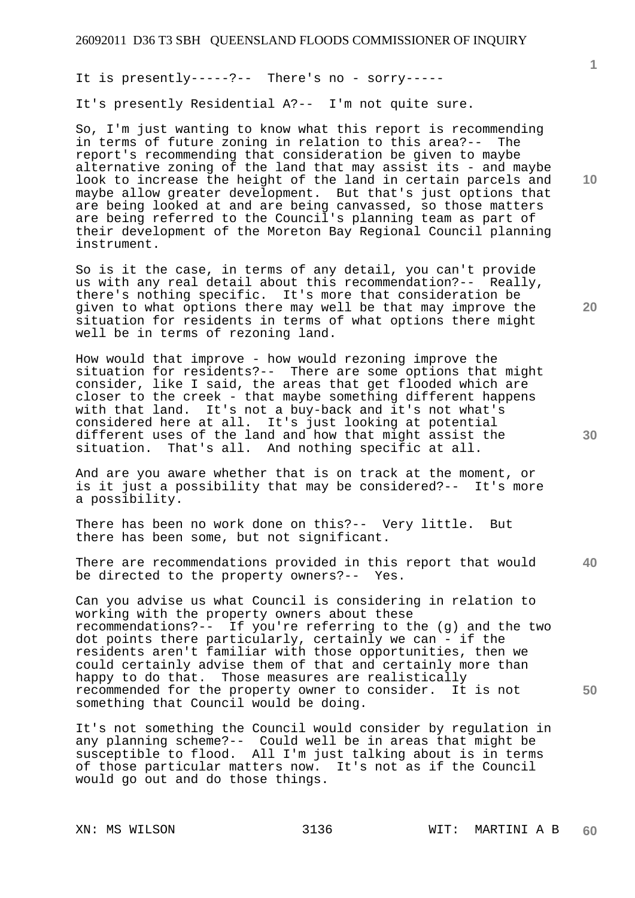It is presently-----?-- There's no - sorry-----

It's presently Residential A?-- I'm not quite sure.

So, I'm just wanting to know what this report is recommending in terms of future zoning in relation to this area?-- The report's recommending that consideration be given to maybe alternative zoning of the land that may assist its - and maybe look to increase the height of the land in certain parcels and maybe allow greater development. But that's just options that are being looked at and are being canvassed, so those matters are being referred to the Council's planning team as part of their development of the Moreton Bay Regional Council planning instrument.

So is it the case, in terms of any detail, you can't provide us with any real detail about this recommendation?-- Really, there's nothing specific. It's more that consideration be given to what options there may well be that may improve the situation for residents in terms of what options there might well be in terms of rezoning land.

How would that improve - how would rezoning improve the situation for residents?-- There are some options that might consider, like I said, the areas that get flooded which are closer to the creek - that maybe something different happens with that land. It's not a buy-back and it's not what's considered here at all. It's just looking at potential different uses of the land and how that might assist the situation. That's all. And nothing specific at all.

And are you aware whether that is on track at the moment, or is it just a possibility that may be considered?-- It's more a possibility.

There has been no work done on this?-- Very little. But there has been some, but not significant.

There are recommendations provided in this report that would be directed to the property owners?-- Yes.

Can you advise us what Council is considering in relation to working with the property owners about these recommendations?-- If you're referring to the (g) and the two dot points there particularly, certainly we can - if the residents aren't familiar with those opportunities, then we could certainly advise them of that and certainly more than happy to do that. Those measures are realistically recommended for the property owner to consider. It is not something that Council would be doing.

It's not something the Council would consider by regulation in any planning scheme?-- Could well be in areas that might be susceptible to flood. All I'm just talking about is in terms of those particular matters now. It's not as if the Council would go out and do those things.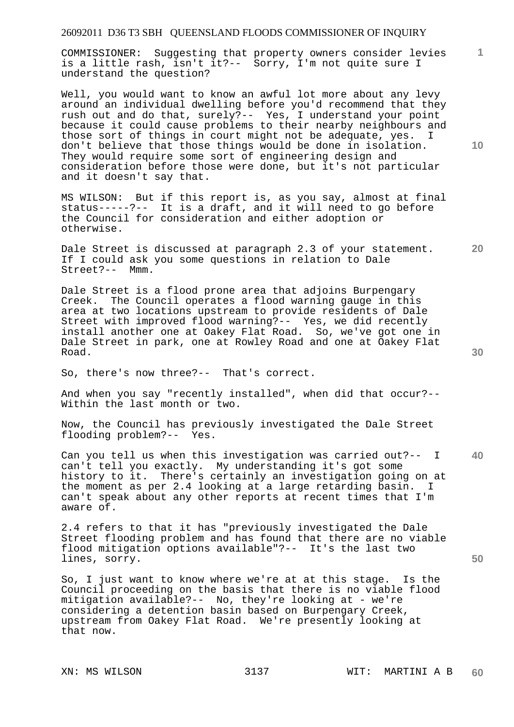COMMISSIONER: Suggesting that property owners consider levies is a little rash, isn't it?-- Sorry, I'm not quite sure I understand the question?

Well, you would want to know an awful lot more about any levy around an individual dwelling before you'd recommend that they rush out and do that, surely?-- Yes, I understand your point because it could cause problems to their nearby neighbours and those sort of things in court might not be adequate, yes. I don't believe that those things would be done in isolation. They would require some sort of engineering design and consideration before those were done, but it's not particular and it doesn't say that.

MS WILSON: But if this report is, as you say, almost at final status-----?-- It is a draft, and it will need to go before the Council for consideration and either adoption or otherwise.

Dale Street is discussed at paragraph 2.3 of your statement. If I could ask you some questions in relation to Dale Street?-- Mmm.

Dale Street is a flood prone area that adjoins Burpengary Creek. The Council operates a flood warning gauge in this area at two locations upstream to provide residents of Dale Street with improved flood warning?-- Yes, we did recently install another one at Oakey Flat Road. So, we've got one in Dale Street in park, one at Rowley Road and one at Oakey Flat Road.

So, there's now three?-- That's correct.

And when you say "recently installed", when did that occur?-- Within the last month or two.

Now, the Council has previously investigated the Dale Street flooding problem?-- Yes.

Can you tell us when this investigation was carried out?-- I can't tell you exactly. My understanding it's got some history to it. There's certainly an investigation going on at the moment as per 2.4 looking at a large retarding basin. I can't speak about any other reports at recent times that I'm aware of.

2.4 refers to that it has "previously investigated the Dale Street flooding problem and has found that there are no viable flood mitigation options available"?-- It's the last two lines, sorry.

So, I just want to know where we're at at this stage. Is the Council proceeding on the basis that there is no viable flood mitigation available?-- No, they're looking at - we're considering a detention basin based on Burpengary Creek, upstream from Oakey Flat Road. We're presently looking at that now.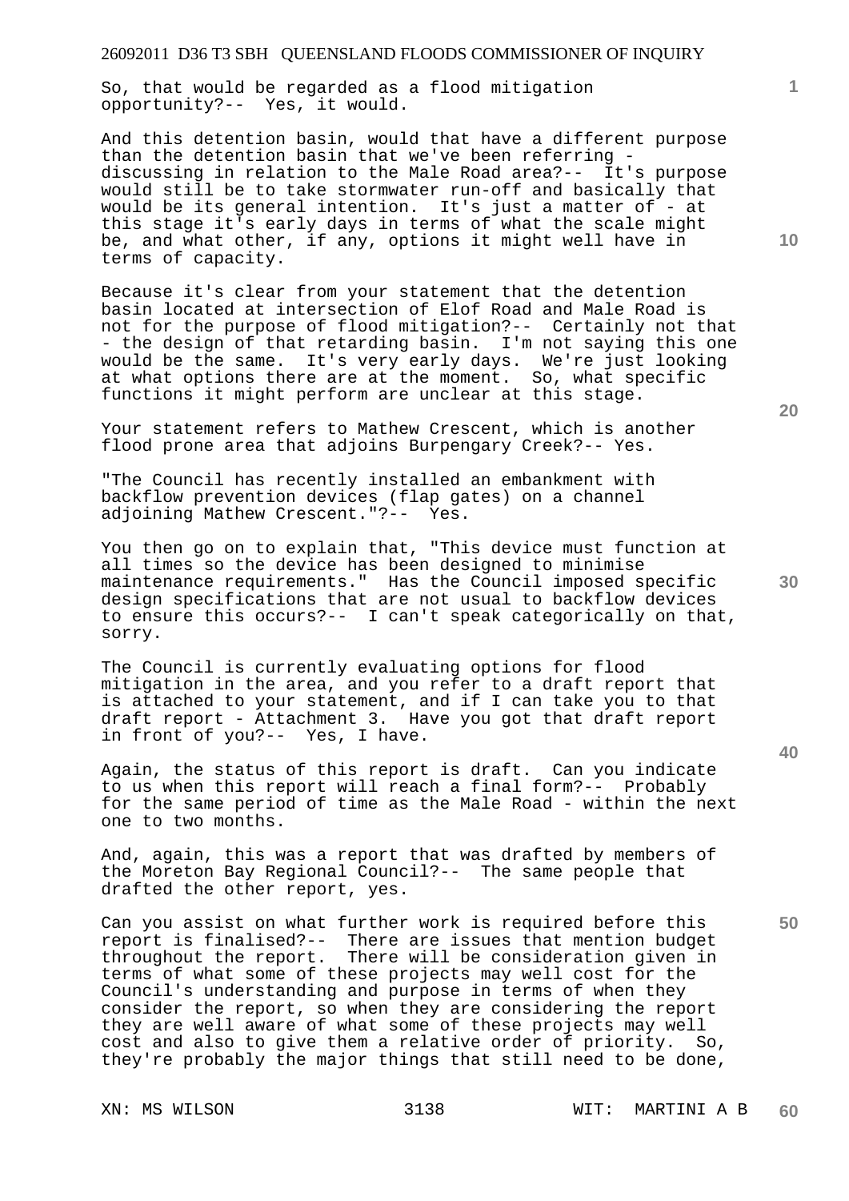So, that would be regarded as a flood mitigation opportunity?-- Yes, it would.

And this detention basin, would that have a different purpose than the detention basin that we've been referring - discussing in relation to the Male Road area?-- It's purpose would still be to take stormwater run-off and basically that would be its general intention. It's just a matter of - at this stage it's early days in terms of what the scale might be, and what other, if any, options it might well have in terms of capacity.

Because it's clear from your statement that the detention basin located at intersection of Elof Road and Male Road is not for the purpose of flood mitigation?-- Certainly not that - the design of that retarding basin. I'm not saying this one would be the same. It's very early days. We're just looking at what options there are at the moment. So, what specific functions it might perform are unclear at this stage.

Your statement refers to Mathew Crescent, which is another flood prone area that adjoins Burpengary Creek?-- Yes.

"The Council has recently installed an embankment with backflow prevention devices (flap gates) on a channel adjoining Mathew Crescent."?-- Yes.

You then go on to explain that, "This device must function at all times so the device has been designed to minimise maintenance requirements." Has the Council imposed specific design specifications that are not usual to backflow devices to ensure this occurs?-- I can't speak categorically on that, sorry.

The Council is currently evaluating options for flood mitigation in the area, and you refer to a draft report that is attached to your statement, and if I can take you to that draft report - Attachment 3. Have you got that draft report in front of you?-- Yes, I have.

Again, the status of this report is draft. Can you indicate to us when this report will reach a final form?-- Probably for the same period of time as the Male Road - within the next one to two months.

And, again, this was a report that was drafted by members of the Moreton Bay Regional Council?-- The same people that drafted the other report, yes.

Can you assist on what further work is required before this report is finalised?-- There are issues that mention budget throughout the report. There will be consideration given in terms of what some of these projects may well cost for the Council's understanding and purpose in terms of when they consider the report, so when they are considering the report they are well aware of what some of these projects may well cost and also to give them a relative order of priority. So, they're probably the major things that still need to be done,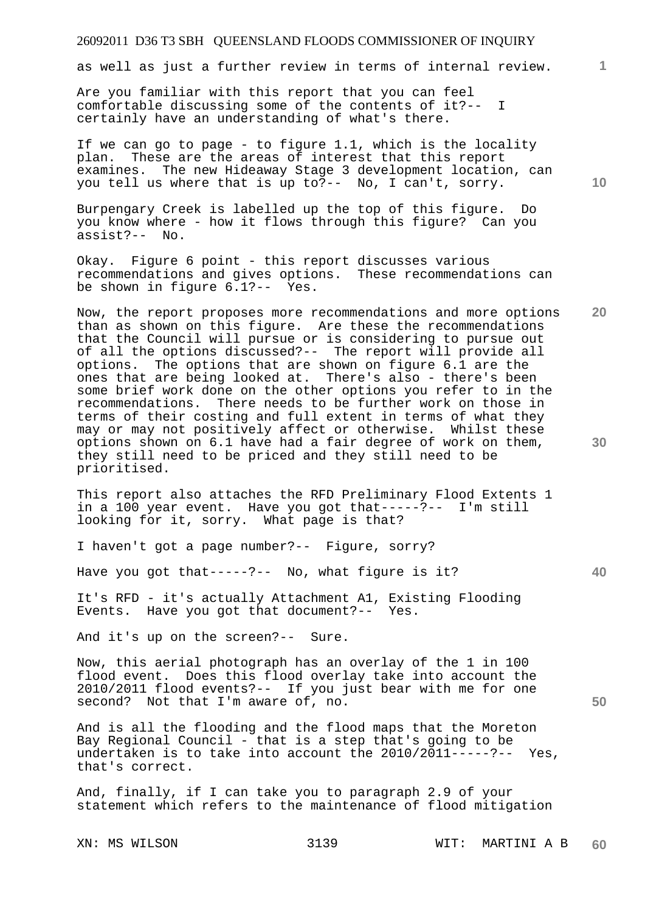as well as just a further review in terms of internal review.

Are you familiar with this report that you can feel comfortable discussing some of the contents of it?-- I certainly have an understanding of what's there.

If we can go to page - to figure 1.1, which is the locality plan. These are the areas of interest that this report examines. The new Hideaway Stage 3 development location, can you tell us where that is up to?-- No, I can't, sorry.

Burpengary Creek is labelled up the top of this figure. Do you know where - how it flows through this figure? Can you assist?-- No.

Okay. Figure 6 point - this report discusses various recommendations and gives options. These recommendations can be shown in figure 6.1?-- Yes.

Now, the report proposes more recommendations and more options than as shown on this figure. Are these the recommendations that the Council will pursue or is considering to pursue out of all the options discussed?-- The report will provide all options. The options that are shown on figure 6.1 are the ones that are being looked at. There's also - there's been some brief work done on the other options you refer to in the recommendations. There needs to be further work on those in terms of their costing and full extent in terms of what they may or may not positively affect or otherwise. Whilst these options shown on 6.1 have had a fair degree of work on them, they still need to be priced and they still need to be prioritised.

This report also attaches the RFD Preliminary Flood Extents 1 in a 100 year event. Have you got that-----?-- I'm still looking for it, sorry. What page is that?

I haven't got a page number?-- Figure, sorry?

Have you got that-----?-- No, what figure is it?

It's RFD - it's actually Attachment A1, Existing Flooding Events. Have you got that document?-- Yes.

And it's up on the screen?-- Sure.

Now, this aerial photograph has an overlay of the 1 in 100 flood event. Does this flood overlay take into account the 2010/2011 flood events?-- If you just bear with me for one second? Not that I'm aware of, no.

And is all the flooding and the flood maps that the Moreton Bay Regional Council - that is a step that's going to be undertaken is to take into account the 2010/2011-----?-- Yes, that's correct.

And, finally, if I can take you to paragraph 2.9 of your statement which refers to the maintenance of flood mitigation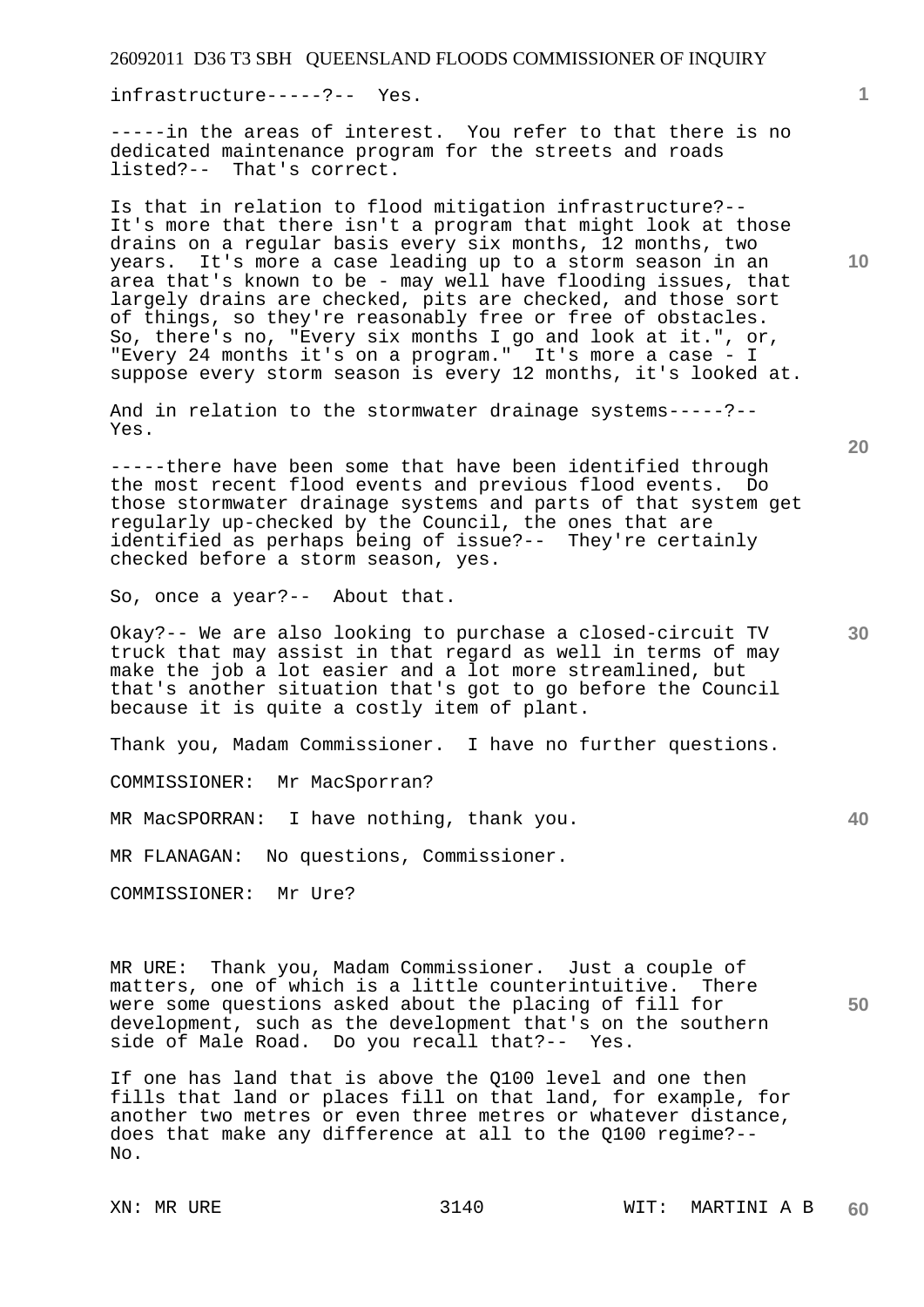infrastructure-----?-- Yes.

-----in the areas of interest. You refer to that there is no dedicated maintenance program for the streets and roads listed?-- That's correct.

Is that in relation to flood mitigation infrastructure?-- It's more that there isn't a program that might look at those drains on a regular basis every six months, 12 months, two years. It's more a case leading up to a storm season in an area that's known to be - may well have flooding issues, that largely drains are checked, pits are checked, and those sort of things, so they're reasonably free or free of obstacles. So, there's no, "Every six months I go and look at it.", or, "Every 24 months it's on a program." It's more a case - I suppose every storm season is every 12 months, it's looked at.

And in relation to the stormwater drainage systems-----?-- Yes.

-----there have been some that have been identified through the most recent flood events and previous flood events. Do those stormwater drainage systems and parts of that system get regularly up-checked by the Council, the ones that are identified as perhaps being of issue?-- They're certainly checked before a storm season, yes.

So, once a year?-- About that.

Okay?-- We are also looking to purchase a closed-circuit TV truck that may assist in that regard as well in terms of may make the job a lot easier and a lot more streamlined, but that's another situation that's got to go before the Council because it is quite a costly item of plant.

Thank you, Madam Commissioner. I have no further questions.

COMMISSIONER: Mr MacSporran?

MR MacSPORRAN: I have nothing, thank you.

MR FLANAGAN: No questions, Commissioner.

COMMISSIONER: Mr Ure?

MR URE: Thank you, Madam Commissioner. Just a couple of matters, one of which is a little counterintuitive. There were some questions asked about the placing of fill for development, such as the development that's on the southern side of Male Road. Do you recall that?-- Yes.

If one has land that is above the Q100 level and one then fills that land or places fill on that land, for example, for another two metres or even three metres or whatever distance, does that make any difference at all to the Q100 regime?-- No.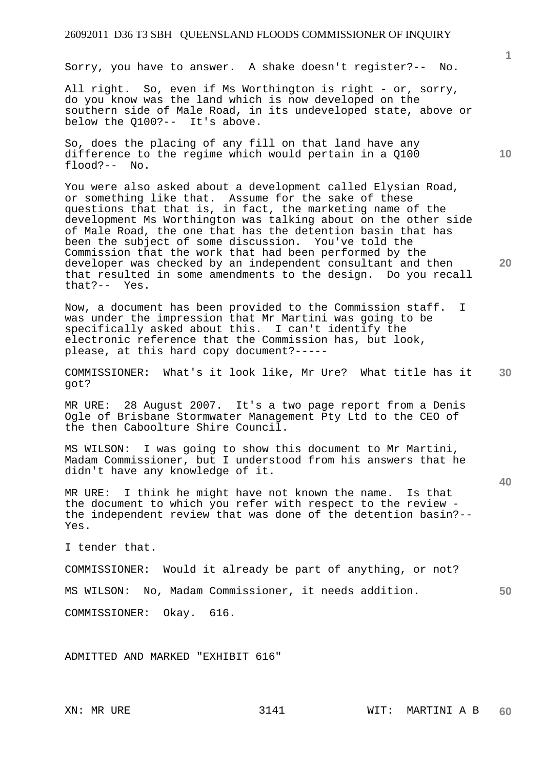Sorry, you have to answer. A shake doesn't register?-- No.

All right. So, even if Ms Worthington is right - or, sorry, do you know was the land which is now developed on the southern side of Male Road, in its undeveloped state, above or below the Q100?-- It's above.

So, does the placing of any fill on that land have any difference to the regime which would pertain in a Q100 flood?-- No.

You were also asked about a development called Elysian Road, or something like that. Assume for the sake of these questions that that is, in fact, the marketing name of the development Ms Worthington was talking about on the other side of Male Road, the one that has the detention basin that has been the subject of some discussion. You've told the Commission that the work that had been performed by the developer was checked by an independent consultant and then that resulted in some amendments to the design. Do you recall that?-- Yes.

Now, a document has been provided to the Commission staff. I was under the impression that Mr Martini was going to be specifically asked about this. I can't identify the electronic reference that the Commission has, but look, please, at this hard copy document?-----

COMMISSIONER: What's it look like, Mr Ure? What title has it got?

MR URE: 28 August 2007. It's a two page report from a Denis Ogle of Brisbane Stormwater Management Pty Ltd to the CEO of the then Caboolture Shire Council.

MS WILSON: I was going to show this document to Mr Martini, Madam Commissioner, but I understood from his answers that he didn't have any knowledge of it.

MR URE: I think he might have not known the name. Is that the document to which you refer with respect to the review - the independent review that was done of the detention basin?-- Yes.

I tender that.

COMMISSIONER: Would it already be part of anything, or not?

MS WILSON: No, Madam Commissioner, it needs addition.

COMMISSIONER: Okay. 616.

ADMITTED AND MARKED "EXHIBIT 616"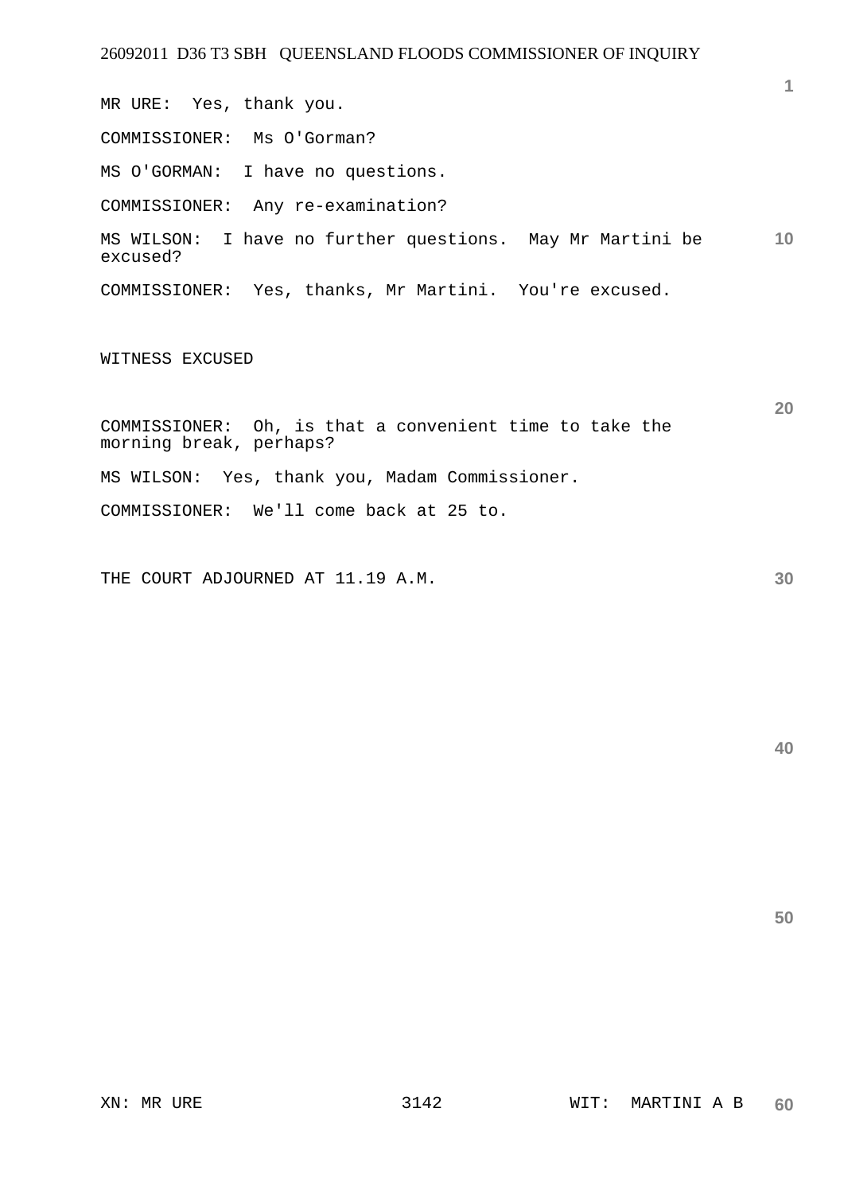MR URE: Yes, thank you.

COMMISSIONER: Ms O'Gorman?

MS O'GORMAN: I have no questions.

COMMISSIONER: Any re-examination?

MS WILSON: I have no further questions. May Mr Martini be excused?

COMMISSIONER: Yes, thanks, Mr Martini. You're excused.

WITNESS EXCUSED

COMMISSIONER: Oh, is that a convenient time to take the morning break, perhaps?

MS WILSON: Yes, thank you, Madam Commissioner.

COMMISSIONER: We'll come back at 25 to.

THE COURT ADJOURNED AT 11.19 A.M.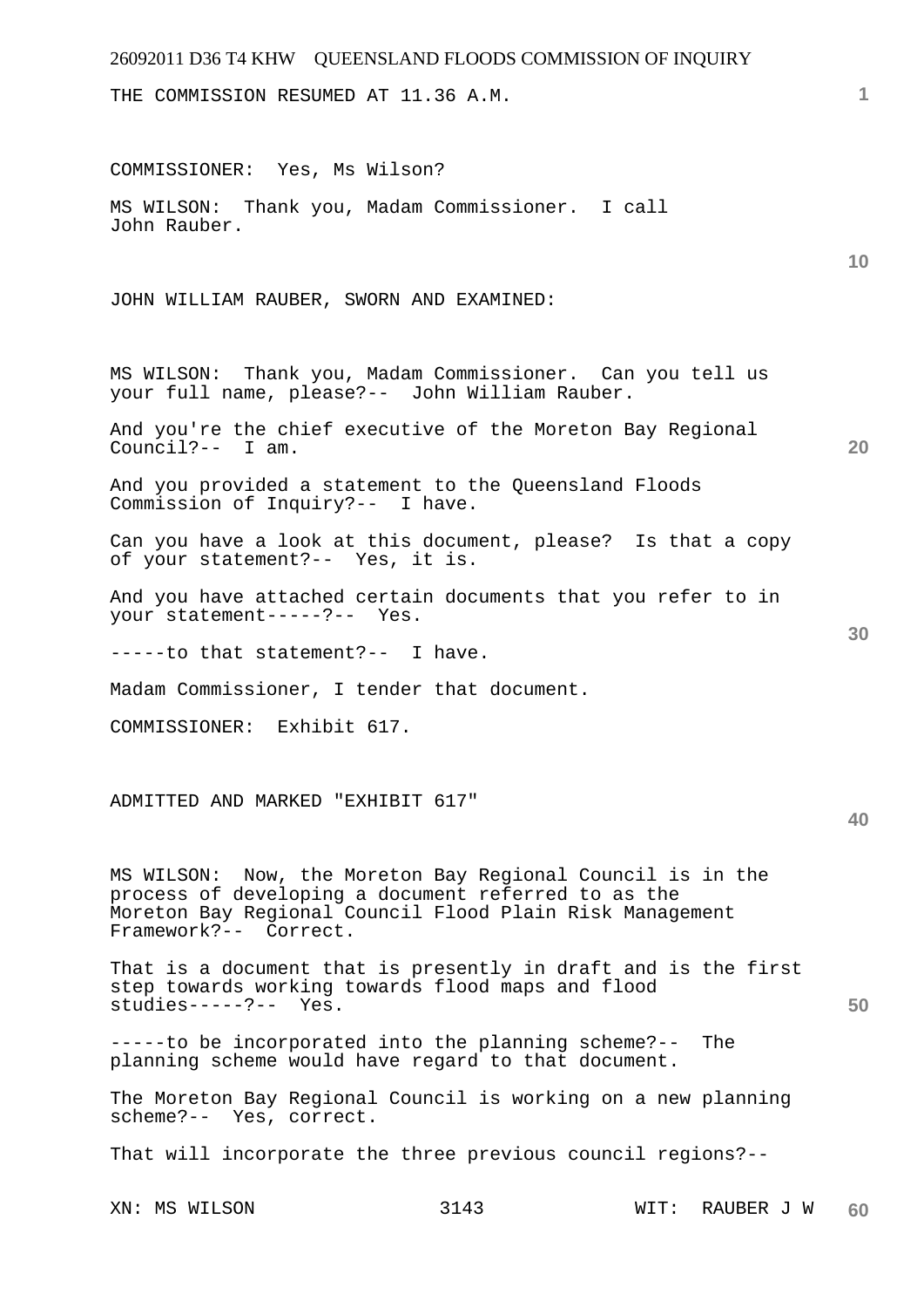THE COMMISSION RESUMED AT 11.36 A.M.

COMMISSIONER: Yes, Ms Wilson?

MS WILSON: Thank you, Madam Commissioner. I call John Rauber.

JOHN WILLIAM RAUBER, SWORN AND EXAMINED:

MS WILSON: Thank you, Madam Commissioner. Can you tell us your full name, please?-- John William Rauber.

And you're the chief executive of the Moreton Bay Regional Council?-- I am.

And you provided a statement to the Queensland Floods Commission of Inquiry?-- I have.

Can you have a look at this document, please? Is that a copy of your statement?-- Yes, it is.

And you have attached certain documents that you refer to in your statement-----?-- Yes.

-----to that statement?-- I have.

Madam Commissioner, I tender that document.

COMMISSIONER: Exhibit 617.

ADMITTED AND MARKED "EXHIBIT 617"

MS WILSON: Now, the Moreton Bay Regional Council is in the process of developing a document referred to as the Moreton Bay Regional Council Flood Plain Risk Management Framework?-- Correct.

That is a document that is presently in draft and is the first step towards working towards flood maps and flood studies-----?-- Yes.

-----to be incorporated into the planning scheme?-- The planning scheme would have regard to that document.

The Moreton Bay Regional Council is working on a new planning scheme?-- Yes, correct.

That will incorporate the three previous council regions?--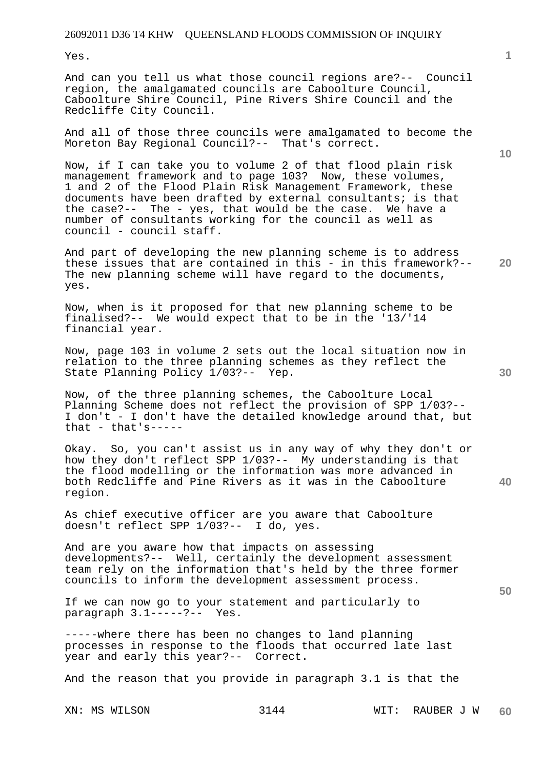Yes.

And can you tell us what those council regions are?-- Council region, the amalgamated councils are Caboolture Council, Caboolture Shire Council, Pine Rivers Shire Council and the Redcliffe City Council.

And all of those three councils were amalgamated to become the Moreton Bay Regional Council?-- That's correct.

Now, if I can take you to volume 2 of that flood plain risk management framework and to page 103? Now, these volumes, 1 and 2 of the Flood Plain Risk Management Framework, these documents have been drafted by external consultants; is that the case?-- The - yes, that would be the case. We have a number of consultants working for the council as well as council - council staff.

And part of developing the new planning scheme is to address these issues that are contained in this - in this framework?-- The new planning scheme will have regard to the documents, yes.

Now, when is it proposed for that new planning scheme to be finalised?-- We would expect that to be in the '13/'14 financial year.

Now, page 103 in volume 2 sets out the local situation now in relation to the three planning schemes as they reflect the State Planning Policy 1/03?-- Yep.

Now, of the three planning schemes, the Caboolture Local Planning Scheme does not reflect the provision of SPP 1/03?-- I don't - I don't have the detailed knowledge around that, but that - that's-----

Okay. So, you can't assist us in any way of why they don't or how they don't reflect SPP 1/03?-- My understanding is that the flood modelling or the information was more advanced in both Redcliffe and Pine Rivers as it was in the Caboolture region.

As chief executive officer are you aware that Caboolture doesn't reflect SPP 1/03?-- I do, yes.

And are you aware how that impacts on assessing developments?-- Well, certainly the development assessment team rely on the information that's held by the three former councils to inform the development assessment process.

If we can now go to your statement and particularly to paragraph 3.1-----?-- Yes.

-----where there has been no changes to land planning processes in response to the floods that occurred late last year and early this year?-- Correct.

And the reason that you provide in paragraph 3.1 is that the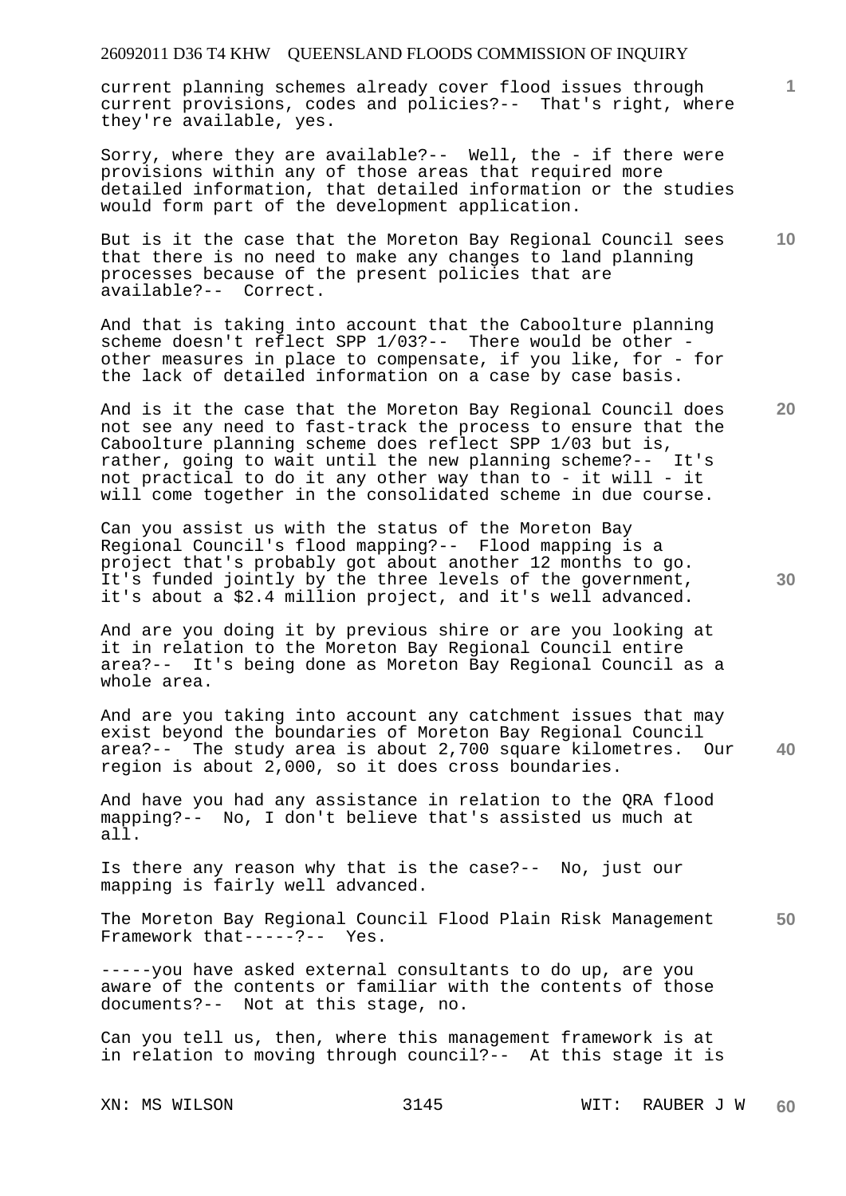current planning schemes already cover flood issues through current provisions, codes and policies?-- That's right, where they're available, yes.

Sorry, where they are available?-- Well, the - if there were provisions within any of those areas that required more detailed information, that detailed information or the studies would form part of the development application.

But is it the case that the Moreton Bay Regional Council sees that there is no need to make any changes to land planning processes because of the present policies that are available?-- Correct.

And that is taking into account that the Caboolture planning scheme doesn't reflect SPP 1/03?-- There would be other - other measures in place to compensate, if you like, for - for the lack of detailed information on a case by case basis.

And is it the case that the Moreton Bay Regional Council does not see any need to fast-track the process to ensure that the Caboolture planning scheme does reflect SPP 1/03 but is, rather, going to wait until the new planning scheme?-- It's not practical to do it any other way than to - it will - it will come together in the consolidated scheme in due course.

Can you assist us with the status of the Moreton Bay Regional Council's flood mapping?-- Flood mapping is a project that's probably got about another 12 months to go. It's funded jointly by the three levels of the government, it's about a $2.4 million project, and it's well advanced.

And are you doing it by previous shire or are you looking at it in relation to the Moreton Bay Regional Council entire area?-- It's being done as Moreton Bay Regional Council as a whole area.

And are you taking into account any catchment issues that may exist beyond the boundaries of Moreton Bay Regional Council area?-- The study area is about 2,700 square kilometres. Our region is about 2,000, so it does cross boundaries.

And have you had any assistance in relation to the QRA flood mapping?-- No, I don't believe that's assisted us much at all.

Is there any reason why that is the case?-- No, just our mapping is fairly well advanced.

The Moreton Bay Regional Council Flood Plain Risk Management Framework that-----?-- Yes.

-----you have asked external consultants to do up, are you aware of the contents or familiar with the contents of those documents?-- Not at this stage, no.

Can you tell us, then, where this management framework is at in relation to moving through council?-- At this stage it is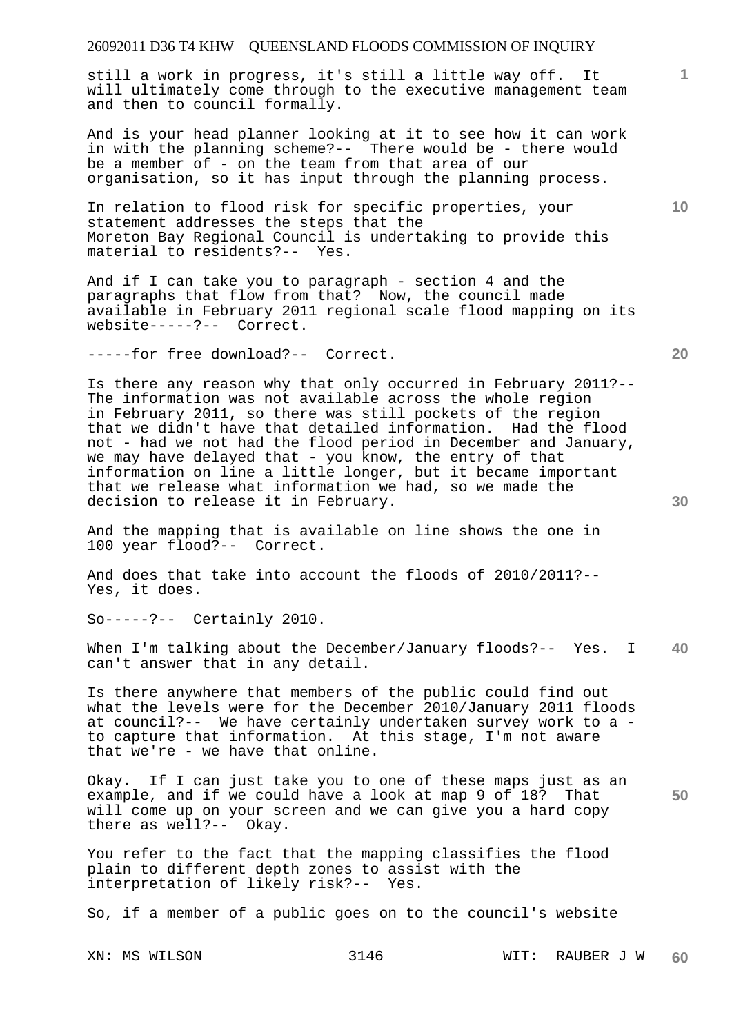still a work in progress, it's still a little way off. It will ultimately come through to the executive management team and then to council formally.

And is your head planner looking at it to see how it can work in with the planning scheme?-- There would be - there would be a member of - on the team from that area of our organisation, so it has input through the planning process.

In relation to flood risk for specific properties, your statement addresses the steps that the Moreton Bay Regional Council is undertaking to provide this material to residents?-- Yes.

And if I can take you to paragraph - section 4 and the paragraphs that flow from that? Now, the council made available in February 2011 regional scale flood mapping on its website-----?-- Correct.

-----for free download?-- Correct.

Is there any reason why that only occurred in February 2011?-- The information was not available across the whole region in February 2011, so there was still pockets of the region that we didn't have that detailed information. Had the flood not - had we not had the flood period in December and January, we may have delayed that - you know, the entry of that information on line a little longer, but it became important that we release what information we had, so we made the decision to release it in February.

And the mapping that is available on line shows the one in 100 year flood?-- Correct.

And does that take into account the floods of 2010/2011?-- Yes, it does.

So-----?-- Certainly 2010.

When I'm talking about the December/January floods?-- Yes. I can't answer that in any detail.

Is there anywhere that members of the public could find out what the levels were for the December 2010/January 2011 floods at council?-- We have certainly undertaken survey work to a - to capture that information. At this stage, I'm not aware that we're - we have that online.

Okay. If I can just take you to one of these maps just as an example, and if we could have a look at map 9 of 18? That will come up on your screen and we can give you a hard copy there as well?-- Okay.

You refer to the fact that the mapping classifies the flood plain to different depth zones to assist with the interpretation of likely risk?-- Yes.

So, if a member of a public goes on to the council's website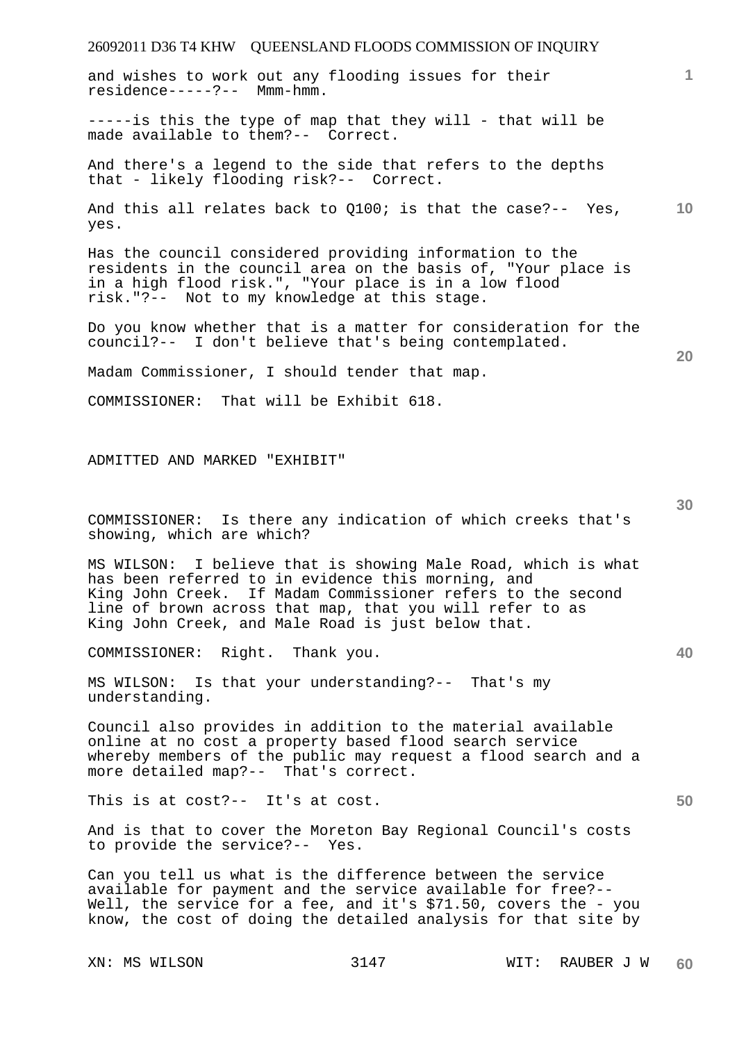and wishes to work out any flooding issues for their residence-----?-- Mmm-hmm.

-----is this the type of map that they will - that will be made available to them?-- Correct.

And there's a legend to the side that refers to the depths that - likely flooding risk?-- Correct.

And this all relates back to Q100; is that the case?-- Yes, yes.

Has the council considered providing information to the residents in the council area on the basis of, "Your place is in a high flood risk.", "Your place is in a low flood risk."?-- Not to my knowledge at this stage.

Do you know whether that is a matter for consideration for the council?-- I don't believe that's being contemplated.

Madam Commissioner, I should tender that map.

COMMISSIONER: That will be Exhibit 618.

ADMITTED AND MARKED "EXHIBIT"

COMMISSIONER: Is there any indication of which creeks that's showing, which are which?

MS WILSON: I believe that is showing Male Road, which is what has been referred to in evidence this morning, and King John Creek. If Madam Commissioner refers to the second line of brown across that map, that you will refer to as King John Creek, and Male Road is just below that.

COMMISSIONER: Right. Thank you.

MS WILSON: Is that your understanding?-- That's my understanding.

Council also provides in addition to the material available online at no cost a property based flood search service whereby members of the public may request a flood search and a more detailed map?-- That's correct.

This is at cost?-- It's at cost.

And is that to cover the Moreton Bay Regional Council's costs to provide the service?-- Yes.

Can you tell us what is the difference between the service available for payment and the service available for free?-- Well, the service for a fee, and it's $71.50, covers the - you know, the cost of doing the detailed analysis for that site by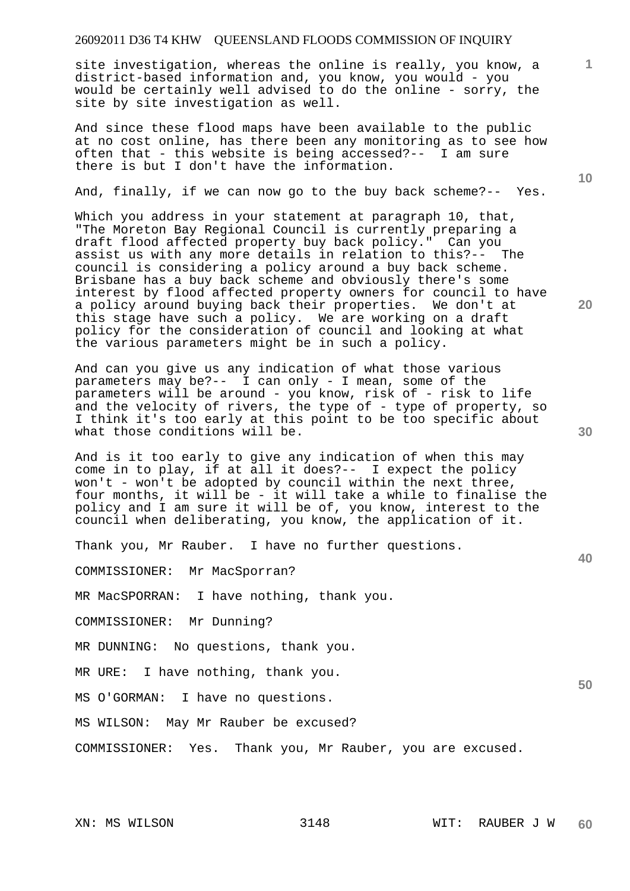site investigation, whereas the online is really, you know, a district-based information and, you know, you would - you would be certainly well advised to do the online - sorry, the site by site investigation as well.

And since these flood maps have been available to the public at no cost online, has there been any monitoring as to see how often that - this website is being accessed?-- I am sure there is but I don't have the information.

And, finally, if we can now go to the buy back scheme?-- Yes.

Which you address in your statement at paragraph 10, that, "The Moreton Bay Regional Council is currently preparing a draft flood affected property buy back policy." Can you assist us with any more details in relation to this?-- The council is considering a policy around a buy back scheme. Brisbane has a buy back scheme and obviously there's some interest by flood affected property owners for council to have a policy around buying back their properties. We don't at this stage have such a policy. We are working on a draft policy for the consideration of council and looking at what the various parameters might be in such a policy.

And can you give us any indication of what those various parameters may be?-- I can only - I mean, some of the parameters will be around - you know, risk of - risk to life and the velocity of rivers, the type of - type of property, so I think it's too early at this point to be too specific about what those conditions will be.

And is it too early to give any indication of when this may come in to play, if at all it does?-- I expect the policy won't - won't be adopted by council within the next three, four months, it will be - it will take a while to finalise the policy and I am sure it will be of, you know, interest to the council when deliberating, you know, the application of it.

Thank you, Mr Rauber. I have no further questions.

COMMISSIONER: Mr MacSporran?

MR MacSPORRAN: I have nothing, thank you.

COMMISSIONER: Mr Dunning?

MR DUNNING: No questions, thank you.

MR URE: I have nothing, thank you.

MS O'GORMAN: I have no questions.

MS WILSON: May Mr Rauber be excused?

COMMISSIONER: Yes. Thank you, Mr Rauber, you are excused.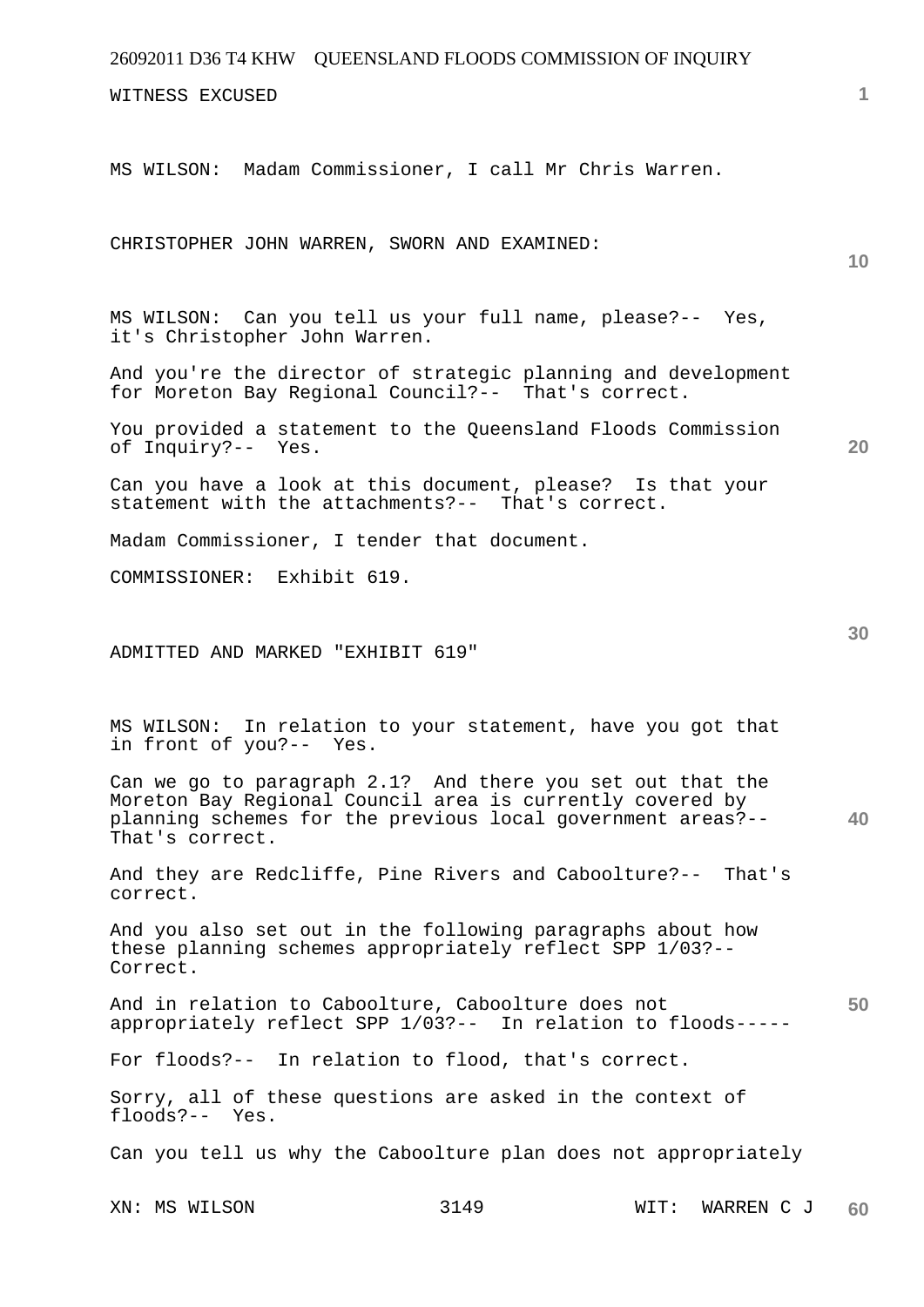WITNESS EXCUSED

MS WILSON: Madam Commissioner, I call Mr Chris Warren.

CHRISTOPHER JOHN WARREN, SWORN AND EXAMINED:

MS WILSON: Can you tell us your full name, please?-- Yes, it's Christopher John Warren.

And you're the director of strategic planning and development for Moreton Bay Regional Council?-- That's correct.

You provided a statement to the Queensland Floods Commission of Inquiry?-- Yes.

Can you have a look at this document, please? Is that your statement with the attachments?-- That's correct.

Madam Commissioner, I tender that document.

COMMISSIONER: Exhibit 619.

ADMITTED AND MARKED "EXHIBIT 619"

MS WILSON: In relation to your statement, have you got that in front of you?-- Yes.

Can we go to paragraph 2.1? And there you set out that the Moreton Bay Regional Council area is currently covered by planning schemes for the previous local government areas?-- That's correct.

And they are Redcliffe, Pine Rivers and Caboolture?-- That's correct.

And you also set out in the following paragraphs about how these planning schemes appropriately reflect SPP 1/03?-- Correct.

And in relation to Caboolture, Caboolture does not appropriately reflect SPP 1/03?-- In relation to floods-----

For floods?-- In relation to flood, that's correct.

Sorry, all of these questions are asked in the context of floods?-- Yes.

Can you tell us why the Caboolture plan does not appropriately

XN: MS WILSON WIT: WARREN C J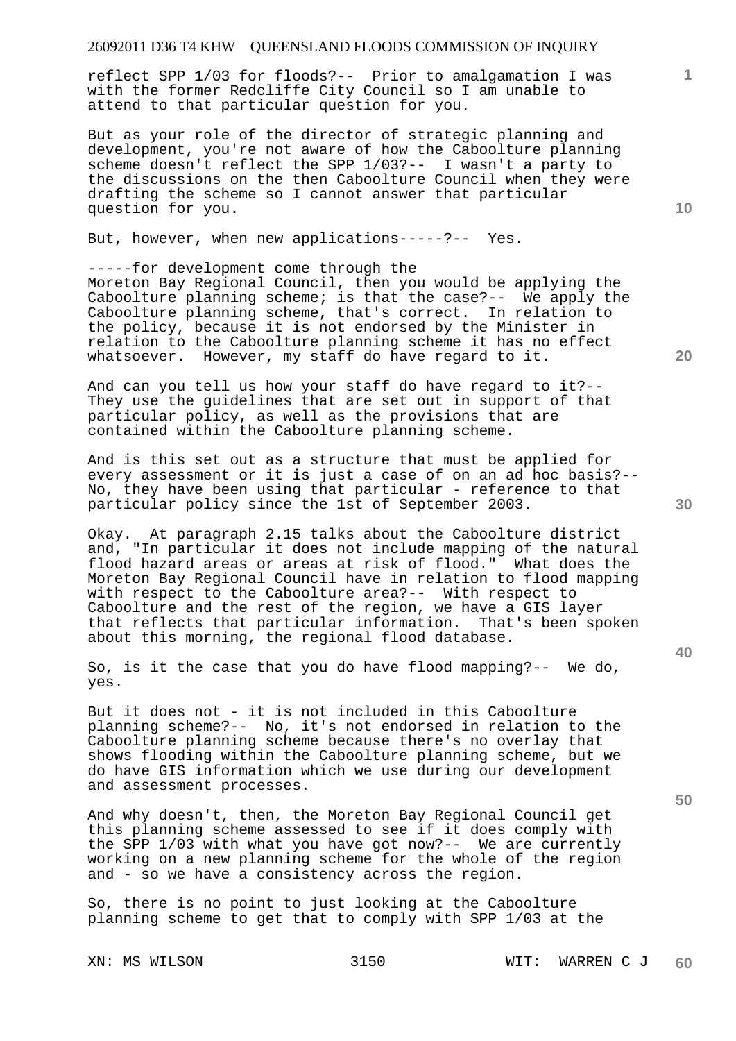reflect SPP 1/03 for floods?-- Prior to amalgamation I was with the former Redcliffe City Council so I am unable to attend to that particular question for you.

But as your role of the director of strategic planning and development, you're not aware of how the Caboolture planning scheme doesn't reflect the SPP 1/03?-- I wasn't a party to the discussions on the then Caboolture Council when they were drafting the scheme so I cannot answer that particular question for you.

But, however, when new applications-----?-- Yes.

-----for development come through the Moreton Bay Regional Council, then you would be applying the Caboolture planning scheme; is that the case?-- We apply the Caboolture planning scheme, that's correct. In relation to the policy, because it is not endorsed by the Minister in relation to the Caboolture planning scheme it has no effect whatsoever. However, my staff do have regard to it.

And can you tell us how your staff do have regard to it?-- They use the guidelines that are set out in support of that particular policy, as well as the provisions that are contained within the Caboolture planning scheme.

And is this set out as a structure that must be applied for every assessment or it is just a case of on an ad hoc basis?-- No, they have been using that particular - reference to that particular policy since the 1st of September 2003.

Okay. At paragraph 2.15 talks about the Caboolture district and, "In particular it does not include mapping of the natural flood hazard areas or areas at risk of flood." What does the Moreton Bay Regional Council have in relation to flood mapping with respect to the Caboolture area?-- With respect to Caboolture and the rest of the region, we have a GIS layer that reflects that particular information. That's been spoken about this morning, the regional flood database.

So, is it the case that you do have flood mapping?-- We do, yes.

But it does not - it is not included in this Caboolture planning scheme?-- No, it's not endorsed in relation to the Caboolture planning scheme because there's no overlay that shows flooding within the Caboolture planning scheme, but we do have GIS information which we use during our development and assessment processes.

And why doesn't, then, the Moreton Bay Regional Council get this planning scheme assessed to see if it does comply with the SPP 1/03 with what you have got now?-- We are currently working on a new planning scheme for the whole of the region and - so we have a consistency across the region.

So, there is no point to just looking at the Caboolture planning scheme to get that to comply with SPP 1/03 at the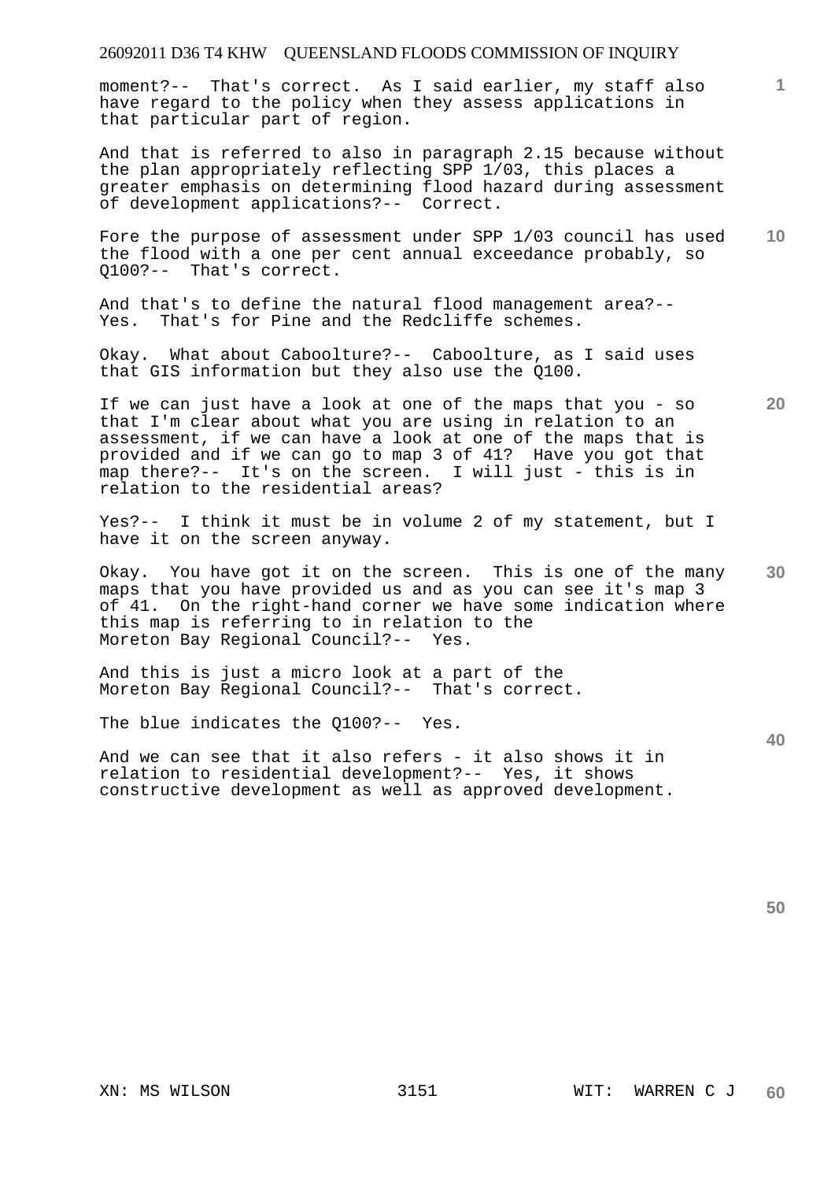moment?-- That's correct. As I said earlier, my staff also have regard to the policy when they assess applications in that particular part of region.

And that is referred to also in paragraph 2.15 because without the plan appropriately reflecting SPP 1/03, this places a greater emphasis on determining flood hazard during assessment of development applications?-- Correct.

Fore the purpose of assessment under SPP 1/03 council has used the flood with a one per cent annual exceedance probably, so Q100?-- That's correct.

And that's to define the natural flood management area?-- Yes. That's for Pine and the Redcliffe schemes.

Okay. What about Caboolture?-- Caboolture, as I said uses that GIS information but they also use the Q100.

If we can just have a look at one of the maps that you - so that I'm clear about what you are using in relation to an assessment, if we can have a look at one of the maps that is provided and if we can go to map 3 of 41? Have you got that map there?-- It's on the screen. I will just - this is in relation to the residential areas?

Yes?-- I think it must be in volume 2 of my statement, but I have it on the screen anyway.

Okay. You have got it on the screen. This is one of the many maps that you have provided us and as you can see it's map 3 of 41. On the right-hand corner we have some indication where this map is referring to in relation to the Moreton Bay Regional Council?-- Yes.

And this is just a micro look at a part of the Moreton Bay Regional Council?-- That's correct.

The blue indicates the Q100?-- Yes.

And we can see that it also refers - it also shows it in relation to residential development?-- Yes, it shows constructive development as well as approved development.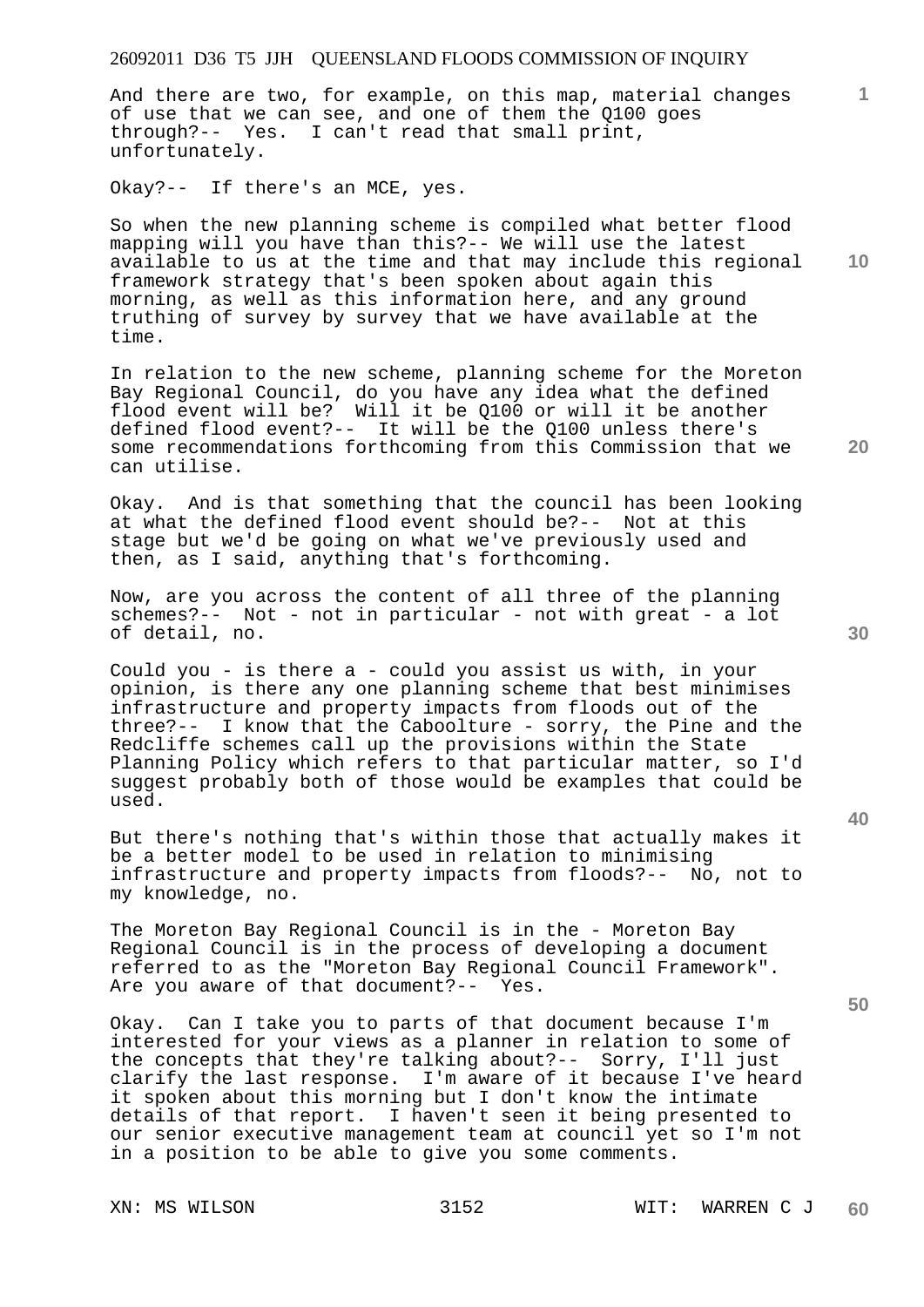And there are two, for example, on this map, material changes of use that we can see, and one of them the Q100 goes through?-- Yes. I can't read that small print, unfortunately.

Okay?-- If there's an MCE, yes.

So when the new planning scheme is compiled what better flood mapping will you have than this?-- We will use the latest available to us at the time and that may include this regional framework strategy that's been spoken about again this morning, as well as this information here, and any ground truthing of survey by survey that we have available at the time.

In relation to the new scheme, planning scheme for the Moreton Bay Regional Council, do you have any idea what the defined flood event will be? Will it be Q100 or will it be another defined flood event?-- It will be the Q100 unless there's some recommendations forthcoming from this Commission that we can utilise.

Okay. And is that something that the council has been looking at what the defined flood event should be?-- Not at this stage but we'd be going on what we've previously used and then, as I said, anything that's forthcoming.

Now, are you across the content of all three of the planning schemes?-- Not - not in particular - not with great - a lot of detail, no.

Could you - is there a - could you assist us with, in your opinion, is there any one planning scheme that best minimises infrastructure and property impacts from floods out of the three?-- I know that the Caboolture - sorry, the Pine and the Redcliffe schemes call up the provisions within the State Planning Policy which refers to that particular matter, so I'd suggest probably both of those would be examples that could be used.

But there's nothing that's within those that actually makes it be a better model to be used in relation to minimising infrastructure and property impacts from floods?-- No, not to my knowledge, no.

The Moreton Bay Regional Council is in the - Moreton Bay Regional Council is in the process of developing a document referred to as the "Moreton Bay Regional Council Framework". Are you aware of that document?-- Yes.

Okay. Can I take you to parts of that document because I'm interested for your views as a planner in relation to some of the concepts that they're talking about?-- Sorry, I'll just clarify the last response. I'm aware of it because I've heard it spoken about this morning but I don't know the intimate details of that report. I haven't seen it being presented to our senior executive management team at council yet so I'm not in a position to be able to give you some comments.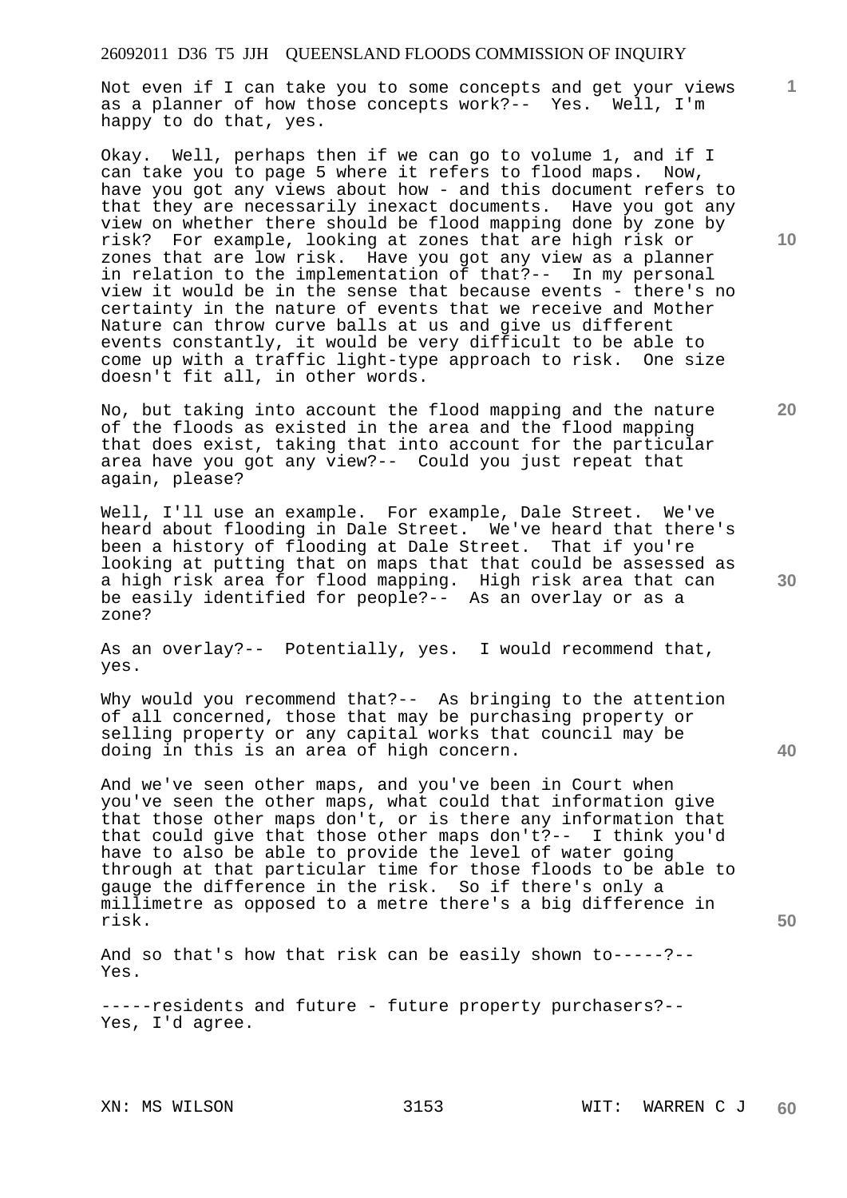Not even if I can take you to some concepts and get your views as a planner of how those concepts work?-- Yes. Well, I'm happy to do that, yes.

Okay. Well, perhaps then if we can go to volume 1, and if I can take you to page 5 where it refers to flood maps. Now, have you got any views about how - and this document refers to that they are necessarily inexact documents. Have you got any view on whether there should be flood mapping done by zone by risk? For example, looking at zones that are high risk or zones that are low risk. Have you got any view as a planner in relation to the implementation of that?-- In my personal view it would be in the sense that because events - there's no certainty in the nature of events that we receive and Mother Nature can throw curve balls at us and give us different events constantly, it would be very difficult to be able to come up with a traffic light-type approach to risk. One size doesn't fit all, in other words.

No, but taking into account the flood mapping and the nature of the floods as existed in the area and the flood mapping that does exist, taking that into account for the particular area have you got any view?-- Could you just repeat that again, please?

Well, I'll use an example. For example, Dale Street. We've heard about flooding in Dale Street. We've heard that there's been a history of flooding at Dale Street. That if you're looking at putting that on maps that that could be assessed as a high risk area for flood mapping. High risk area that can be easily identified for people?-- As an overlay or as a zone?

As an overlay?-- Potentially, yes. I would recommend that, yes.

Why would you recommend that?-- As bringing to the attention of all concerned, those that may be purchasing property or selling property or any capital works that council may be doing in this is an area of high concern.

And we've seen other maps, and you've been in Court when you've seen the other maps, what could that information give that those other maps don't, or is there any information that that could give that those other maps don't?-- I think you'd have to also be able to provide the level of water going through at that particular time for those floods to be able to gauge the difference in the risk. So if there's only a millimetre as opposed to a metre there's a big difference in risk.

And so that's how that risk can be easily shown to-----?-- Yes.

-----residents and future - future property purchasers?-- Yes, I'd agree.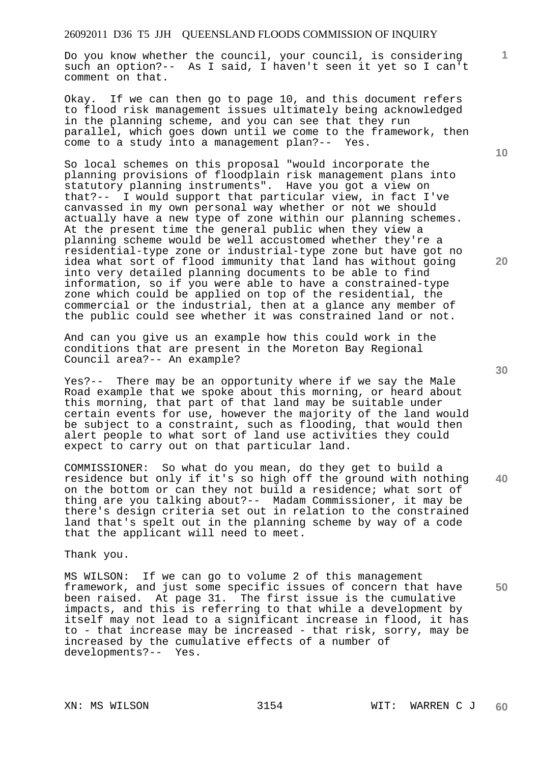Do you know whether the council, your council, is considering such an option?-- As I said, I haven't seen it yet so I can't comment on that.

Okay. If we can then go to page 10, and this document refers to flood risk management issues ultimately being acknowledged in the planning scheme, and you can see that they run parallel, which goes down until we come to the framework, then come to a study into a management plan?-- Yes.

So local schemes on this proposal "would incorporate the planning provisions of floodplain risk management plans into statutory planning instruments". Have you got a view on that?-- I would support that particular view, in fact I've canvassed in my own personal way whether or not we should actually have a new type of zone within our planning schemes. At the present time the general public when they view a planning scheme would be well accustomed whether they're a residential-type zone or industrial-type zone but have got no idea what sort of flood immunity that land has without going into very detailed planning documents to be able to find information, so if you were able to have a constrained-type zone which could be applied on top of the residential, the commercial or the industrial, then at a glance any member of the public could see whether it was constrained land or not.

And can you give us an example how this could work in the conditions that are present in the Moreton Bay Regional Council area?-- An example?

Yes?-- There may be an opportunity where if we say the Male Road example that we spoke about this morning, or heard about this morning, that part of that land may be suitable under certain events for use, however the majority of the land would be subject to a constraint, such as flooding, that would then alert people to what sort of land use activities they could expect to carry out on that particular land.

COMMISSIONER: So what do you mean, do they get to build a residence but only if it's so high off the ground with nothing on the bottom or can they not build a residence; what sort of thing are you talking about?-- Madam Commissioner, it may be there's design criteria set out in relation to the constrained land that's spelt out in the planning scheme by way of a code that the applicant will need to meet.

Thank you.

MS WILSON: If we can go to volume 2 of this management framework, and just some specific issues of concern that have been raised. At page 31. The first issue is the cumulative impacts, and this is referring to that while a development by itself may not lead to a significant increase in flood, it has to - that increase may be increased - that risk, sorry, may be increased by the cumulative effects of a number of developments?-- Yes.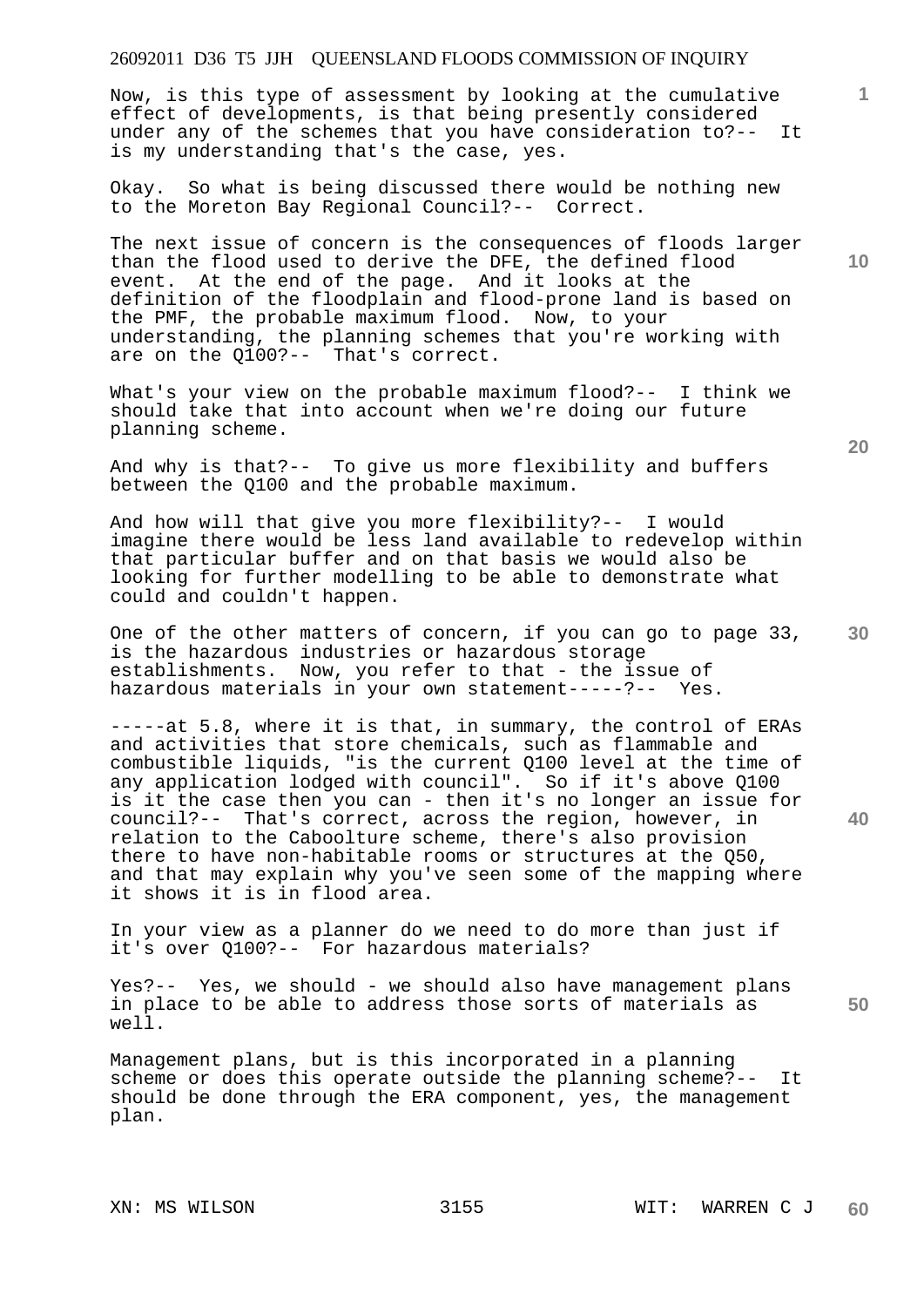Now, is this type of assessment by looking at the cumulative effect of developments, is that being presently considered under any of the schemes that you have consideration to?-- It is my understanding that's the case, yes.

Okay. So what is being discussed there would be nothing new to the Moreton Bay Regional Council?-- Correct.

The next issue of concern is the consequences of floods larger than the flood used to derive the DFE, the defined flood event. At the end of the page. And it looks at the definition of the floodplain and flood-prone land is based on the PMF, the probable maximum flood. Now, to your understanding, the planning schemes that you're working with are on the Q100?-- That's correct.

What's your view on the probable maximum flood?-- I think we should take that into account when we're doing our future planning scheme.

And why is that?-- To give us more flexibility and buffers between the Q100 and the probable maximum.

And how will that give you more flexibility?-- I would imagine there would be less land available to redevelop within that particular buffer and on that basis we would also be looking for further modelling to be able to demonstrate what could and couldn't happen.

One of the other matters of concern, if you can go to page 33, is the hazardous industries or hazardous storage establishments. Now, you refer to that - the issue of hazardous materials in your own statement-----?-- Yes.

-----at 5.8, where it is that, in summary, the control of ERAs and activities that store chemicals, such as flammable and combustible liquids, "is the current Q100 level at the time of any application lodged with council". So if it's above Q100 is it the case then you can - then it's no longer an issue for council?-- That's correct, across the region, however, in relation to the Caboolture scheme, there's also provision there to have non-habitable rooms or structures at the Q50, and that may explain why you've seen some of the mapping where it shows it is in flood area.

In your view as a planner do we need to do more than just if it's over Q100?-- For hazardous materials?

Yes?-- Yes, we should - we should also have management plans in place to be able to address those sorts of materials as well.

Management plans, but is this incorporated in a planning scheme or does this operate outside the planning scheme?-- It should be done through the ERA component, yes, the management plan.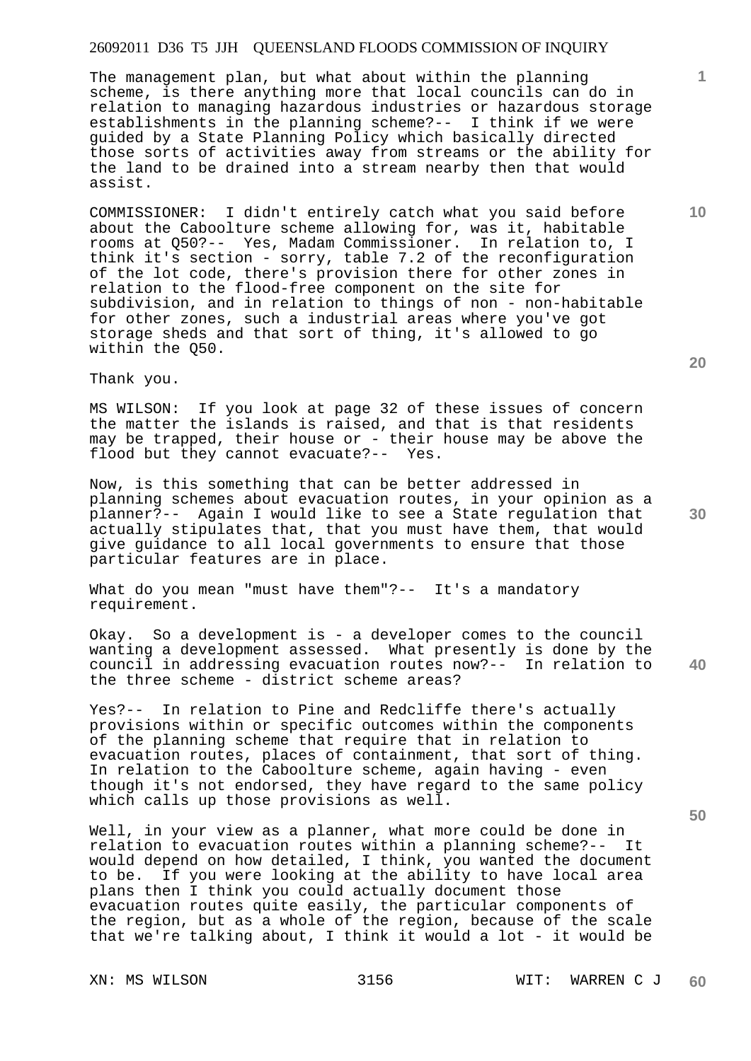The management plan, but what about within the planning scheme, is there anything more that local councils can do in relation to managing hazardous industries or hazardous storage establishments in the planning scheme?-- I think if we were guided by a State Planning Policy which basically directed those sorts of activities away from streams or the ability for the land to be drained into a stream nearby then that would assist.

COMMISSIONER: I didn't entirely catch what you said before about the Caboolture scheme allowing for, was it, habitable rooms at Q50?-- Yes, Madam Commissioner. In relation to, I think it's section - sorry, table 7.2 of the reconfiguration of the lot code, there's provision there for other zones in relation to the flood-free component on the site for subdivision, and in relation to things of non - non-habitable for other zones, such a industrial areas where you've got storage sheds and that sort of thing, it's allowed to go within the Q50.

Thank you.

MS WILSON: If you look at page 32 of these issues of concern the matter the islands is raised, and that is that residents may be trapped, their house or - their house may be above the flood but they cannot evacuate?-- Yes.

Now, is this something that can be better addressed in planning schemes about evacuation routes, in your opinion as a planner?-- Again I would like to see a State regulation that actually stipulates that, that you must have them, that would give guidance to all local governments to ensure that those particular features are in place.

What do you mean "must have them"?-- It's a mandatory requirement.

Okay. So a development is - a developer comes to the council wanting a development assessed. What presently is done by the council in addressing evacuation routes now?-- In relation to the three scheme - district scheme areas?

Yes?-- In relation to Pine and Redcliffe there's actually provisions within or specific outcomes within the components of the planning scheme that require that in relation to evacuation routes, places of containment, that sort of thing. In relation to the Caboolture scheme, again having - even though it's not endorsed, they have regard to the same policy which calls up those provisions as well.

Well, in your view as a planner, what more could be done in relation to evacuation routes within a planning scheme?-- It would depend on how detailed, I think, you wanted the document to be. If you were looking at the ability to have local area plans then I think you could actually document those evacuation routes quite easily, the particular components of the region, but as a whole of the region, because of the scale that we're talking about, I think it would a lot - it would be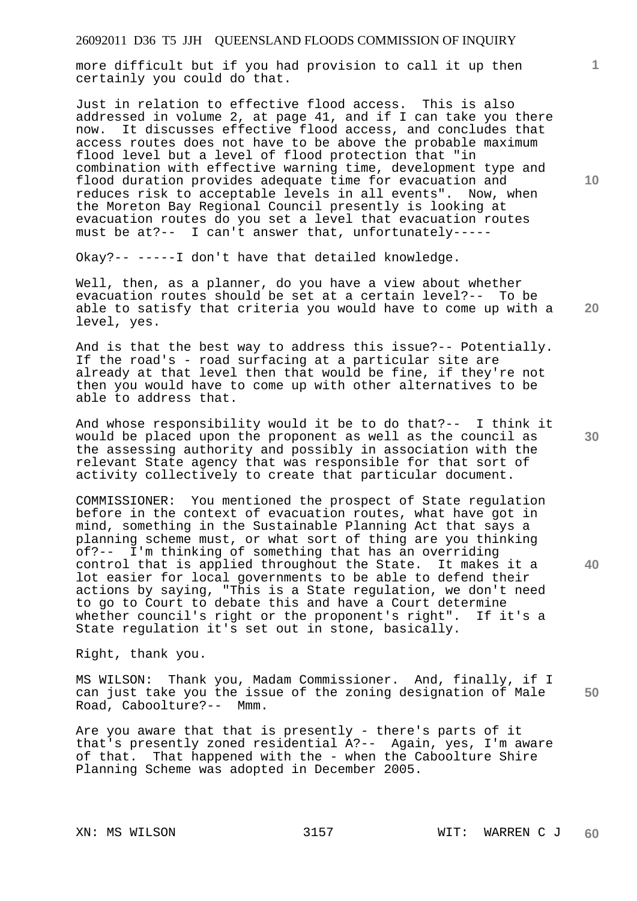more difficult but if you had provision to call it up then certainly you could do that.

Just in relation to effective flood access. This is also addressed in volume 2, at page 41, and if I can take you there now. It discusses effective flood access, and concludes that access routes does not have to be above the probable maximum flood level but a level of flood protection that "in combination with effective warning time, development type and flood duration provides adequate time for evacuation and reduces risk to acceptable levels in all events". Now, when the Moreton Bay Regional Council presently is looking at evacuation routes do you set a level that evacuation routes must be at?-- I can't answer that, unfortunately-----

Okay?-- -----I don't have that detailed knowledge.

Well, then, as a planner, do you have a view about whether evacuation routes should be set at a certain level?-- To be able to satisfy that criteria you would have to come up with a level, yes.

And is that the best way to address this issue?-- Potentially. If the road's - road surfacing at a particular site are already at that level then that would be fine, if they're not then you would have to come up with other alternatives to be able to address that.

And whose responsibility would it be to do that?-- I think it would be placed upon the proponent as well as the council as the assessing authority and possibly in association with the relevant State agency that was responsible for that sort of activity collectively to create that particular document.

COMMISSIONER: You mentioned the prospect of State regulation before in the context of evacuation routes, what have got in mind, something in the Sustainable Planning Act that says a planning scheme must, or what sort of thing are you thinking of?-- I'm thinking of something that has an overriding control that is applied throughout the State. It makes it a lot easier for local governments to be able to defend their actions by saying, "This is a State regulation, we don't need to go to Court to debate this and have a Court determine whether council's right or the proponent's right". If it's a State regulation it's set out in stone, basically.

Right, thank you.

MS WILSON: Thank you, Madam Commissioner. And, finally, if I can just take you the issue of the zoning designation of Male Road, Caboolture?-- Mmm.

Are you aware that that is presently - there's parts of it that's presently zoned residential A?-- Again, yes, I'm aware of that. That happened with the - when the Caboolture Shire Planning Scheme was adopted in December 2005.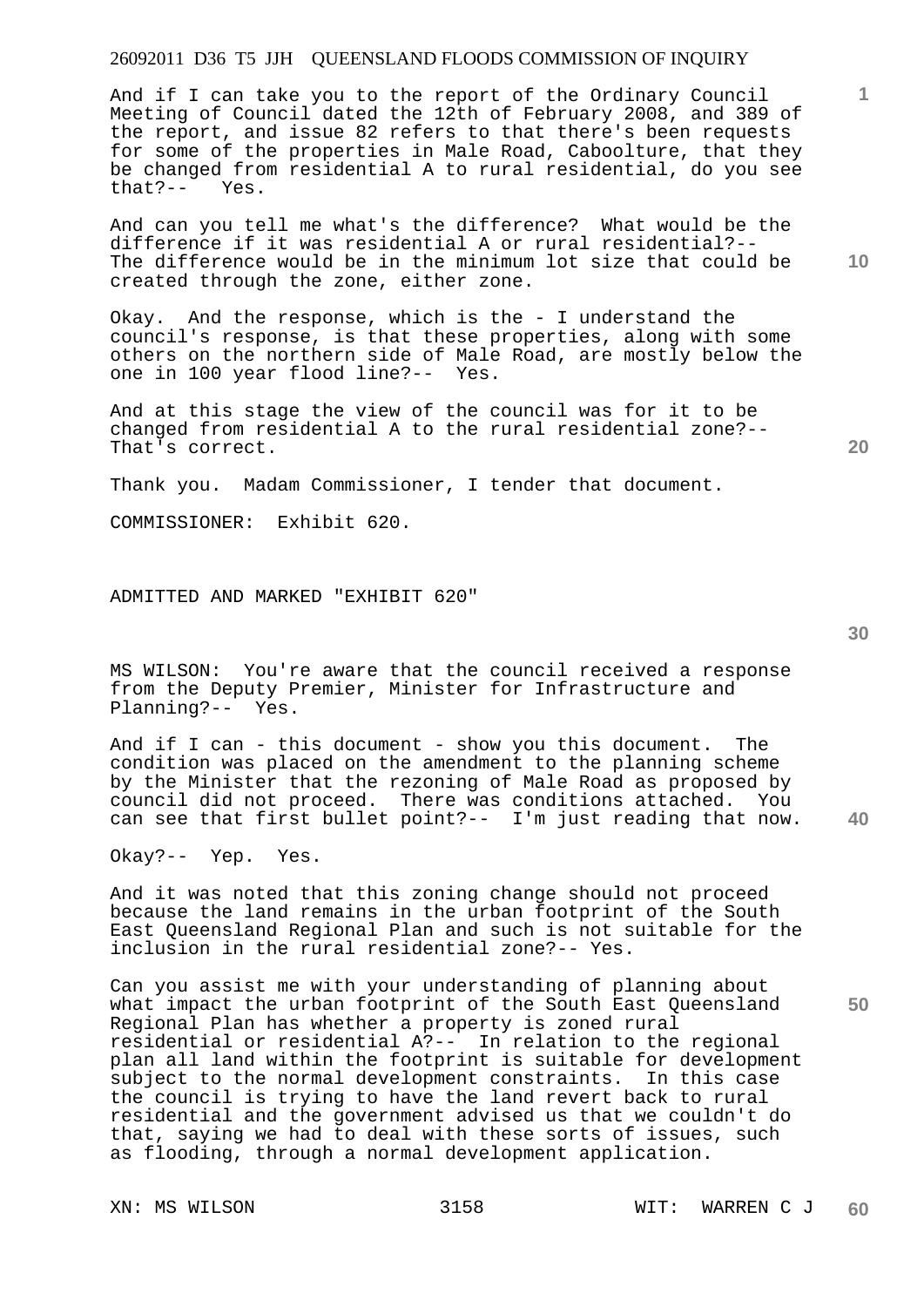And if I can take you to the report of the Ordinary Council Meeting of Council dated the 12th of February 2008, and 389 of the report, and issue 82 refers to that there's been requests for some of the properties in Male Road, Caboolture, that they be changed from residential A to rural residential, do you see that?-- Yes.

And can you tell me what's the difference? What would be the difference if it was residential A or rural residential?-- The difference would be in the minimum lot size that could be created through the zone, either zone.

Okay. And the response, which is the - I understand the council's response, is that these properties, along with some others on the northern side of Male Road, are mostly below the one in 100 year flood line?-- Yes.

And at this stage the view of the council was for it to be changed from residential A to the rural residential zone?-- That's correct.

Thank you. Madam Commissioner, I tender that document.

COMMISSIONER: Exhibit 620.

ADMITTED AND MARKED "EXHIBIT 620"

MS WILSON: You're aware that the council received a response from the Deputy Premier, Minister for Infrastructure and Planning?-- Yes.

And if I can - this document - show you this document. The condition was placed on the amendment to the planning scheme by the Minister that the rezoning of Male Road as proposed by council did not proceed. There was conditions attached. You can see that first bullet point?-- I'm just reading that now.

Okay?-- Yep. Yes.

And it was noted that this zoning change should not proceed because the land remains in the urban footprint of the South East Queensland Regional Plan and such is not suitable for the inclusion in the rural residential zone?-- Yes.

Can you assist me with your understanding of planning about what impact the urban footprint of the South East Queensland Regional Plan has whether a property is zoned rural residential or residential A?-- In relation to the regional plan all land within the footprint is suitable for development subject to the normal development constraints. In this case the council is trying to have the land revert back to rural residential and the government advised us that we couldn't do that, saying we had to deal with these sorts of issues, such as flooding, through a normal development application.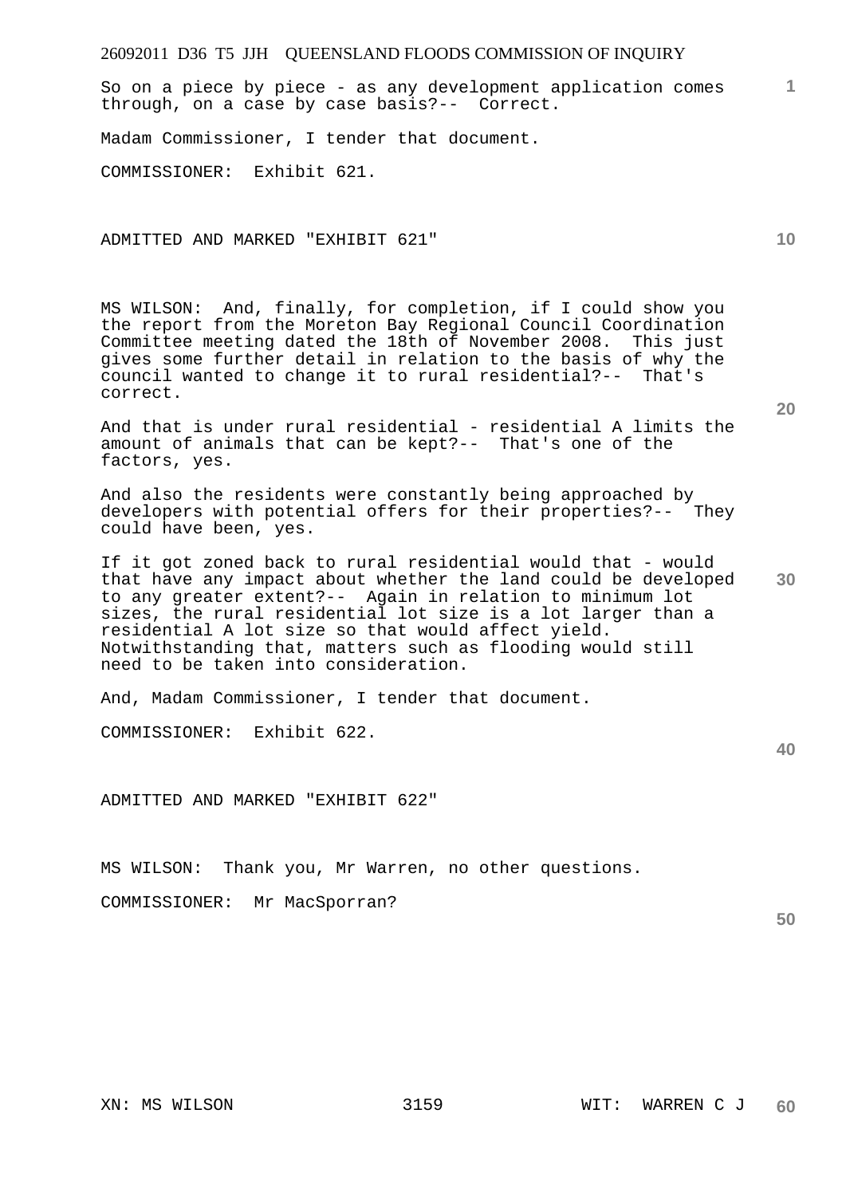So on a piece by piece - as any development application comes through, on a case by case basis?-- Correct.

Madam Commissioner, I tender that document.

COMMISSIONER: Exhibit 621.

ADMITTED AND MARKED "EXHIBIT 621"

MS WILSON: And, finally, for completion, if I could show you the report from the Moreton Bay Regional Council Coordination Committee meeting dated the 18th of November 2008. This just gives some further detail in relation to the basis of why the council wanted to change it to rural residential?-- That's correct.

And that is under rural residential - residential A limits the amount of animals that can be kept?-- That's one of the factors, yes.

And also the residents were constantly being approached by developers with potential offers for their properties?-- They could have been, yes.

If it got zoned back to rural residential would that - would that have any impact about whether the land could be developed to any greater extent?-- Again in relation to minimum lot sizes, the rural residential lot size is a lot larger than a residential A lot size so that would affect yield. Notwithstanding that, matters such as flooding would still need to be taken into consideration.

And, Madam Commissioner, I tender that document.

COMMISSIONER: Exhibit 622.

ADMITTED AND MARKED "EXHIBIT 622"

MS WILSON: Thank you, Mr Warren, no other questions.

COMMISSIONER: Mr MacSporran?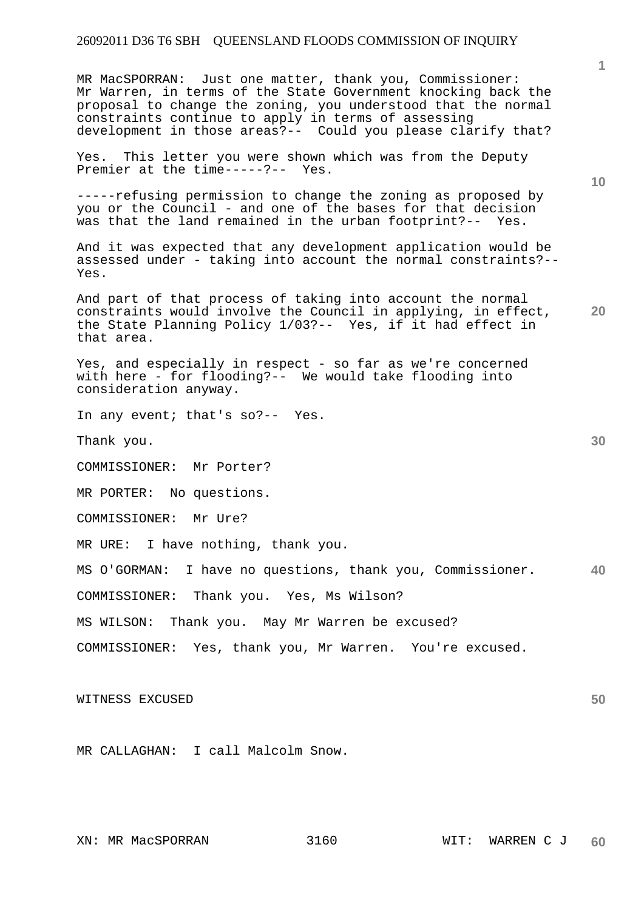MR MacSPORRAN: Just one matter, thank you, Commissioner: Mr Warren, in terms of the State Government knocking back the proposal to change the zoning, you understood that the normal constraints continue to apply in terms of assessing development in those areas?-- Could you please clarify that?

Yes. This letter you were shown which was from the Deputy Premier at the time-----?-- Yes.

-----refusing permission to change the zoning as proposed by you or the Council - and one of the bases for that decision was that the land remained in the urban footprint?-- Yes.

And it was expected that any development application would be assessed under - taking into account the normal constraints?-- Yes.

And part of that process of taking into account the normal constraints would involve the Council in applying, in effect, the State Planning Policy 1/03?-- Yes, if it had effect in that area.

Yes, and especially in respect - so far as we're concerned with here - for flooding?-- We would take flooding into consideration anyway.

In any event; that's so?-- Yes.

Thank you.

COMMISSIONER: Mr Porter?

MR PORTER: No questions.

COMMISSIONER: Mr Ure?

MR URE: I have nothing, thank you.

MS O'GORMAN: I have no questions, thank you, Commissioner.

COMMISSIONER: Thank you. Yes, Ms Wilson?

MS WILSON: Thank you. May Mr Warren be excused?

COMMISSIONER: Yes, thank you, Mr Warren. You're excused.

WITNESS EXCUSED

MR CALLAGHAN: I call Malcolm Snow.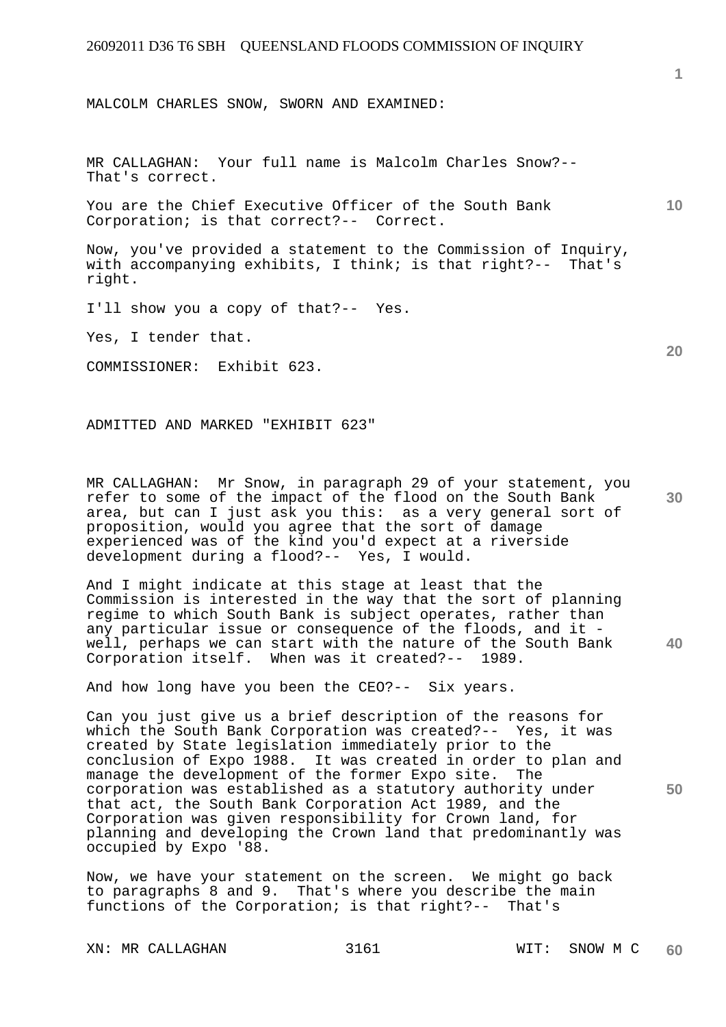MALCOLM CHARLES SNOW, SWORN AND EXAMINED:

MR CALLAGHAN: Your full name is Malcolm Charles Snow?-- That's correct.

You are the Chief Executive Officer of the South Bank Corporation; is that correct?-- Correct.

Now, you've provided a statement to the Commission of Inquiry, with accompanying exhibits, I think; is that right?-- That's right.

I'll show you a copy of that?-- Yes.

Yes, I tender that.

COMMISSIONER: Exhibit 623.

ADMITTED AND MARKED "EXHIBIT 623"

MR CALLAGHAN: Mr Snow, in paragraph 29 of your statement, you refer to some of the impact of the flood on the South Bank area, but can I just ask you this: as a very general sort of proposition, would you agree that the sort of damage experienced was of the kind you'd expect at a riverside development during a flood?-- Yes, I would.

And I might indicate at this stage at least that the Commission is interested in the way that the sort of planning regime to which South Bank is subject operates, rather than any particular issue or consequence of the floods, and it - well, perhaps we can start with the nature of the South Bank Corporation itself. When was it created?-- 1989.

And how long have you been the CEO?-- Six years.

Can you just give us a brief description of the reasons for which the South Bank Corporation was created?-- Yes, it was created by State legislation immediately prior to the conclusion of Expo 1988. It was created in order to plan and manage the development of the former Expo site. The corporation was established as a statutory authority under that act, the South Bank Corporation Act 1989, and the Corporation was given responsibility for Crown land, for planning and developing the Crown land that predominantly was occupied by Expo '88.

Now, we have your statement on the screen. We might go back to paragraphs 8 and 9. That's where you describe the main functions of the Corporation; is that right?-- That's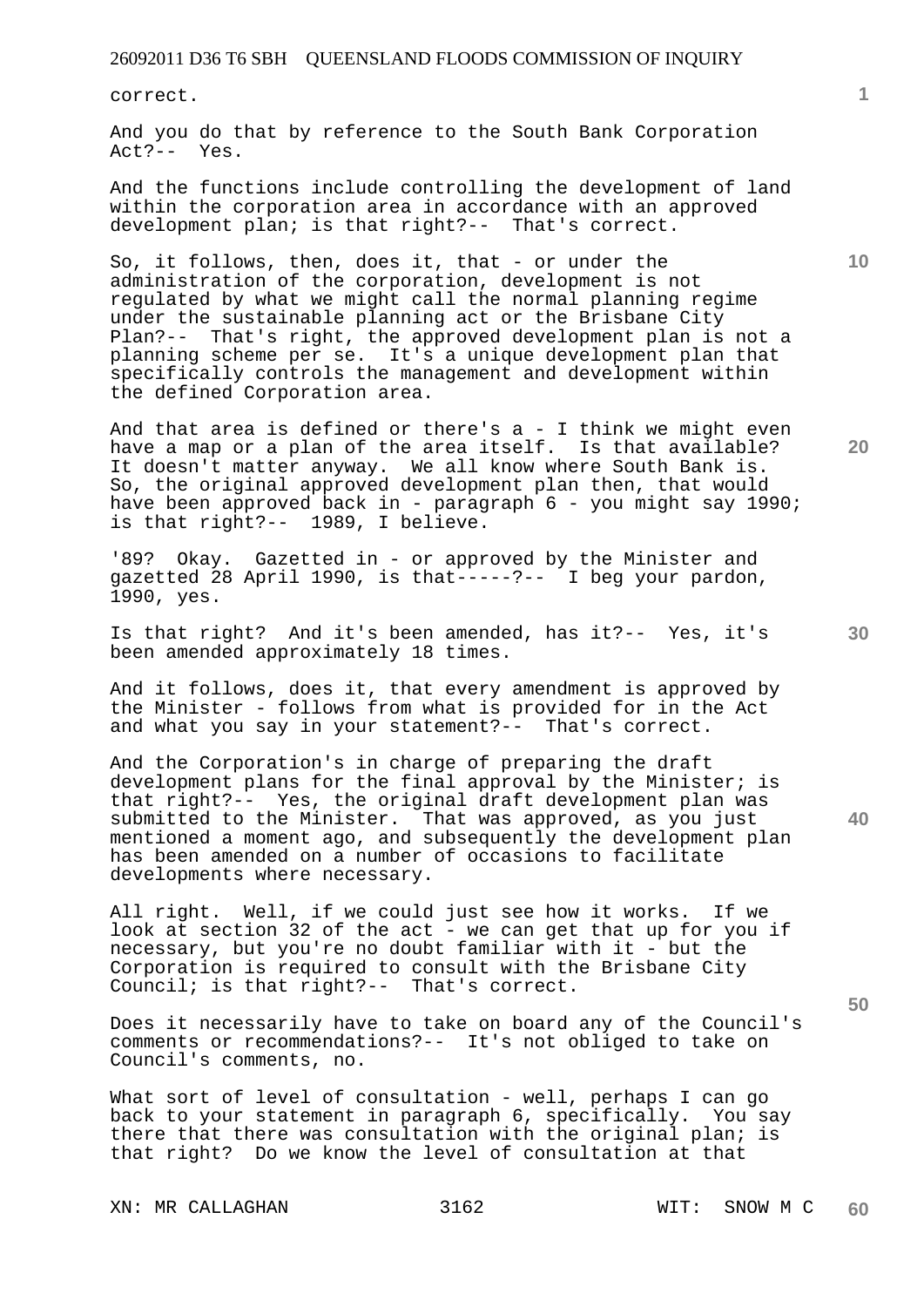correct.

And you do that by reference to the South Bank Corporation Act?-- Yes.

And the functions include controlling the development of land within the corporation area in accordance with an approved development plan; is that right?-- That's correct.

So, it follows, then, does it, that - or under the administration of the corporation, development is not regulated by what we might call the normal planning regime under the sustainable planning act or the Brisbane City Plan?-- That's right, the approved development plan is not a planning scheme per se. It's a unique development plan that specifically controls the management and development within the defined Corporation area.

And that area is defined or there's a - I think we might even have a map or a plan of the area itself. Is that available? It doesn't matter anyway. We all know where South Bank is. So, the original approved development plan then, that would have been approved back in - paragraph 6 - you might say 1990; is that right?-- 1989, I believe.

'89? Okay. Gazetted in - or approved by the Minister and gazetted 28 April 1990, is that-----?-- I beg your pardon, 1990, yes.

Is that right? And it's been amended, has it?-- Yes, it's been amended approximately 18 times.

And it follows, does it, that every amendment is approved by the Minister - follows from what is provided for in the Act and what you say in your statement?-- That's correct.

And the Corporation's in charge of preparing the draft development plans for the final approval by the Minister; is that right?-- Yes, the original draft development plan was submitted to the Minister. That was approved, as you just mentioned a moment ago, and subsequently the development plan has been amended on a number of occasions to facilitate developments where necessary.

All right. Well, if we could just see how it works. If we look at section 32 of the act - we can get that up for you if necessary, but you're no doubt familiar with it - but the Corporation is required to consult with the Brisbane City Council; is that right?-- That's correct.

Does it necessarily have to take on board any of the Council's comments or recommendations?-- It's not obliged to take on Council's comments, no.

What sort of level of consultation - well, perhaps I can go back to your statement in paragraph 6, specifically. You say there that there was consultation with the original plan; is that right? Do we know the level of consultation at that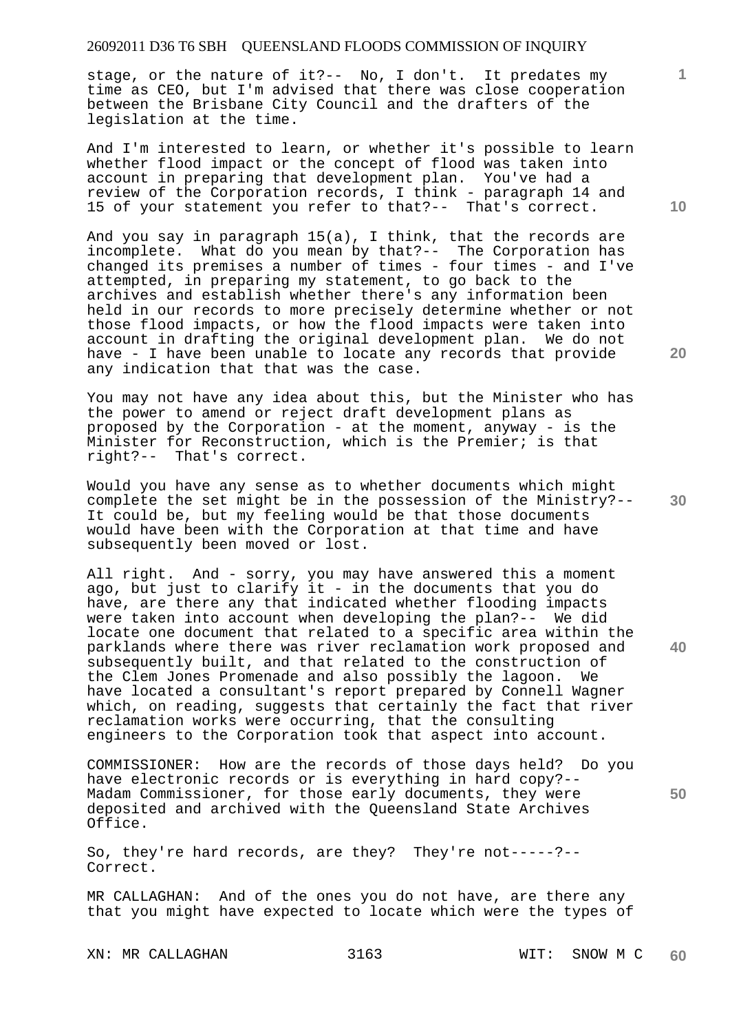stage, or the nature of it?-- No, I don't. It predates my time as CEO, but I'm advised that there was close cooperation between the Brisbane City Council and the drafters of the legislation at the time.

And I'm interested to learn, or whether it's possible to learn whether flood impact or the concept of flood was taken into account in preparing that development plan. You've had a review of the Corporation records, I think - paragraph 14 and 15 of your statement you refer to that?-- That's correct.

And you say in paragraph 15(a), I think, that the records are incomplete. What do you mean by that?-- The Corporation has changed its premises a number of times - four times - and I've attempted, in preparing my statement, to go back to the archives and establish whether there's any information been held in our records to more precisely determine whether or not those flood impacts, or how the flood impacts were taken into account in drafting the original development plan. We do not have - I have been unable to locate any records that provide any indication that that was the case.

You may not have any idea about this, but the Minister who has the power to amend or reject draft development plans as proposed by the Corporation - at the moment, anyway - is the Minister for Reconstruction, which is the Premier; is that right?-- That's correct.

Would you have any sense as to whether documents which might complete the set might be in the possession of the Ministry?-- It could be, but my feeling would be that those documents would have been with the Corporation at that time and have subsequently been moved or lost.

All right. And - sorry, you may have answered this a moment ago, but just to clarify it - in the documents that you do have, are there any that indicated whether flooding impacts were taken into account when developing the plan?-- We did locate one document that related to a specific area within the parklands where there was river reclamation work proposed and subsequently built, and that related to the construction of the Clem Jones Promenade and also possibly the lagoon. We have located a consultant's report prepared by Connell Wagner which, on reading, suggests that certainly the fact that river reclamation works were occurring, that the consulting engineers to the Corporation took that aspect into account.

COMMISSIONER: How are the records of those days held? Do you have electronic records or is everything in hard copy?-- Madam Commissioner, for those early documents, they were deposited and archived with the Queensland State Archives Office.

So, they're hard records, are they? They're not-----?-- Correct.

MR CALLAGHAN: And of the ones you do not have, are there any that you might have expected to locate which were the types of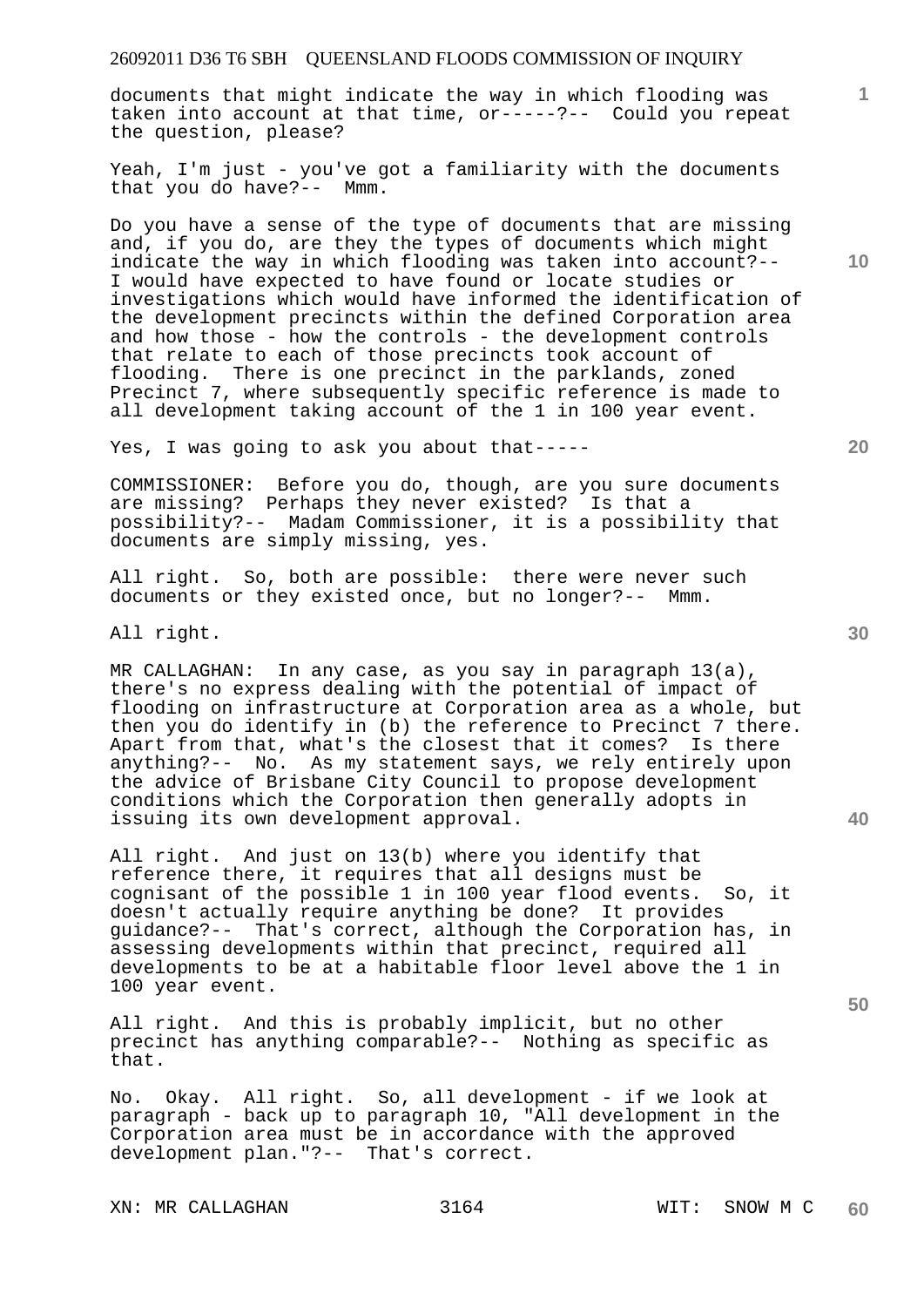documents that might indicate the way in which flooding was taken into account at that time, or-----?-- Could you repeat the question, please?

Yeah, I'm just - you've got a familiarity with the documents that you do have?-- Mmm.

Do you have a sense of the type of documents that are missing and, if you do, are they the types of documents which might indicate the way in which flooding was taken into account?-- I would have expected to have found or locate studies or investigations which would have informed the identification of the development precincts within the defined Corporation area and how those - how the controls - the development controls that relate to each of those precincts took account of flooding. There is one precinct in the parklands, zoned Precinct 7, where subsequently specific reference is made to all development taking account of the 1 in 100 year event.

Yes, I was going to ask you about that-----

COMMISSIONER: Before you do, though, are you sure documents are missing? Perhaps they never existed? Is that a possibility?-- Madam Commissioner, it is a possibility that documents are simply missing, yes.

All right. So, both are possible: there were never such documents or they existed once, but no longer?-- Mmm.

All right.

MR CALLAGHAN: In any case, as you say in paragraph 13(a), there's no express dealing with the potential of impact of flooding on infrastructure at Corporation area as a whole, but then you do identify in (b) the reference to Precinct 7 there. Apart from that, what's the closest that it comes? Is there anything?-- No. As my statement says, we rely entirely upon the advice of Brisbane City Council to propose development conditions which the Corporation then generally adopts in issuing its own development approval.

All right. And just on 13(b) where you identify that reference there, it requires that all designs must be cognisant of the possible 1 in 100 year flood events. So, it doesn't actually require anything be done? It provides guidance?-- That's correct, although the Corporation has, in assessing developments within that precinct, required all developments to be at a habitable floor level above the 1 in 100 year event.

All right. And this is probably implicit, but no other precinct has anything comparable?-- Nothing as specific as that.

No. Okay. All right. So, all development - if we look at paragraph - back up to paragraph 10, "All development in the Corporation area must be in accordance with the approved development plan."?-- That's correct.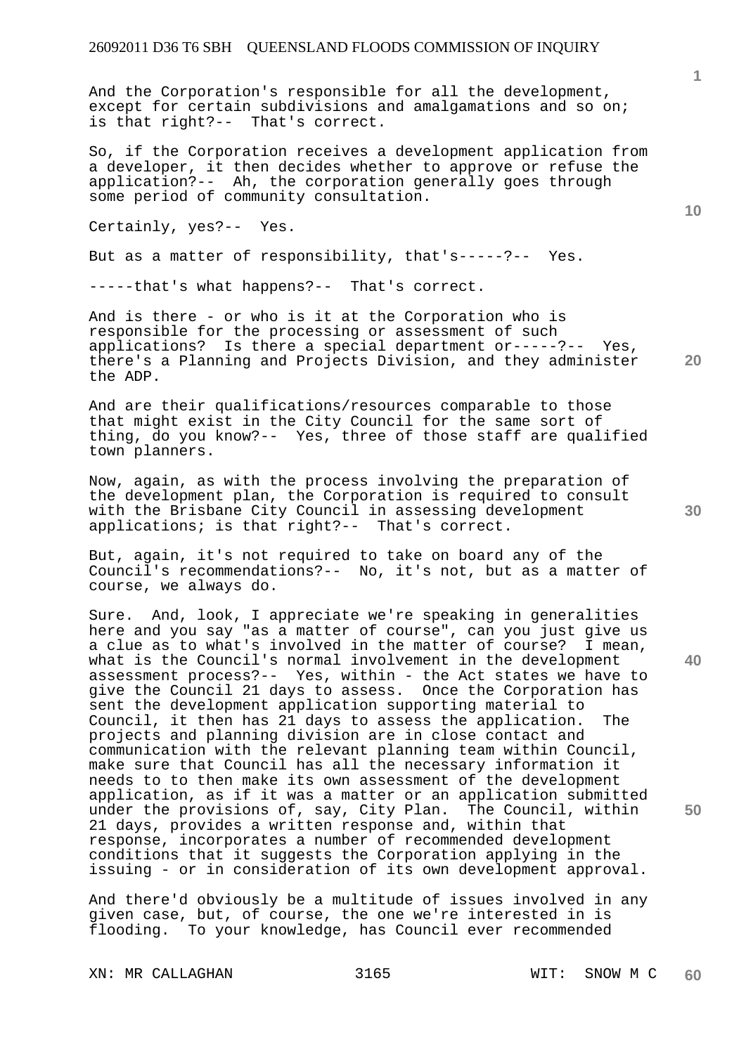And the Corporation's responsible for all the development, except for certain subdivisions and amalgamations and so on; is that right?-- That's correct.

So, if the Corporation receives a development application from a developer, it then decides whether to approve or refuse the application?-- Ah, the corporation generally goes through some period of community consultation.

Certainly, yes?-- Yes.

But as a matter of responsibility, that's-----?-- Yes.

-----that's what happens?-- That's correct.

And is there - or who is it at the Corporation who is responsible for the processing or assessment of such applications? Is there a special department or-----?-- Yes, there's a Planning and Projects Division, and they administer the ADP.

And are their qualifications/resources comparable to those that might exist in the City Council for the same sort of thing, do you know?-- Yes, three of those staff are qualified town planners.

Now, again, as with the process involving the preparation of the development plan, the Corporation is required to consult with the Brisbane City Council in assessing development applications; is that right?-- That's correct.

But, again, it's not required to take on board any of the Council's recommendations?-- No, it's not, but as a matter of course, we always do.

Sure. And, look, I appreciate we're speaking in generalities here and you say "as a matter of course", can you just give us a clue as to what's involved in the matter of course? I mean, what is the Council's normal involvement in the development assessment process?-- Yes, within - the Act states we have to give the Council 21 days to assess. Once the Corporation has sent the development application supporting material to Council, it then has 21 days to assess the application. The projects and planning division are in close contact and communication with the relevant planning team within Council, make sure that Council has all the necessary information it needs to to then make its own assessment of the development application, as if it was a matter or an application submitted under the provisions of, say, City Plan. The Council, within 21 days, provides a written response and, within that response, incorporates a number of recommended development conditions that it suggests the Corporation applying in the issuing - or in consideration of its own development approval.

And there'd obviously be a multitude of issues involved in any given case, but, of course, the one we're interested in is flooding. To your knowledge, has Council ever recommended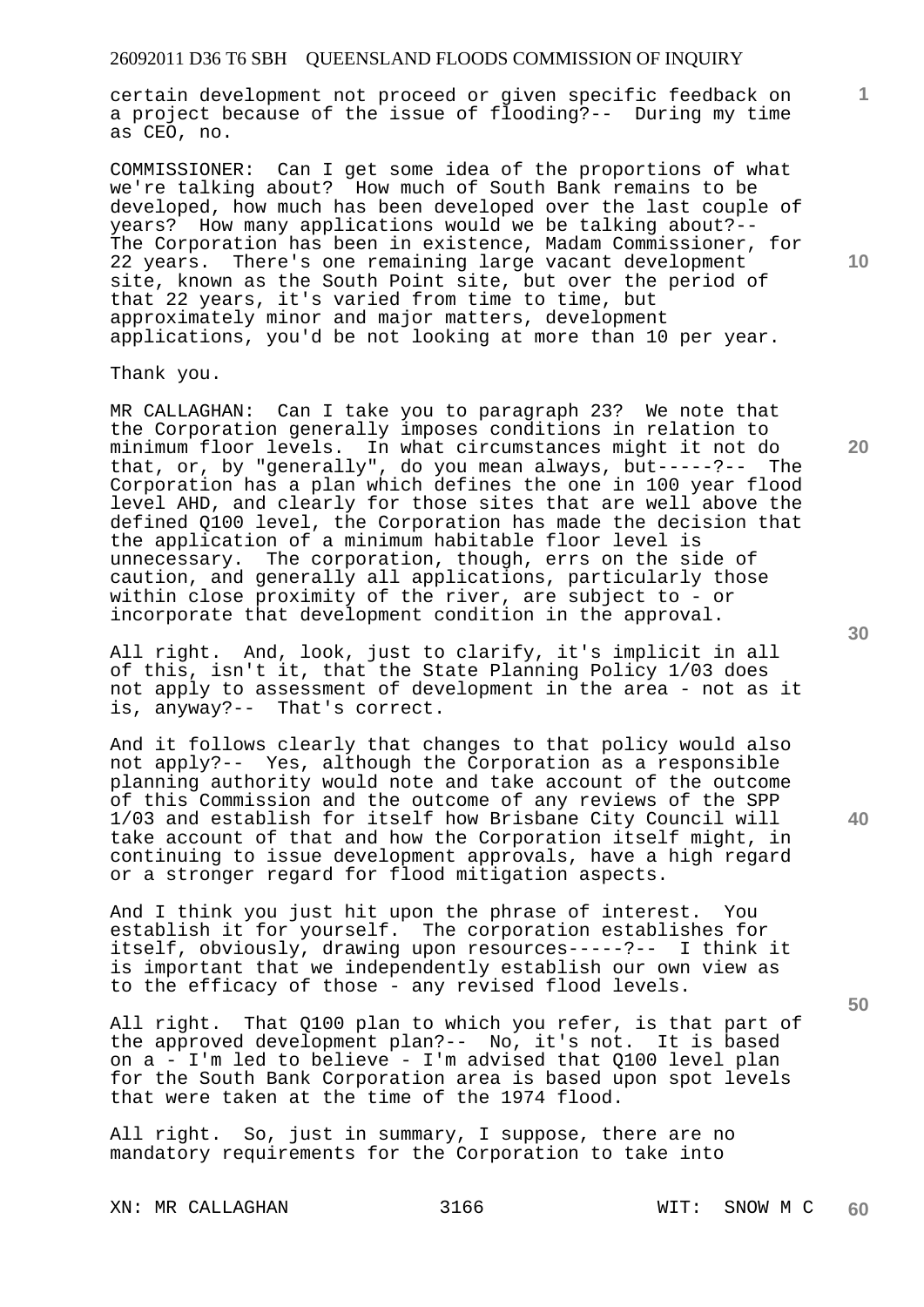certain development not proceed or given specific feedback on a project because of the issue of flooding?-- During my time as CEO, no.

COMMISSIONER: Can I get some idea of the proportions of what we're talking about? How much of South Bank remains to be developed, how much has been developed over the last couple of years? How many applications would we be talking about?-- The Corporation has been in existence, Madam Commissioner, for 22 years. There's one remaining large vacant development site, known as the South Point site, but over the period of that 22 years, it's varied from time to time, but approximately minor and major matters, development applications, you'd be not looking at more than 10 per year.

Thank you.

MR CALLAGHAN: Can I take you to paragraph 23? We note that the Corporation generally imposes conditions in relation to minimum floor levels. In what circumstances might it not do that, or, by "generally", do you mean always, but-----?-- The Corporation has a plan which defines the one in 100 year flood level AHD, and clearly for those sites that are well above the defined Q100 level, the Corporation has made the decision that the application of a minimum habitable floor level is unnecessary. The corporation, though, errs on the side of caution, and generally all applications, particularly those within close proximity of the river, are subject to - or incorporate that development condition in the approval.

All right. And, look, just to clarify, it's implicit in all of this, isn't it, that the State Planning Policy 1/03 does not apply to assessment of development in the area - not as it is, anyway?-- That's correct.

And it follows clearly that changes to that policy would also not apply?-- Yes, although the Corporation as a responsible planning authority would note and take account of the outcome of this Commission and the outcome of any reviews of the SPP 1/03 and establish for itself how Brisbane City Council will take account of that and how the Corporation itself might, in continuing to issue development approvals, have a high regard or a stronger regard for flood mitigation aspects.

And I think you just hit upon the phrase of interest. You establish it for yourself. The corporation establishes for itself, obviously, drawing upon resources-----?-- I think it is important that we independently establish our own view as to the efficacy of those - any revised flood levels.

All right. That Q100 plan to which you refer, is that part of the approved development plan?-- No, it's not. It is based on a - I'm led to believe - I'm advised that Q100 level plan for the South Bank Corporation area is based upon spot levels that were taken at the time of the 1974 flood.

All right. So, just in summary, I suppose, there are no mandatory requirements for the Corporation to take into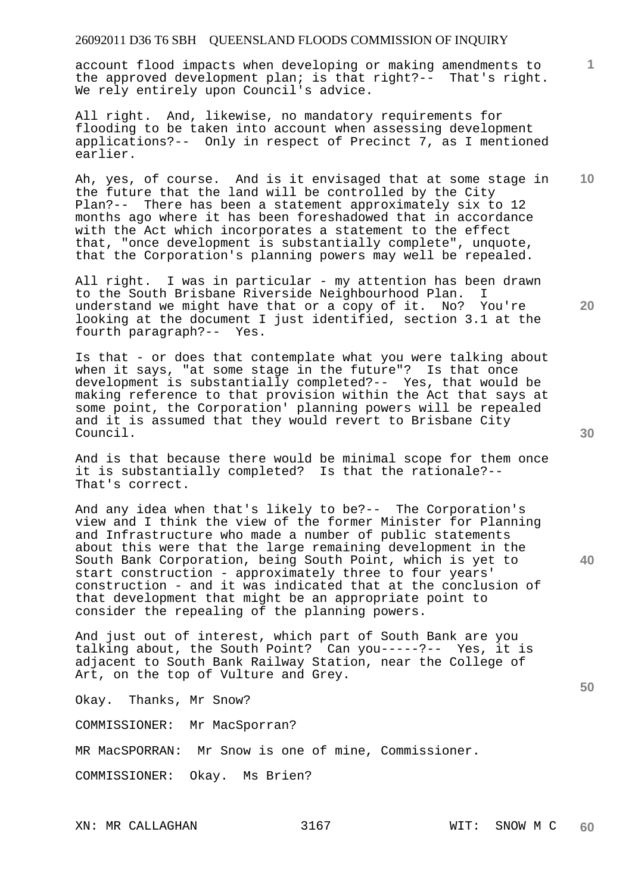account flood impacts when developing or making amendments to the approved development plan; is that right?-- That's right. We rely entirely upon Council's advice.

All right. And, likewise, no mandatory requirements for flooding to be taken into account when assessing development applications?-- Only in respect of Precinct 7, as I mentioned earlier.

Ah, yes, of course. And is it envisaged that at some stage in the future that the land will be controlled by the City Plan?-- There has been a statement approximately six to 12 months ago where it has been foreshadowed that in accordance with the Act which incorporates a statement to the effect that, "once development is substantially complete", unquote, that the Corporation's planning powers may well be repealed.

All right. I was in particular - my attention has been drawn to the South Brisbane Riverside Neighbourhood Plan. I understand we might have that or a copy of it. No? You're looking at the document I just identified, section 3.1 at the fourth paragraph?-- Yes.

Is that - or does that contemplate what you were talking about when it says, "at some stage in the future"? Is that once development is substantially completed?-- Yes, that would be making reference to that provision within the Act that says at some point, the Corporation' planning powers will be repealed and it is assumed that they would revert to Brisbane City Council.

And is that because there would be minimal scope for them once it is substantially completed? Is that the rationale?-- That's correct.

And any idea when that's likely to be?-- The Corporation's view and I think the view of the former Minister for Planning and Infrastructure who made a number of public statements about this were that the large remaining development in the South Bank Corporation, being South Point, which is yet to start construction - approximately three to four years' construction - and it was indicated that at the conclusion of that development that might be an appropriate point to consider the repealing of the planning powers.

And just out of interest, which part of South Bank are you talking about, the South Point? Can you-----?-- Yes, it is adjacent to South Bank Railway Station, near the College of Art, on the top of Vulture and Grey.

Okay. Thanks, Mr Snow?

COMMISSIONER: Mr MacSporran?

MR MacSPORRAN: Mr Snow is one of mine, Commissioner.

COMMISSIONER: Okay. Ms Brien?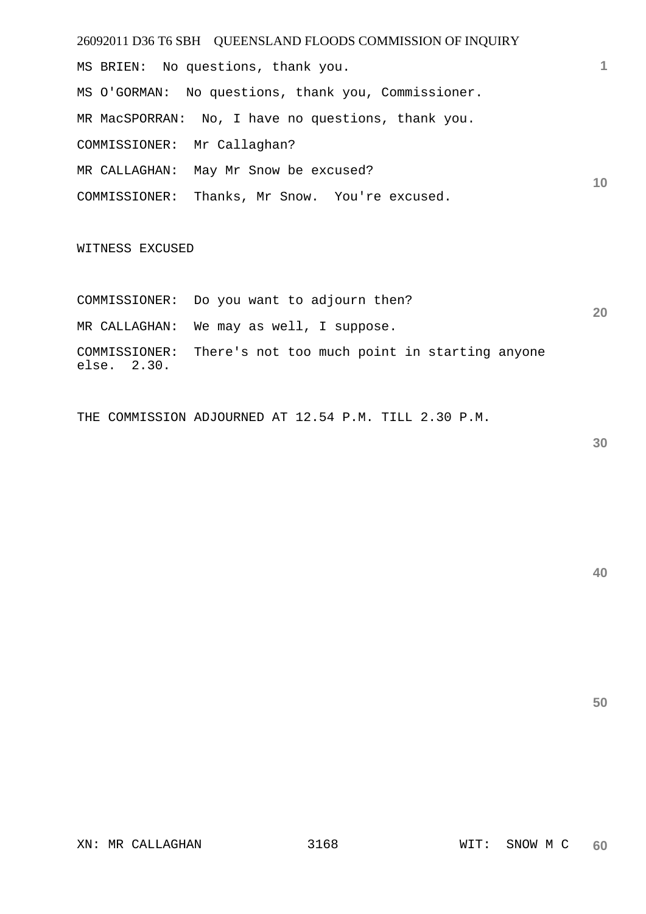MS BRIEN: No questions, thank you.

MS O'GORMAN: No questions, thank you, Commissioner.

MR MacSPORRAN: No, I have no questions, thank you.

COMMISSIONER: Mr Callaghan?

MR CALLAGHAN: May Mr Snow be excused?

COMMISSIONER: Thanks, Mr Snow. You're excused.

WITNESS EXCUSED

COMMISSIONER: Do you want to adjourn then?

MR CALLAGHAN: We may as well, I suppose.

COMMISSIONER: There's not too much point in starting anyone else. 2.30.

THE COMMISSION ADJOURNED AT 12.54 P.M. TILL 2.30 P.M.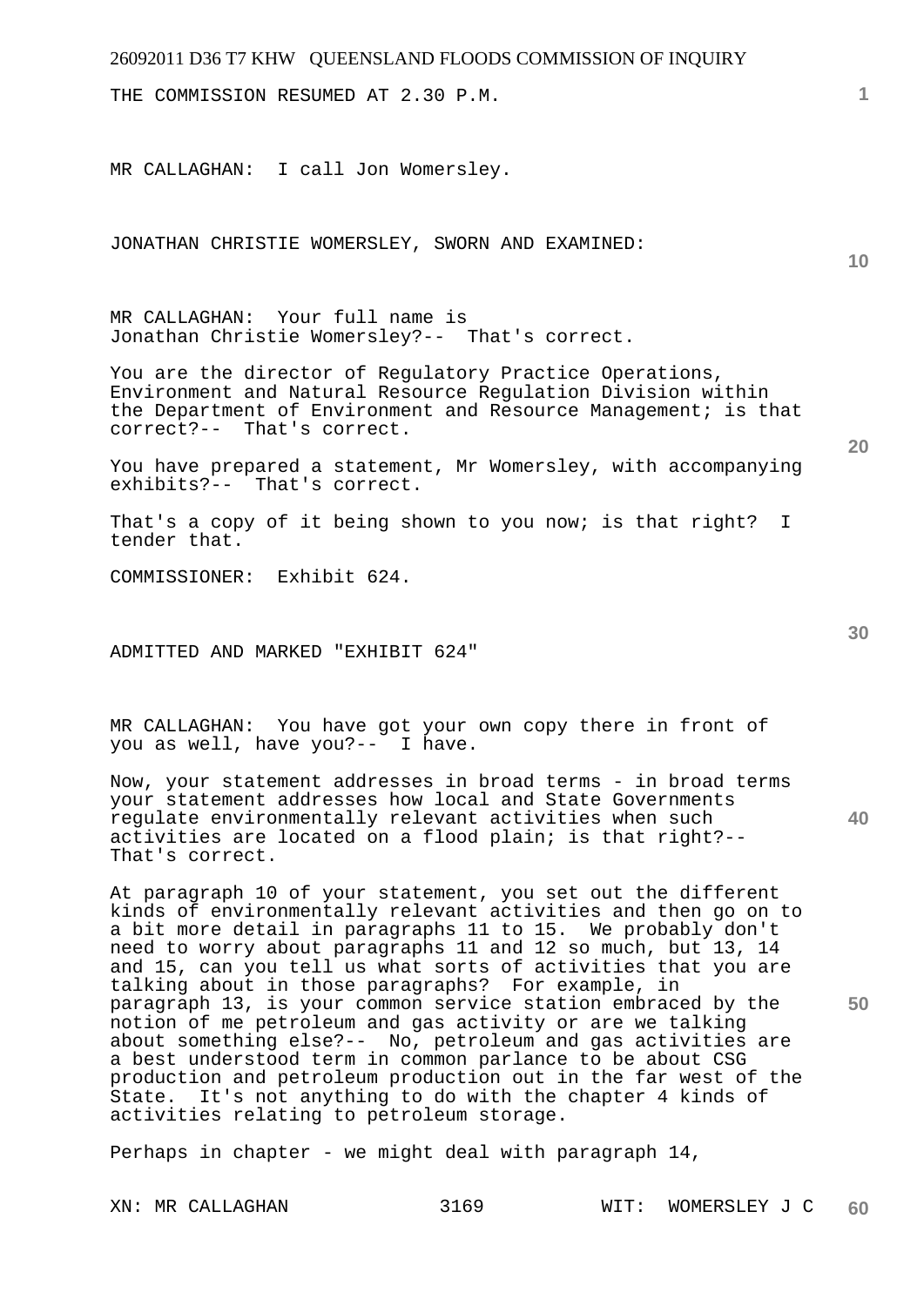THE COMMISSION RESUMED AT 2.30 P.M.

MR CALLAGHAN: I call Jon Womersley.

JONATHAN CHRISTIE WOMERSLEY, SWORN AND EXAMINED:

MR CALLAGHAN: Your full name is Jonathan Christie Womersley?-- That's correct.

You are the director of Regulatory Practice Operations, Environment and Natural Resource Regulation Division within the Department of Environment and Resource Management; is that correct?-- That's correct.

You have prepared a statement, Mr Womersley, with accompanying exhibits?-- That's correct.

That's a copy of it being shown to you now; is that right? I tender that.

COMMISSIONER: Exhibit 624.

ADMITTED AND MARKED "EXHIBIT 624"

MR CALLAGHAN: You have got your own copy there in front of you as well, have you?-- I have.

Now, your statement addresses in broad terms - in broad terms your statement addresses how local and State Governments regulate environmentally relevant activities when such activities are located on a flood plain; is that right?-- That's correct.

At paragraph 10 of your statement, you set out the different kinds of environmentally relevant activities and then go on to a bit more detail in paragraphs 11 to 15. We probably don't need to worry about paragraphs 11 and 12 so much, but 13, 14 and 15, can you tell us what sorts of activities that you are talking about in those paragraphs? For example, in paragraph 13, is your common service station embraced by the notion of me petroleum and gas activity or are we talking about something else?-- No, petroleum and gas activities are a best understood term in common parlance to be about CSG production and petroleum production out in the far west of the State. It's not anything to do with the chapter 4 kinds of activities relating to petroleum storage.

Perhaps in chapter - we might deal with paragraph 14,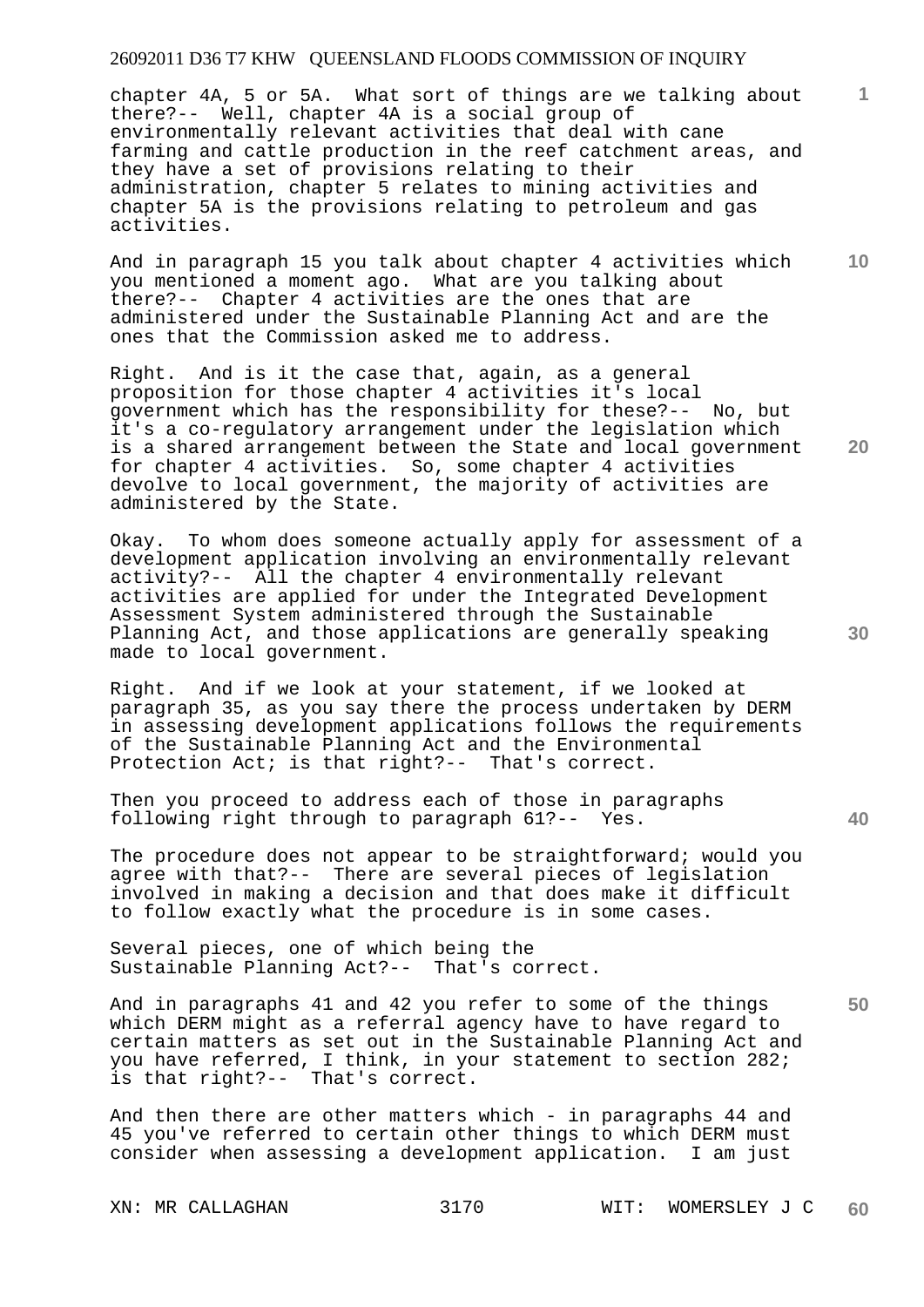chapter 4A, 5 or 5A. What sort of things are we talking about there?-- Well, chapter 4A is a social group of environmentally relevant activities that deal with cane farming and cattle production in the reef catchment areas, and they have a set of provisions relating to their administration, chapter 5 relates to mining activities and chapter 5A is the provisions relating to petroleum and gas activities.

And in paragraph 15 you talk about chapter 4 activities which you mentioned a moment ago. What are you talking about there?-- Chapter 4 activities are the ones that are administered under the Sustainable Planning Act and are the ones that the Commission asked me to address.

Right. And is it the case that, again, as a general proposition for those chapter 4 activities it's local government which has the responsibility for these?-- No, but it's a co-regulatory arrangement under the legislation which is a shared arrangement between the State and local government for chapter 4 activities. So, some chapter 4 activities devolve to local government, the majority of activities are administered by the State.

Okay. To whom does someone actually apply for assessment of a development application involving an environmentally relevant activity?-- All the chapter 4 environmentally relevant activities are applied for under the Integrated Development Assessment System administered through the Sustainable Planning Act, and those applications are generally speaking made to local government.

Right. And if we look at your statement, if we looked at paragraph 35, as you say there the process undertaken by DERM in assessing development applications follows the requirements of the Sustainable Planning Act and the Environmental Protection Act; is that right?-- That's correct.

Then you proceed to address each of those in paragraphs following right through to paragraph 61?-- Yes.

The procedure does not appear to be straightforward; would you agree with that?-- There are several pieces of legislation involved in making a decision and that does make it difficult to follow exactly what the procedure is in some cases.

Several pieces, one of which being the Sustainable Planning Act?-- That's correct.

And in paragraphs 41 and 42 you refer to some of the things which DERM might as a referral agency have to have regard to certain matters as set out in the Sustainable Planning Act and you have referred, I think, in your statement to section 282; is that right?-- That's correct.

And then there are other matters which - in paragraphs 44 and 45 you've referred to certain other things to which DERM must consider when assessing a development application. I am just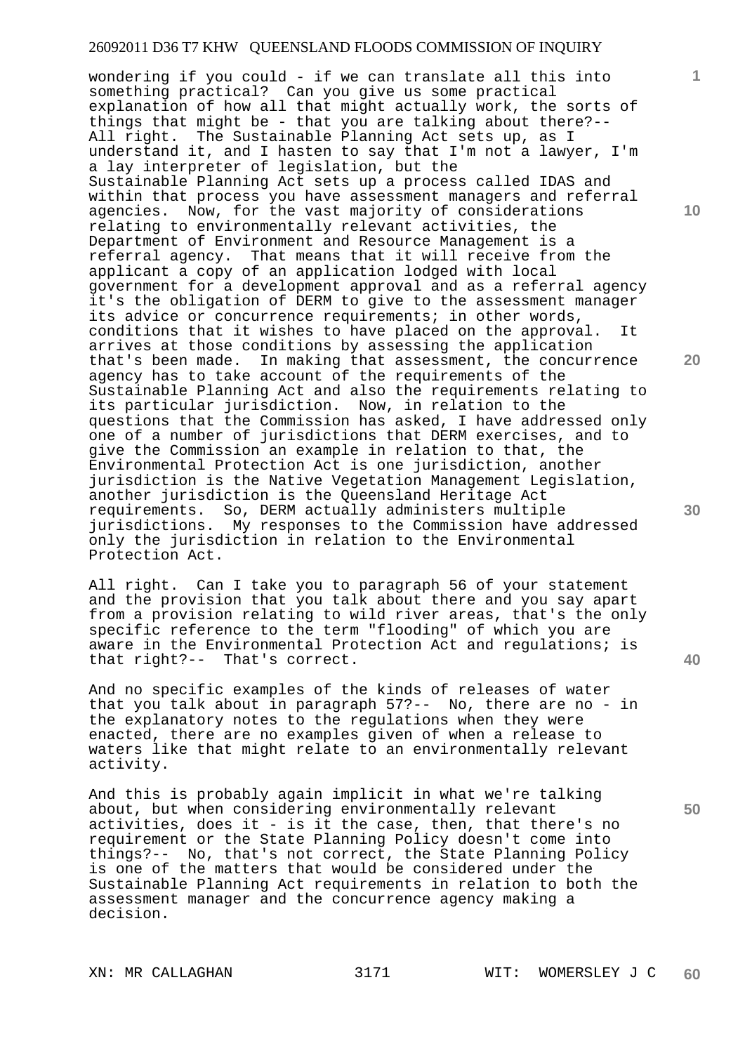wondering if you could - if we can translate all this into something practical? Can you give us some practical explanation of how all that might actually work, the sorts of things that might be - that you are talking about there?-- All right. The Sustainable Planning Act sets up, as I understand it, and I hasten to say that I'm not a lawyer, I'm a lay interpreter of legislation, but the Sustainable Planning Act sets up a process called IDAS and within that process you have assessment managers and referral agencies. Now, for the vast majority of considerations relating to environmentally relevant activities, the Department of Environment and Resource Management is a referral agency. That means that it will receive from the applicant a copy of an application lodged with local government for a development approval and as a referral agency it's the obligation of DERM to give to the assessment manager its advice or concurrence requirements; in other words, conditions that it wishes to have placed on the approval. It arrives at those conditions by assessing the application that's been made. In making that assessment, the concurrence agency has to take account of the requirements of the Sustainable Planning Act and also the requirements relating to its particular jurisdiction. Now, in relation to the questions that the Commission has asked, I have addressed only one of a number of jurisdictions that DERM exercises, and to give the Commission an example in relation to that, the Environmental Protection Act is one jurisdiction, another jurisdiction is the Native Vegetation Management Legislation, another jurisdiction is the Queensland Heritage Act requirements. So, DERM actually administers multiple jurisdictions. My responses to the Commission have addressed only the jurisdiction in relation to the Environmental Protection Act.

All right. Can I take you to paragraph 56 of your statement and the provision that you talk about there and you say apart from a provision relating to wild river areas, that's the only specific reference to the term "flooding" of which you are aware in the Environmental Protection Act and regulations; is that right?-- That's correct.

And no specific examples of the kinds of releases of water that you talk about in paragraph 57?-- No, there are no - in the explanatory notes to the regulations when they were enacted, there are no examples given of when a release to waters like that might relate to an environmentally relevant activity.

And this is probably again implicit in what we're talking about, but when considering environmentally relevant activities, does it - is it the case, then, that there's no requirement or the State Planning Policy doesn't come into things?-- No, that's not correct, the State Planning Policy is one of the matters that would be considered under the Sustainable Planning Act requirements in relation to both the assessment manager and the concurrence agency making a decision.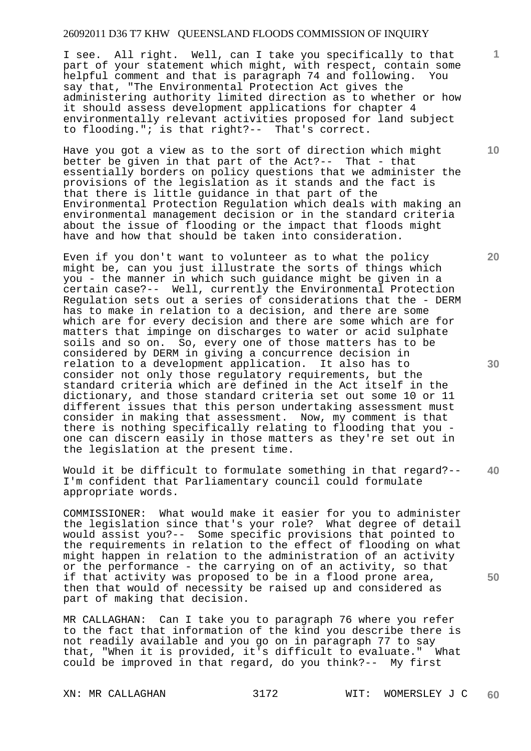I see. All right. Well, can I take you specifically to that part of your statement which might, with respect, contain some helpful comment and that is paragraph 74 and following. You say that, "The Environmental Protection Act gives the administering authority limited direction as to whether or how it should assess development applications for chapter 4 environmentally relevant activities proposed for land subject to flooding."; is that right?-- That's correct.

Have you got a view as to the sort of direction which might better be given in that part of the Act?-- That - that essentially borders on policy questions that we administer the provisions of the legislation as it stands and the fact is that there is little guidance in that part of the Environmental Protection Regulation which deals with making an environmental management decision or in the standard criteria about the issue of flooding or the impact that floods might have and how that should be taken into consideration.

Even if you don't want to volunteer as to what the policy might be, can you just illustrate the sorts of things which you - the manner in which such guidance might be given in a certain case?-- Well, currently the Environmental Protection Regulation sets out a series of considerations that the - DERM has to make in relation to a decision, and there are some which are for every decision and there are some which are for matters that impinge on discharges to water or acid sulphate soils and so on. So, every one of those matters has to be considered by DERM in giving a concurrence decision in relation to a development application. It also has to consider not only those regulatory requirements, but the standard criteria which are defined in the Act itself in the dictionary, and those standard criteria set out some 10 or 11 different issues that this person undertaking assessment must consider in making that assessment. Now, my comment is that there is nothing specifically relating to flooding that you - one can discern easily in those matters as they're set out in the legislation at the present time.

Would it be difficult to formulate something in that regard?-- I'm confident that Parliamentary council could formulate appropriate words.

COMMISSIONER: What would make it easier for you to administer the legislation since that's your role? What degree of detail would assist you?-- Some specific provisions that pointed to the requirements in relation to the effect of flooding on what might happen in relation to the administration of an activity or the performance - the carrying on of an activity, so that if that activity was proposed to be in a flood prone area, then that would of necessity be raised up and considered as part of making that decision.

MR CALLAGHAN: Can I take you to paragraph 76 where you refer to the fact that information of the kind you describe there is not readily available and you go on in paragraph 77 to say that, "When it is provided, it's difficult to evaluate." What could be improved in that regard, do you think?-- My first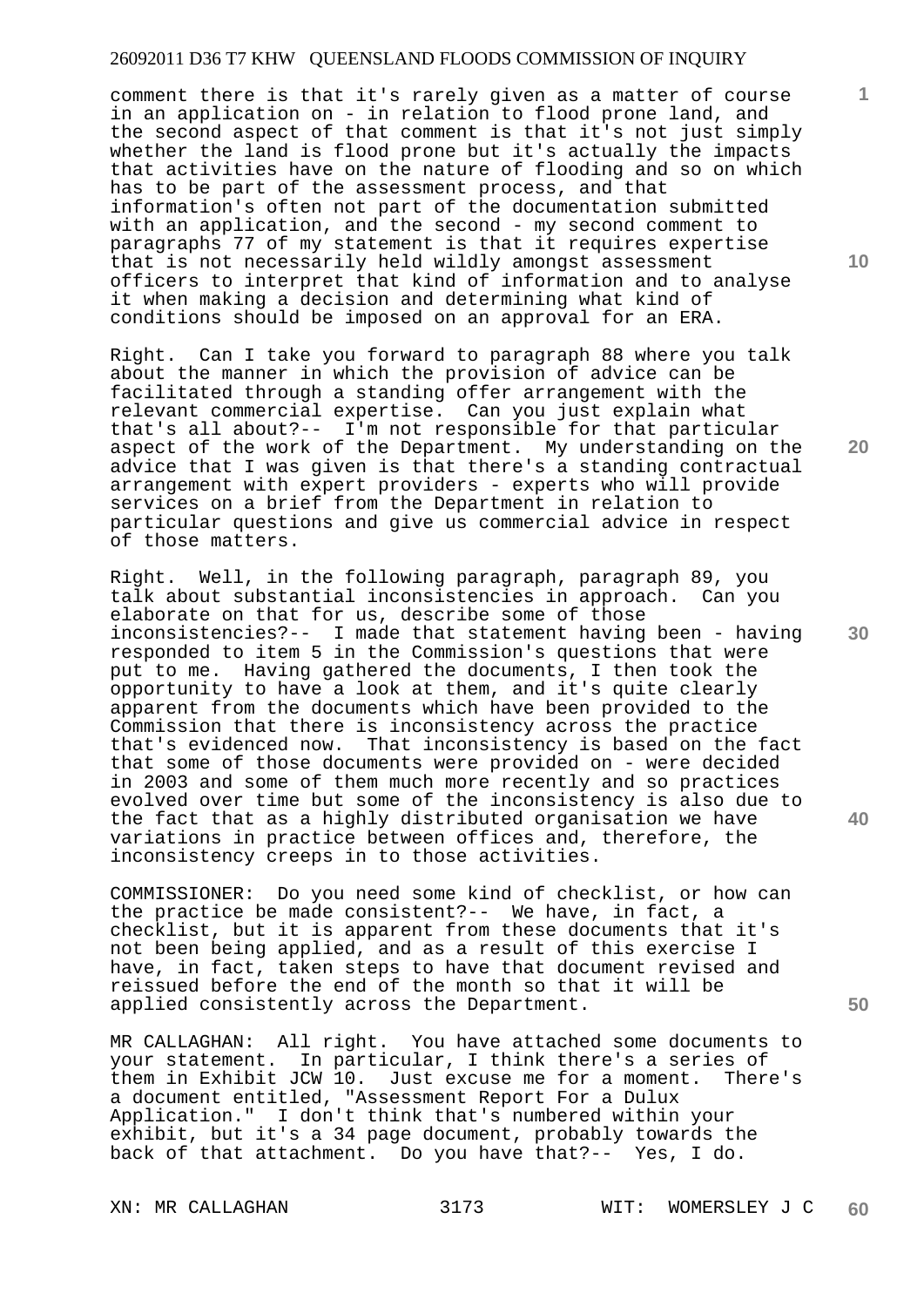comment there is that it's rarely given as a matter of course in an application on - in relation to flood prone land, and the second aspect of that comment is that it's not just simply whether the land is flood prone but it's actually the impacts that activities have on the nature of flooding and so on which has to be part of the assessment process, and that information's often not part of the documentation submitted with an application, and the second - my second comment to paragraphs 77 of my statement is that it requires expertise that is not necessarily held wildly amongst assessment officers to interpret that kind of information and to analyse it when making a decision and determining what kind of conditions should be imposed on an approval for an ERA.

Right. Can I take you forward to paragraph 88 where you talk about the manner in which the provision of advice can be facilitated through a standing offer arrangement with the relevant commercial expertise. Can you just explain what that's all about?-- I'm not responsible for that particular aspect of the work of the Department. My understanding on the advice that I was given is that there's a standing contractual arrangement with expert providers - experts who will provide services on a brief from the Department in relation to particular questions and give us commercial advice in respect of those matters.

Right. Well, in the following paragraph, paragraph 89, you talk about substantial inconsistencies in approach. Can you elaborate on that for us, describe some of those inconsistencies?-- I made that statement having been - having responded to item 5 in the Commission's questions that were put to me. Having gathered the documents, I then took the opportunity to have a look at them, and it's quite clearly apparent from the documents which have been provided to the Commission that there is inconsistency across the practice that's evidenced now. That inconsistency is based on the fact that some of those documents were provided on - were decided in 2003 and some of them much more recently and so practices evolved over time but some of the inconsistency is also due to the fact that as a highly distributed organisation we have variations in practice between offices and, therefore, the inconsistency creeps in to those activities.

COMMISSIONER: Do you need some kind of checklist, or how can the practice be made consistent?-- We have, in fact, a checklist, but it is apparent from these documents that it's not been being applied, and as a result of this exercise I have, in fact, taken steps to have that document revised and reissued before the end of the month so that it will be applied consistently across the Department.

MR CALLAGHAN: All right. You have attached some documents to your statement. In particular, I think there's a series of them in Exhibit JCW 10. Just excuse me for a moment. There's a document entitled, "Assessment Report For a Dulux Application." I don't think that's numbered within your exhibit, but it's a 34 page document, probably towards the back of that attachment. Do you have that?-- Yes, I do.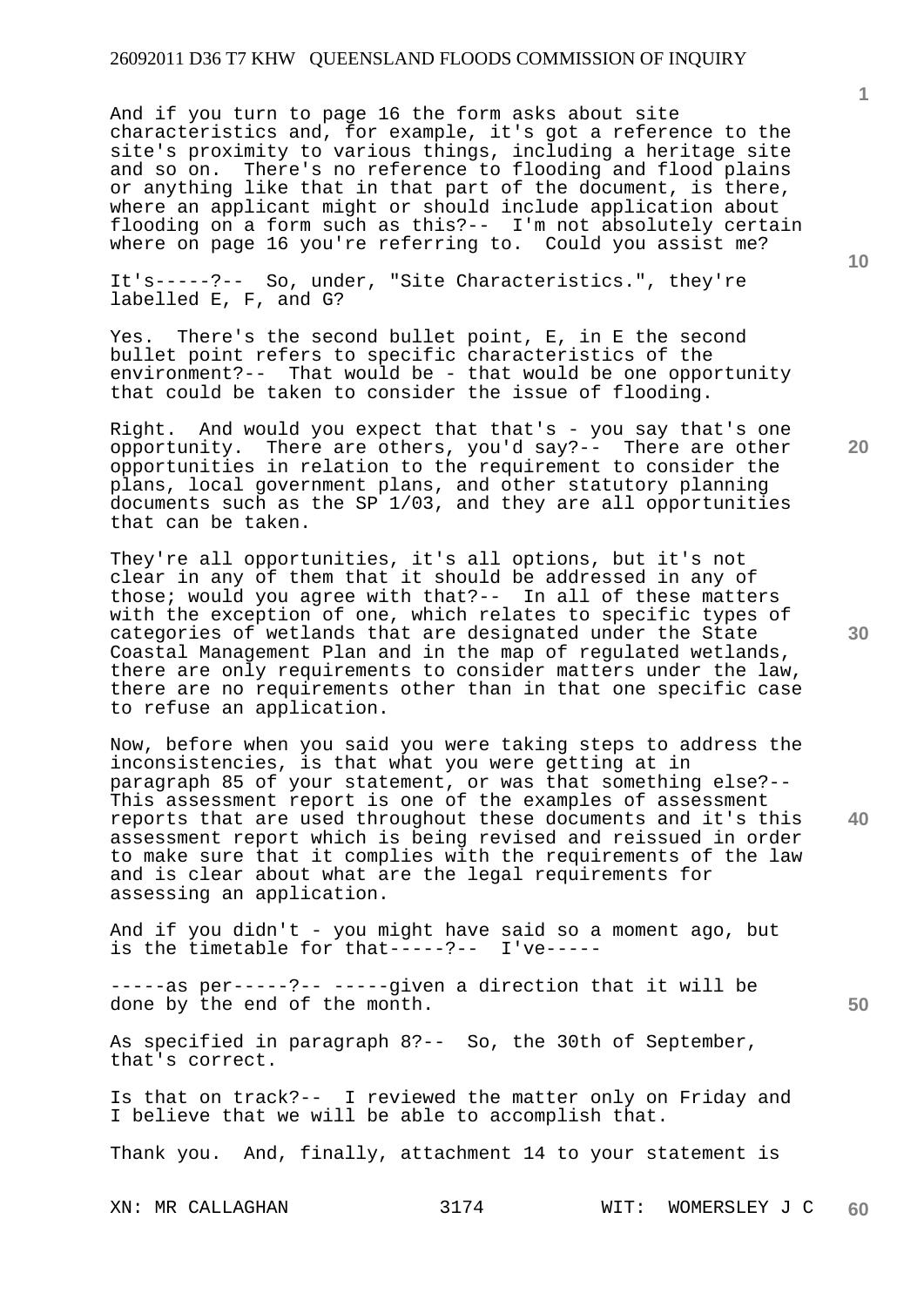And if you turn to page 16 the form asks about site characteristics and, for example, it's got a reference to the site's proximity to various things, including a heritage site and so on. There's no reference to flooding and flood plains or anything like that in that part of the document, is there, where an applicant might or should include application about flooding on a form such as this?-- I'm not absolutely certain where on page 16 you're referring to. Could you assist me?

It's-----?-- So, under, "Site Characteristics.", they're labelled E, F, and G?

Yes. There's the second bullet point, E, in E the second bullet point refers to specific characteristics of the environment?-- That would be - that would be one opportunity that could be taken to consider the issue of flooding.

Right. And would you expect that that's - you say that's one opportunity. There are others, you'd say?-- There are other opportunities in relation to the requirement to consider the plans, local government plans, and other statutory planning documents such as the SP 1/03, and they are all opportunities that can be taken.

They're all opportunities, it's all options, but it's not clear in any of them that it should be addressed in any of those; would you agree with that?-- In all of these matters with the exception of one, which relates to specific types of categories of wetlands that are designated under the State Coastal Management Plan and in the map of regulated wetlands, there are only requirements to consider matters under the law, there are no requirements other than in that one specific case to refuse an application.

Now, before when you said you were taking steps to address the inconsistencies, is that what you were getting at in paragraph 85 of your statement, or was that something else?-- This assessment report is one of the examples of assessment reports that are used throughout these documents and it's this assessment report which is being revised and reissued in order to make sure that it complies with the requirements of the law and is clear about what are the legal requirements for assessing an application.

And if you didn't - you might have said so a moment ago, but is the timetable for that-----?-- I've-----

-----as per-----?-- -----given a direction that it will be done by the end of the month.

As specified in paragraph 8?-- So, the 30th of September, that's correct.

Is that on track?-- I reviewed the matter only on Friday and I believe that we will be able to accomplish that.

Thank you. And, finally, attachment 14 to your statement is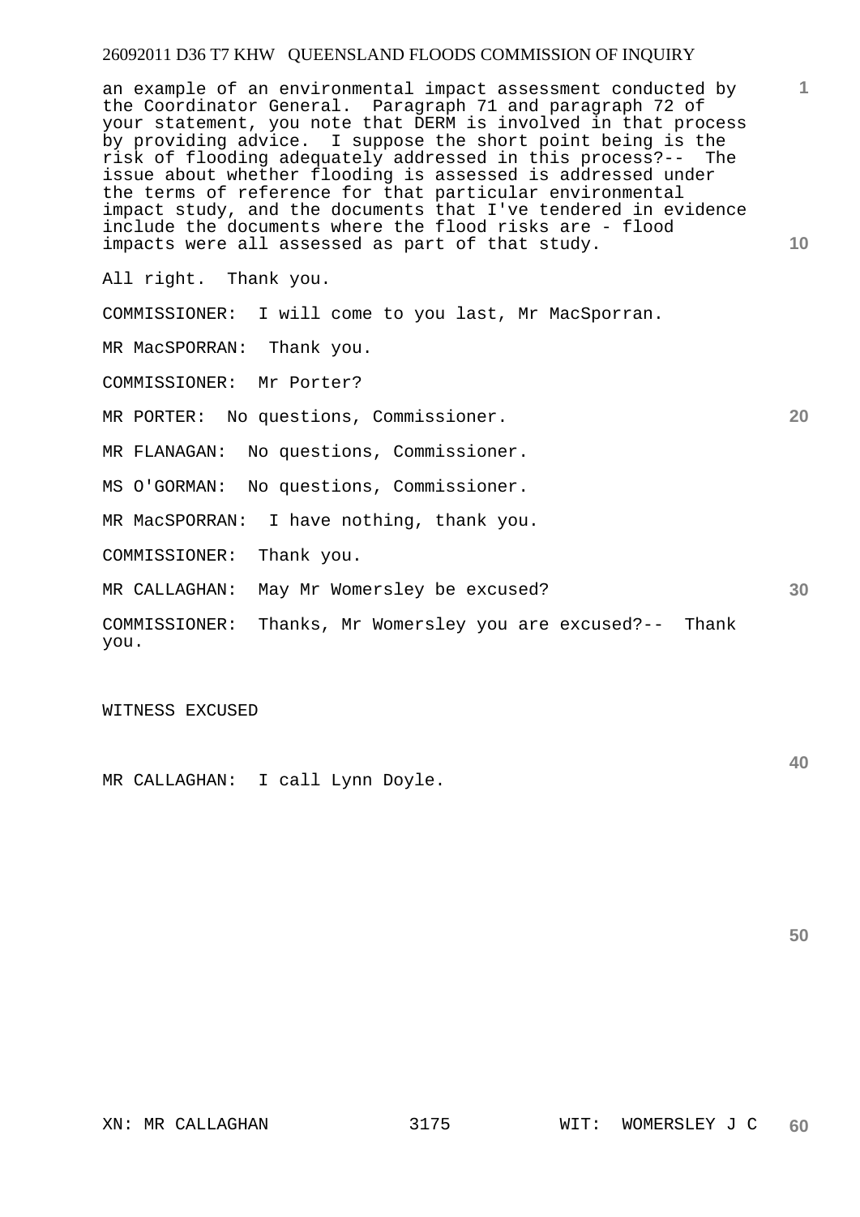an example of an environmental impact assessment conducted by the Coordinator General. Paragraph 71 and paragraph 72 of your statement, you note that DERM is involved in that process by providing advice. I suppose the short point being is the risk of flooding adequately addressed in this process?-- The issue about whether flooding is assessed is addressed under the terms of reference for that particular environmental impact study, and the documents that I've tendered in evidence include the documents where the flood risks are - flood impacts were all assessed as part of that study.

All right. Thank you.

COMMISSIONER: I will come to you last, Mr MacSporran.

MR MacSPORRAN: Thank you.

COMMISSIONER: Mr Porter?

MR PORTER: No questions, Commissioner.

MR FLANAGAN: No questions, Commissioner.

MS O'GORMAN: No questions, Commissioner.

MR MacSPORRAN: I have nothing, thank you.

COMMISSIONER: Thank you.

MR CALLAGHAN: May Mr Womersley be excused?

COMMISSIONER: Thanks, Mr Womersley you are excused?-- Thank you.

WITNESS EXCUSED

MR CALLAGHAN: I call Lynn Doyle.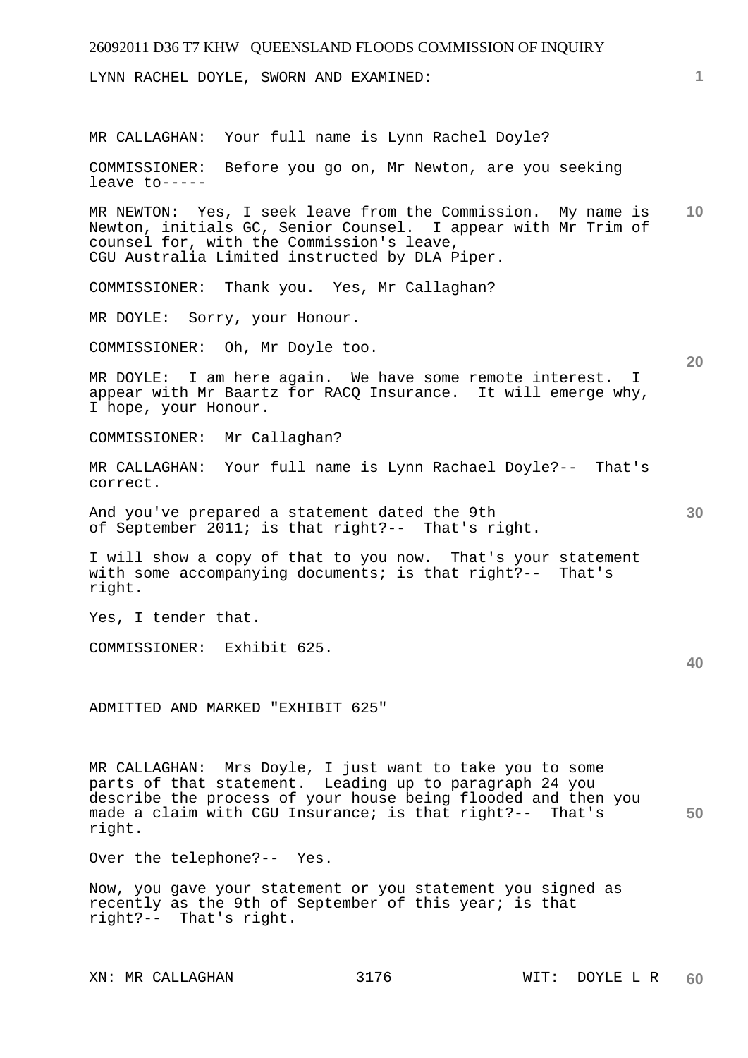LYNN RACHEL DOYLE, SWORN AND EXAMINED:

MR CALLAGHAN: Your full name is Lynn Rachel Doyle?

COMMISSIONER: Before you go on, Mr Newton, are you seeking leave to-----

MR NEWTON: Yes, I seek leave from the Commission. My name is Newton, initials GC, Senior Counsel. I appear with Mr Trim of counsel for, with the Commission's leave, CGU Australia Limited instructed by DLA Piper.

COMMISSIONER: Thank you. Yes, Mr Callaghan?

MR DOYLE: Sorry, your Honour.

COMMISSIONER: Oh, Mr Doyle too.

MR DOYLE: I am here again. We have some remote interest. I appear with Mr Baartz for RACQ Insurance. It will emerge why, I hope, your Honour.

COMMISSIONER: Mr Callaghan?

MR CALLAGHAN: Your full name is Lynn Rachael Doyle?-- That's correct.

And you've prepared a statement dated the 9th of September 2011; is that right?-- That's right.

I will show a copy of that to you now. That's your statement with some accompanying documents; is that right?-- That's right.

Yes, I tender that.

COMMISSIONER: Exhibit 625.

ADMITTED AND MARKED "EXHIBIT 625"

MR CALLAGHAN: Mrs Doyle, I just want to take you to some parts of that statement. Leading up to paragraph 24 you describe the process of your house being flooded and then you made a claim with CGU Insurance; is that right?-- That's right.

Over the telephone?-- Yes.

Now, you gave your statement or you statement you signed as recently as the 9th of September of this year; is that right?-- That's right.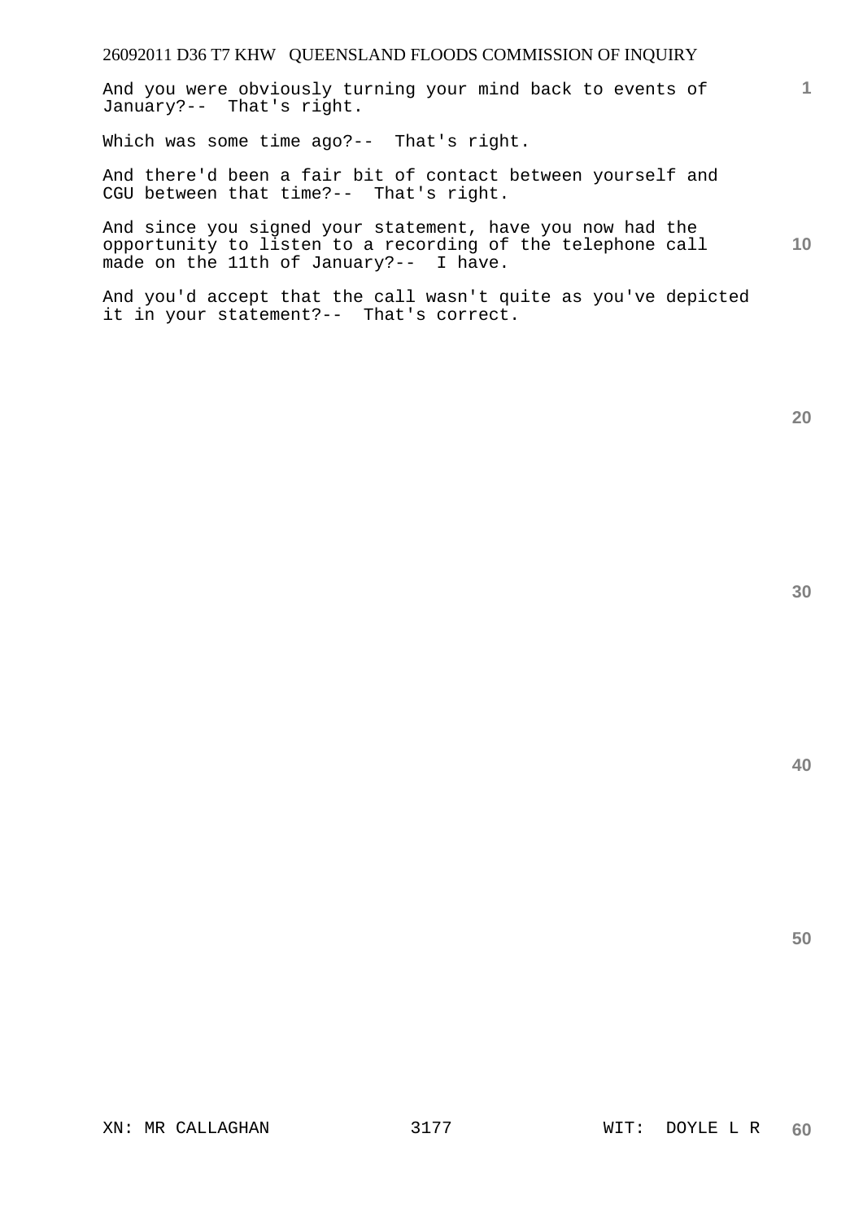And you were obviously turning your mind back to events of January?-- That's right.

Which was some time ago?-- That's right.

And there'd been a fair bit of contact between yourself and CGU between that time?-- That's right.

And since you signed your statement, have you now had the opportunity to listen to a recording of the telephone call made on the 11th of January?-- I have.

And you'd accept that the call wasn't quite as you've depicted it in your statement?-- That's correct.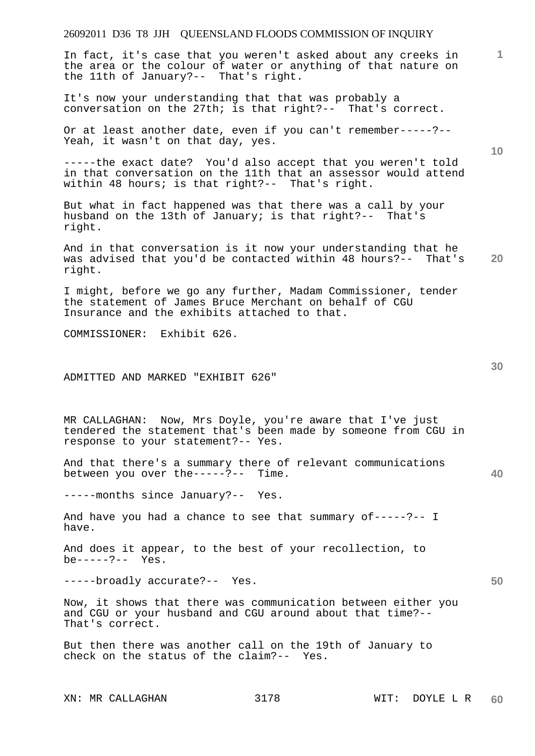In fact, it's case that you weren't asked about any creeks in the area or the colour of water or anything of that nature on the 11th of January?-- That's right.

It's now your understanding that that was probably a conversation on the 27th; is that right?-- That's correct.

Or at least another date, even if you can't remember-----?-- Yeah, it wasn't on that day, yes.

-----the exact date? You'd also accept that you weren't told in that conversation on the 11th that an assessor would attend within 48 hours; is that right?-- That's right.

But what in fact happened was that there was a call by your husband on the 13th of January; is that right?-- That's right.

And in that conversation is it now your understanding that he was advised that you'd be contacted within 48 hours?-- That's right.

I might, before we go any further, Madam Commissioner, tender the statement of James Bruce Merchant on behalf of CGU Insurance and the exhibits attached to that.

COMMISSIONER: Exhibit 626.

ADMITTED AND MARKED "EXHIBIT 626"

MR CALLAGHAN: Now, Mrs Doyle, you're aware that I've just tendered the statement that's been made by someone from CGU in response to your statement?-- Yes.

And that there's a summary there of relevant communications between you over the-----?-- Time.

-----months since January?-- Yes.

And have you had a chance to see that summary of-----?-- I have.

And does it appear, to the best of your recollection, to be-----?-- Yes.

-----broadly accurate?-- Yes.

Now, it shows that there was communication between either you and CGU or your husband and CGU around about that time?-- That's correct.

But then there was another call on the 19th of January to check on the status of the claim?-- Yes.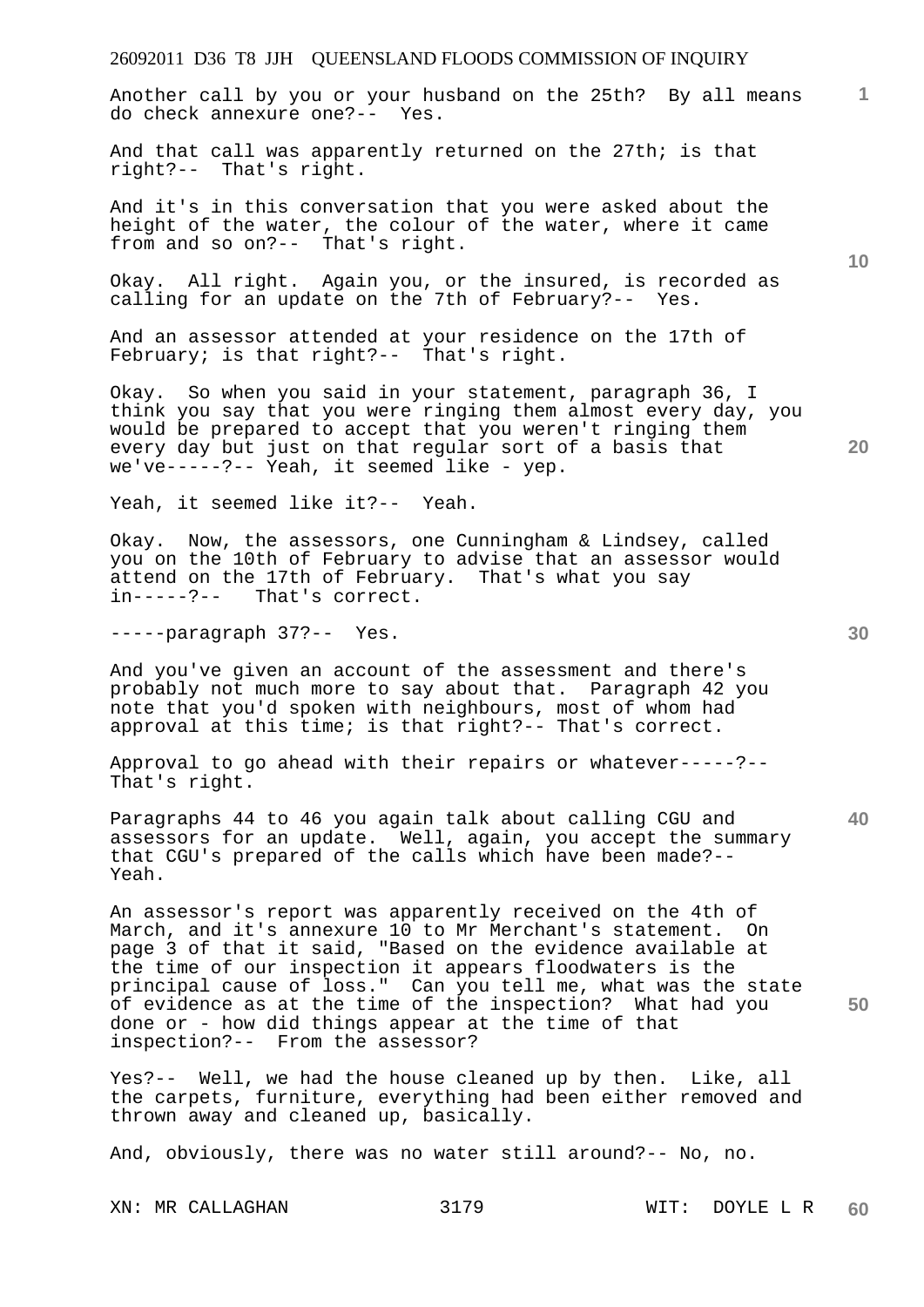Another call by you or your husband on the 25th? By all means do check annexure one?-- Yes.

And that call was apparently returned on the 27th; is that right?-- That's right.

And it's in this conversation that you were asked about the height of the water, the colour of the water, where it came from and so on?-- That's right.

Okay. All right. Again you, or the insured, is recorded as calling for an update on the 7th of February?-- Yes.

And an assessor attended at your residence on the 17th of February; is that right?-- That's right.

Okay. So when you said in your statement, paragraph 36, I think you say that you were ringing them almost every day, you would be prepared to accept that you weren't ringing them every day but just on that regular sort of a basis that we've-----?-- Yeah, it seemed like - yep.

Yeah, it seemed like it?-- Yeah.

Okay. Now, the assessors, one Cunningham & Lindsey, called you on the 10th of February to advise that an assessor would attend on the 17th of February. That's what you say in-----?-- That's correct.

-----paragraph 37?-- Yes.

And you've given an account of the assessment and there's probably not much more to say about that. Paragraph 42 you note that you'd spoken with neighbours, most of whom had approval at this time; is that right?-- That's correct.

Approval to go ahead with their repairs or whatever-----?-- That's right.

Paragraphs 44 to 46 you again talk about calling CGU and assessors for an update. Well, again, you accept the summary that CGU's prepared of the calls which have been made?-- Yeah.

An assessor's report was apparently received on the 4th of March, and it's annexure 10 to Mr Merchant's statement. On page 3 of that it said, "Based on the evidence available at the time of our inspection it appears floodwaters is the principal cause of loss." Can you tell me, what was the state of evidence as at the time of the inspection? What had you done or - how did things appear at the time of that inspection?-- From the assessor?

Yes?-- Well, we had the house cleaned up by then. Like, all the carpets, furniture, everything had been either removed and thrown away and cleaned up, basically.

And, obviously, there was no water still around?-- No, no.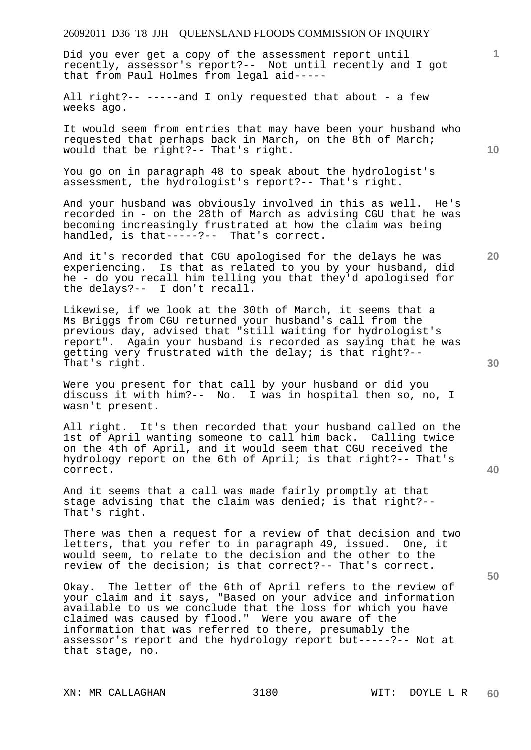Did you ever get a copy of the assessment report until recently, assessor's report?-- Not until recently and I got that from Paul Holmes from legal aid-----

All right?-- -----and I only requested that about - a few weeks ago.

It would seem from entries that may have been your husband who requested that perhaps back in March, on the 8th of March; would that be right?-- That's right.

You go on in paragraph 48 to speak about the hydrologist's assessment, the hydrologist's report?-- That's right.

And your husband was obviously involved in this as well. He's recorded in - on the 28th of March as advising CGU that he was becoming increasingly frustrated at how the claim was being handled, is that-----?-- That's correct.

And it's recorded that CGU apologised for the delays he was experiencing. Is that as related to you by your husband, did he - do you recall him telling you that they'd apologised for the delays?-- I don't recall.

Likewise, if we look at the 30th of March, it seems that a Ms Briggs from CGU returned your husband's call from the previous day, advised that "still waiting for hydrologist's report". Again your husband is recorded as saying that he was getting very frustrated with the delay; is that right?-- That's right.

Were you present for that call by your husband or did you discuss it with him?-- No. I was in hospital then so, no, I wasn't present.

All right. It's then recorded that your husband called on the 1st of April wanting someone to call him back. Calling twice on the 4th of April, and it would seem that CGU received the hydrology report on the 6th of April; is that right?-- That's correct.

And it seems that a call was made fairly promptly at that stage advising that the claim was denied; is that right?-- That's right.

There was then a request for a review of that decision and two letters, that you refer to in paragraph 49, issued. One, it would seem, to relate to the decision and the other to the review of the decision; is that correct?-- That's correct.

Okay. The letter of the 6th of April refers to the review of your claim and it says, "Based on your advice and information available to us we conclude that the loss for which you have claimed was caused by flood." Were you aware of the information that was referred to there, presumably the assessor's report and the hydrology report but-----?-- Not at that stage, no.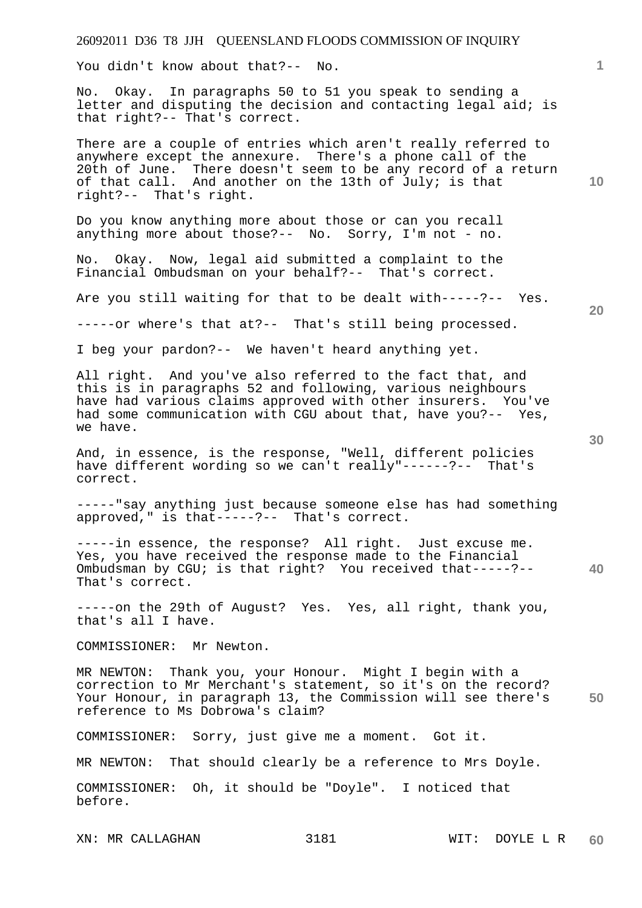You didn't know about that?-- No.

No. Okay. In paragraphs 50 to 51 you speak to sending a letter and disputing the decision and contacting legal aid; is that right?-- That's correct.

There are a couple of entries which aren't really referred to anywhere except the annexure. There's a phone call of the 20th of June. There doesn't seem to be any record of a return of that call. And another on the 13th of July; is that right?-- That's right.

Do you know anything more about those or can you recall anything more about those?-- No. Sorry, I'm not - no.

No. Okay. Now, legal aid submitted a complaint to the Financial Ombudsman on your behalf?-- That's correct.

Are you still waiting for that to be dealt with-----?-- Yes.

-----or where's that at?-- That's still being processed.

I beg your pardon?-- We haven't heard anything yet.

All right. And you've also referred to the fact that, and this is in paragraphs 52 and following, various neighbours have had various claims approved with other insurers. You've had some communication with CGU about that, have you?-- Yes, we have.

And, in essence, is the response, "Well, different policies have different wording so we can't really"------?-- That's correct.

-----"say anything just because someone else has had something approved," is that-----?-- That's correct.

-----in essence, the response? All right. Just excuse me. Yes, you have received the response made to the Financial Ombudsman by CGU; is that right? You received that-----?-- That's correct.

-----on the 29th of August? Yes. Yes, all right, thank you, that's all I have.

COMMISSIONER: Mr Newton.

MR NEWTON: Thank you, your Honour. Might I begin with a correction to Mr Merchant's statement, so it's on the record? Your Honour, in paragraph 13, the Commission will see there's reference to Ms Dobrowa's claim?

COMMISSIONER: Sorry, just give me a moment. Got it.

MR NEWTON: That should clearly be a reference to Mrs Doyle.

COMMISSIONER: Oh, it should be "Doyle". I noticed that before.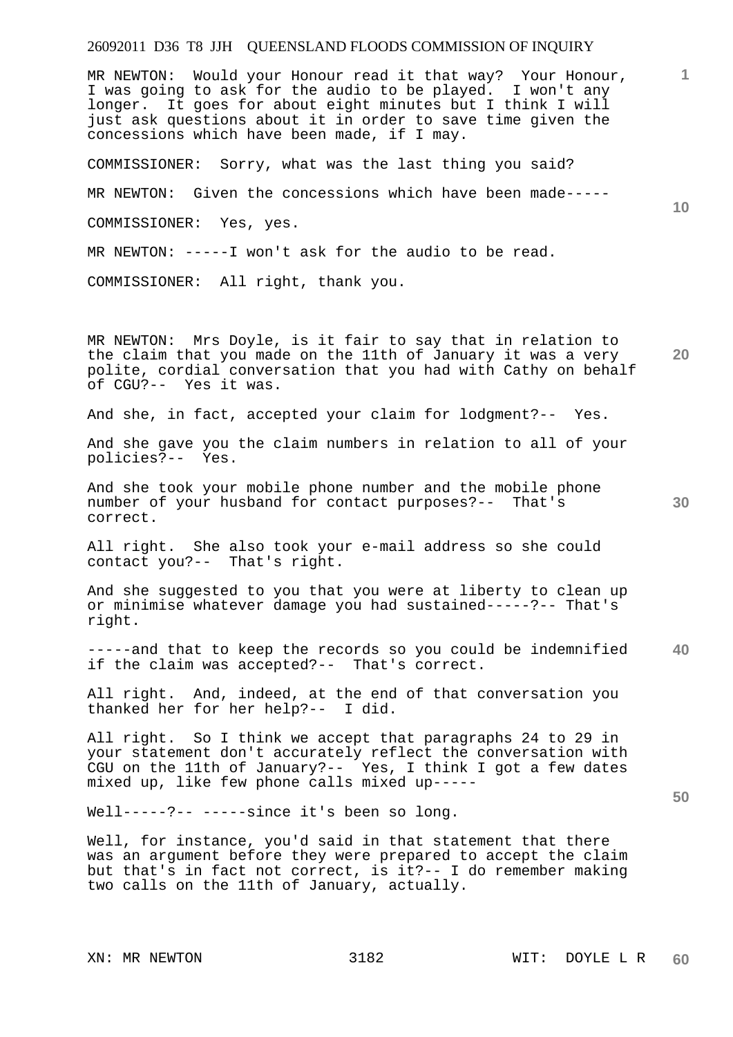MR NEWTON: Would your Honour read it that way? Your Honour, I was going to ask for the audio to be played. I won't any longer. It goes for about eight minutes but I think I will just ask questions about it in order to save time given the concessions which have been made, if I may.

COMMISSIONER: Sorry, what was the last thing you said?

MR NEWTON: Given the concessions which have been made-----

COMMISSIONER: Yes, yes.

MR NEWTON: -----I won't ask for the audio to be read.

COMMISSIONER: All right, thank you.

MR NEWTON: Mrs Doyle, is it fair to say that in relation to the claim that you made on the 11th of January it was a very polite, cordial conversation that you had with Cathy on behalf of CGU?-- Yes it was.

And she, in fact, accepted your claim for lodgment?-- Yes.

And she gave you the claim numbers in relation to all of your policies?-- Yes.

And she took your mobile phone number and the mobile phone number of your husband for contact purposes?-- That's correct.

All right. She also took your e-mail address so she could contact you?-- That's right.

And she suggested to you that you were at liberty to clean up or minimise whatever damage you had sustained-----?-- That's right.

-----and that to keep the records so you could be indemnified if the claim was accepted?-- That's correct.

All right. And, indeed, at the end of that conversation you thanked her for her help?-- I did.

All right. So I think we accept that paragraphs 24 to 29 in your statement don't accurately reflect the conversation with CGU on the 11th of January?-- Yes, I think I got a few dates mixed up, like few phone calls mixed up-----

Well-----?-- -----since it's been so long.

Well, for instance, you'd said in that statement that there was an argument before they were prepared to accept the claim but that's in fact not correct, is it?-- I do remember making two calls on the 11th of January, actually.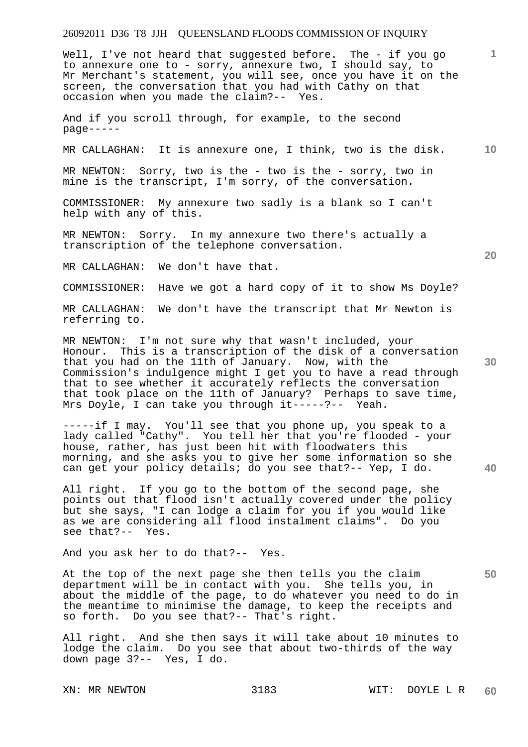Well, I've not heard that suggested before. The - if you go to annexure one to - sorry, annexure two, I should say, to Mr Merchant's statement, you will see, once you have it on the screen, the conversation that you had with Cathy on that occasion when you made the claim?-- Yes.

And if you scroll through, for example, to the second page-----

MR CALLAGHAN: It is annexure one, I think, two is the disk.

MR NEWTON: Sorry, two is the - two is the - sorry, two in mine is the transcript, I'm sorry, of the conversation.

COMMISSIONER: My annexure two sadly is a blank so I can't help with any of this.

MR NEWTON: Sorry. In my annexure two there's actually a transcription of the telephone conversation.

MR CALLAGHAN: We don't have that.

COMMISSIONER: Have we got a hard copy of it to show Ms Doyle?

MR CALLAGHAN: We don't have the transcript that Mr Newton is referring to.

MR NEWTON: I'm not sure why that wasn't included, your Honour. This is a transcription of the disk of a conversation that you had on the 11th of January. Now, with the Commission's indulgence might I get you to have a read through that to see whether it accurately reflects the conversation that took place on the 11th of January? Perhaps to save time, Mrs Doyle, I can take you through it-----?-- Yeah.

-----if I may. You'll see that you phone up, you speak to a lady called "Cathy". You tell her that you're flooded - your house, rather, has just been hit with floodwaters this morning, and she asks you to give her some information so she can get your policy details; do you see that?-- Yep, I do.

All right. If you go to the bottom of the second page, she points out that flood isn't actually covered under the policy but she says, "I can lodge a claim for you if you would like as we are considering all flood instalment claims". Do you see that?-- Yes.

And you ask her to do that?-- Yes.

At the top of the next page she then tells you the claim department will be in contact with you. She tells you, in about the middle of the page, to do whatever you need to do in the meantime to minimise the damage, to keep the receipts and so forth. Do you see that?-- That's right.

All right. And she then says it will take about 10 minutes to lodge the claim. Do you see that about two-thirds of the way down page 3?-- Yes, I do.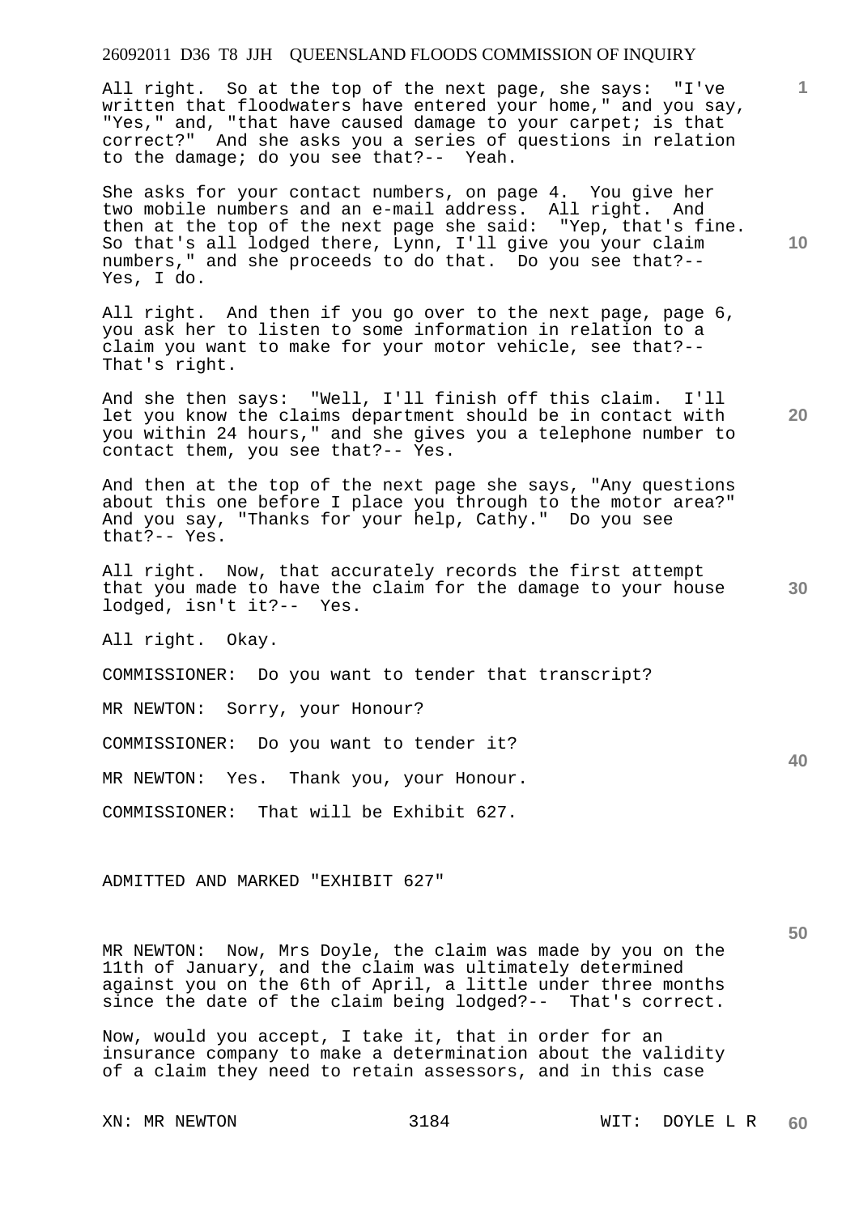All right. So at the top of the next page, she says: "I've written that floodwaters have entered your home," and you say, "Yes," and, "that have caused damage to your carpet; is that correct?" And she asks you a series of questions in relation to the damage; do you see that?-- Yeah.

She asks for your contact numbers, on page 4. You give her two mobile numbers and an e-mail address. All right. And then at the top of the next page she said: "Yep, that's fine. So that's all lodged there, Lynn, I'll give you your claim numbers," and she proceeds to do that. Do you see that?-- Yes, I do.

All right. And then if you go over to the next page, page 6, you ask her to listen to some information in relation to a claim you want to make for your motor vehicle, see that?-- That's right.

And she then says: "Well, I'll finish off this claim. I'll let you know the claims department should be in contact with you within 24 hours," and she gives you a telephone number to contact them, you see that?-- Yes.

And then at the top of the next page she says, "Any questions about this one before I place you through to the motor area?" And you say, "Thanks for your help, Cathy." Do you see that?-- Yes.

All right. Now, that accurately records the first attempt that you made to have the claim for the damage to your house lodged, isn't it?-- Yes.

All right. Okay.

COMMISSIONER: Do you want to tender that transcript?

MR NEWTON: Sorry, your Honour?

COMMISSIONER: Do you want to tender it?

MR NEWTON: Yes. Thank you, your Honour.

COMMISSIONER: That will be Exhibit 627.

ADMITTED AND MARKED "EXHIBIT 627"

MR NEWTON: Now, Mrs Doyle, the claim was made by you on the 11th of January, and the claim was ultimately determined against you on the 6th of April, a little under three months since the date of the claim being lodged?-- That's correct.

Now, would you accept, I take it, that in order for an insurance company to make a determination about the validity of a claim they need to retain assessors, and in this case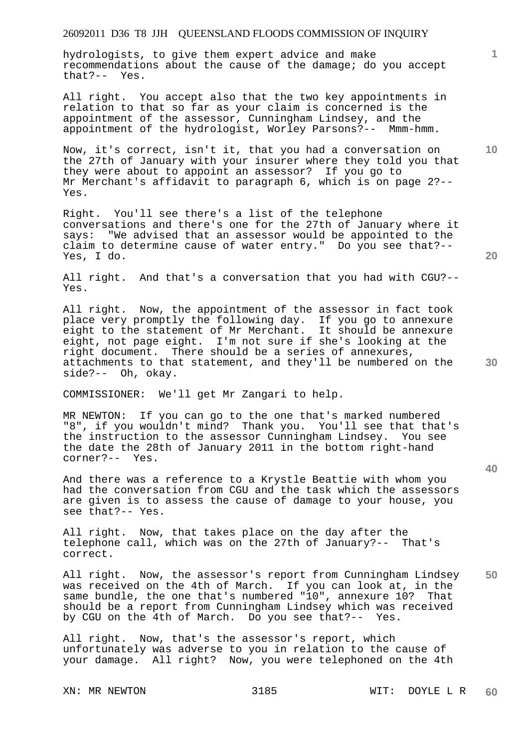hydrologists, to give them expert advice and make recommendations about the cause of the damage; do you accept that?-- Yes.

All right. You accept also that the two key appointments in relation to that so far as your claim is concerned is the appointment of the assessor, Cunningham Lindsey, and the appointment of the hydrologist, Worley Parsons?-- Mmm-hmm.

Now, it's correct, isn't it, that you had a conversation on the 27th of January with your insurer where they told you that they were about to appoint an assessor? If you go to Mr Merchant's affidavit to paragraph 6, which is on page 2?-- Yes.

Right. You'll see there's a list of the telephone conversations and there's one for the 27th of January where it says: "We advised that an assessor would be appointed to the claim to determine cause of water entry." Do you see that?-- Yes, I do.

All right. And that's a conversation that you had with CGU?-- Yes.

All right. Now, the appointment of the assessor in fact took place very promptly the following day. If you go to annexure eight to the statement of Mr Merchant. It should be annexure eight, not page eight. I'm not sure if she's looking at the right document. There should be a series of annexures, attachments to that statement, and they'll be numbered on the side?-- Oh, okay.

COMMISSIONER: We'll get Mr Zangari to help.

MR NEWTON: If you can go to the one that's marked numbered "8", if you wouldn't mind? Thank you. You'll see that that's the instruction to the assessor Cunningham Lindsey. You see the date the 28th of January 2011 in the bottom right-hand corner?-- Yes.

And there was a reference to a Krystle Beattie with whom you had the conversation from CGU and the task which the assessors are given is to assess the cause of damage to your house, you see that?-- Yes.

All right. Now, that takes place on the day after the telephone call, which was on the 27th of January?-- That's correct.

All right. Now, the assessor's report from Cunningham Lindsey was received on the 4th of March. If you can look at, in the same bundle, the one that's numbered "10", annexure 10? That should be a report from Cunningham Lindsey which was received by CGU on the 4th of March. Do you see that?-- Yes.

All right. Now, that's the assessor's report, which unfortunately was adverse to you in relation to the cause of your damage. All right? Now, you were telephoned on the 4th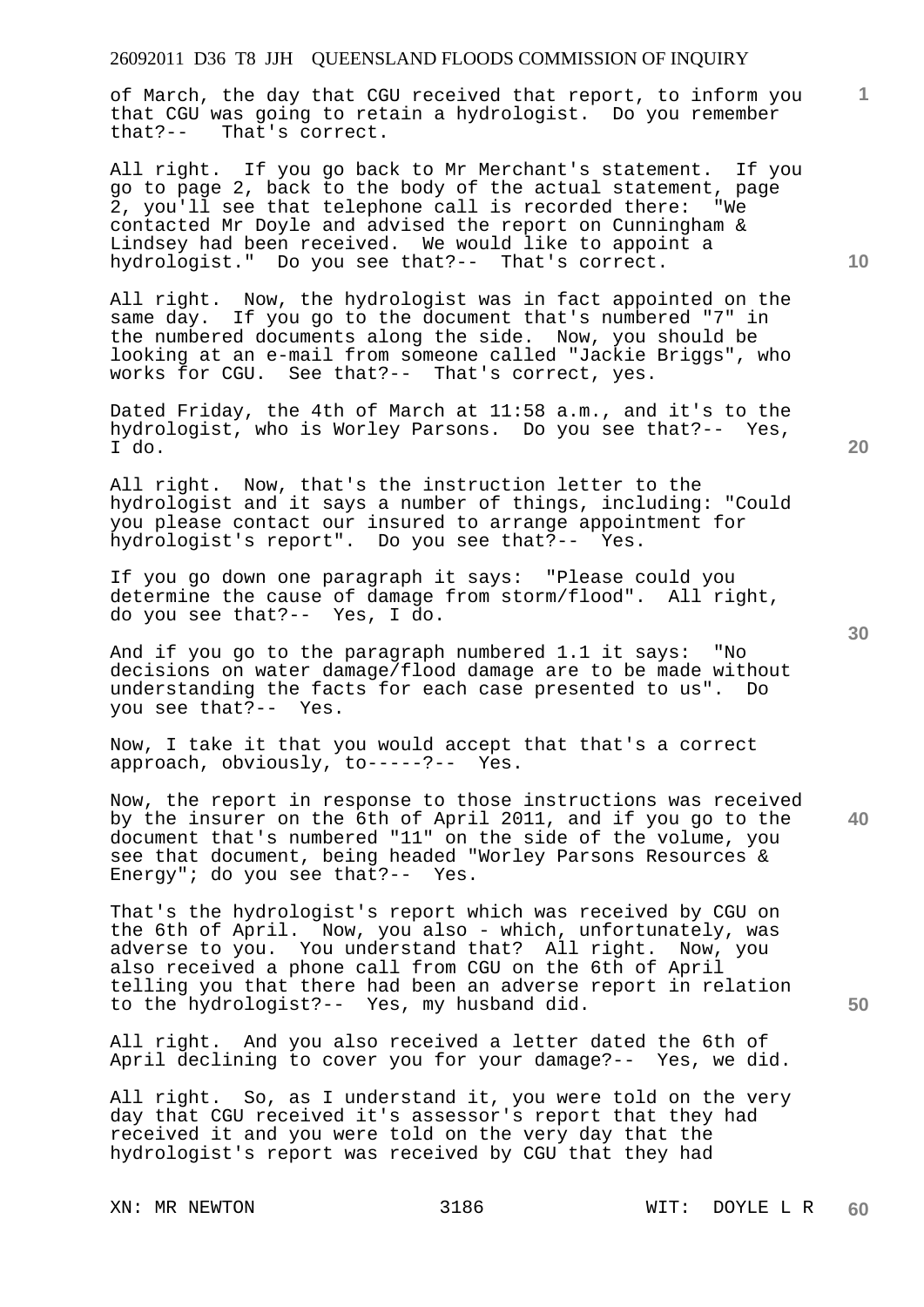of March, the day that CGU received that report, to inform you that CGU was going to retain a hydrologist. Do you remember that?-- That's correct.

All right. If you go back to Mr Merchant's statement. If you go to page 2, back to the body of the actual statement, page 2, you'll see that telephone call is recorded there: "We contacted Mr Doyle and advised the report on Cunningham & Lindsey had been received. We would like to appoint a hydrologist." Do you see that?-- That's correct.

All right. Now, the hydrologist was in fact appointed on the same day. If you go to the document that's numbered "7" in the numbered documents along the side. Now, you should be looking at an e-mail from someone called "Jackie Briggs", who works for CGU. See that?-- That's correct, yes.

Dated Friday, the 4th of March at 11:58 a.m., and it's to the hydrologist, who is Worley Parsons. Do you see that?-- Yes, I do.

All right. Now, that's the instruction letter to the hydrologist and it says a number of things, including: "Could you please contact our insured to arrange appointment for hydrologist's report". Do you see that?-- Yes.

If you go down one paragraph it says: "Please could you determine the cause of damage from storm/flood". All right, do you see that?-- Yes, I do.

And if you go to the paragraph numbered 1.1 it says: "No decisions on water damage/flood damage are to be made without understanding the facts for each case presented to us". Do you see that?-- Yes.

Now, I take it that you would accept that that's a correct approach, obviously, to-----?-- Yes.

Now, the report in response to those instructions was received by the insurer on the 6th of April 2011, and if you go to the document that's numbered "11" on the side of the volume, you see that document, being headed "Worley Parsons Resources & Energy"; do you see that?-- Yes.

That's the hydrologist's report which was received by CGU on the 6th of April. Now, you also - which, unfortunately, was adverse to you. You understand that? All right. Now, you also received a phone call from CGU on the 6th of April telling you that there had been an adverse report in relation to the hydrologist?-- Yes, my husband did.

All right. And you also received a letter dated the 6th of April declining to cover you for your damage?-- Yes, we did.

All right. So, as I understand it, you were told on the very day that CGU received it's assessor's report that they had received it and you were told on the very day that the hydrologist's report was received by CGU that they had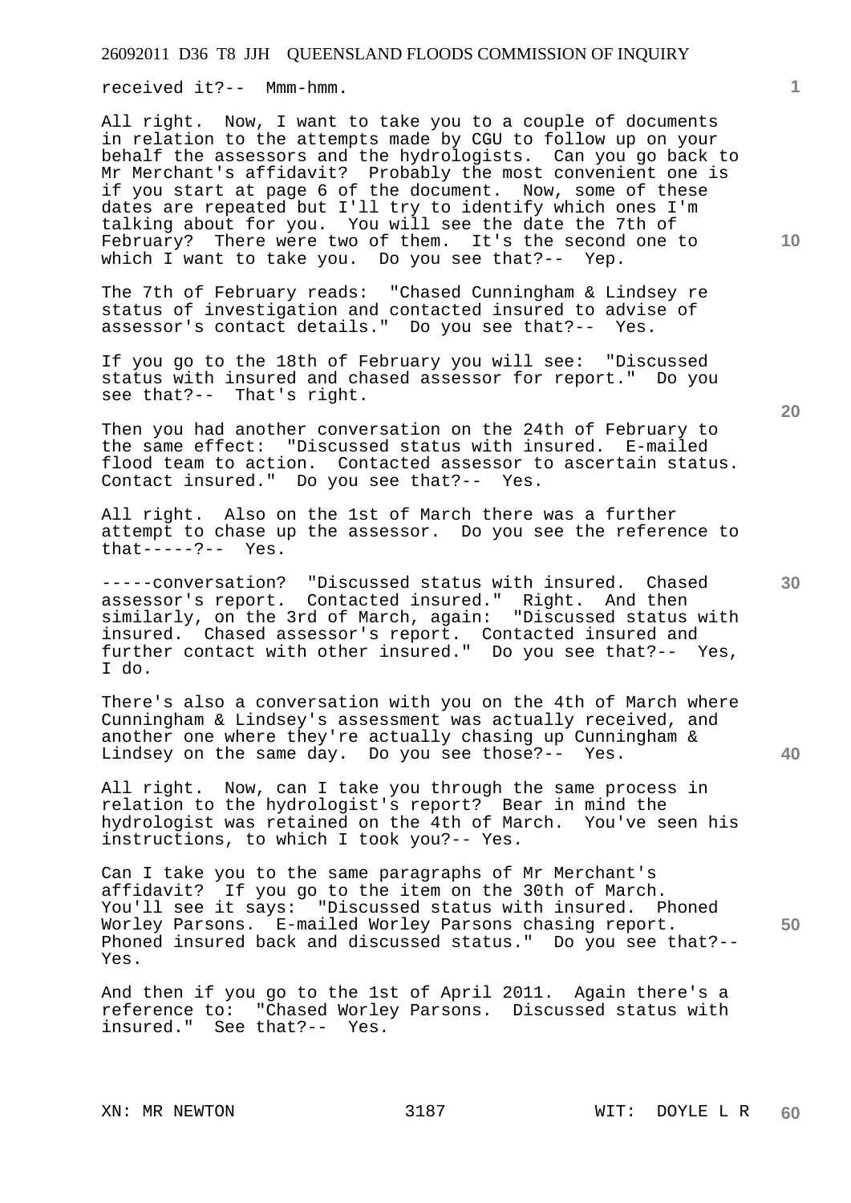received it?-- Mmm-hmm.

All right. Now, I want to take you to a couple of documents in relation to the attempts made by CGU to follow up on your behalf the assessors and the hydrologists. Can you go back to Mr Merchant's affidavit? Probably the most convenient one is if you start at page 6 of the document. Now, some of these dates are repeated but I'll try to identify which ones I'm talking about for you. You will see the date the 7th of February? There were two of them. It's the second one to which I want to take you. Do you see that?-- Yep.

The 7th of February reads: "Chased Cunningham & Lindsey re status of investigation and contacted insured to advise of assessor's contact details." Do you see that?-- Yes.

If you go to the 18th of February you will see: "Discussed status with insured and chased assessor for report." Do you see that?-- That's right.

Then you had another conversation on the 24th of February to the same effect: "Discussed status with insured. E-mailed flood team to action. Contacted assessor to ascertain status. Contact insured." Do you see that?-- Yes.

All right. Also on the 1st of March there was a further attempt to chase up the assessor. Do you see the reference to that-----?-- Yes.

-----conversation? "Discussed status with insured. Chased assessor's report. Contacted insured." Right. And then similarly, on the 3rd of March, again: "Discussed status with insured. Chased assessor's report. Contacted insured and further contact with other insured." Do you see that?-- Yes, I do.

There's also a conversation with you on the 4th of March where Cunningham & Lindsey's assessment was actually received, and another one where they're actually chasing up Cunningham & Lindsey on the same day. Do you see those?-- Yes.

All right. Now, can I take you through the same process in relation to the hydrologist's report? Bear in mind the hydrologist was retained on the 4th of March. You've seen his instructions, to which I took you?-- Yes.

Can I take you to the same paragraphs of Mr Merchant's affidavit? If you go to the item on the 30th of March. You'll see it says: "Discussed status with insured. Phoned Worley Parsons. E-mailed Worley Parsons chasing report. Phoned insured back and discussed status." Do you see that?-- Yes.

And then if you go to the 1st of April 2011. Again there's a reference to: "Chased Worley Parsons. Discussed status with insured." See that?-- Yes.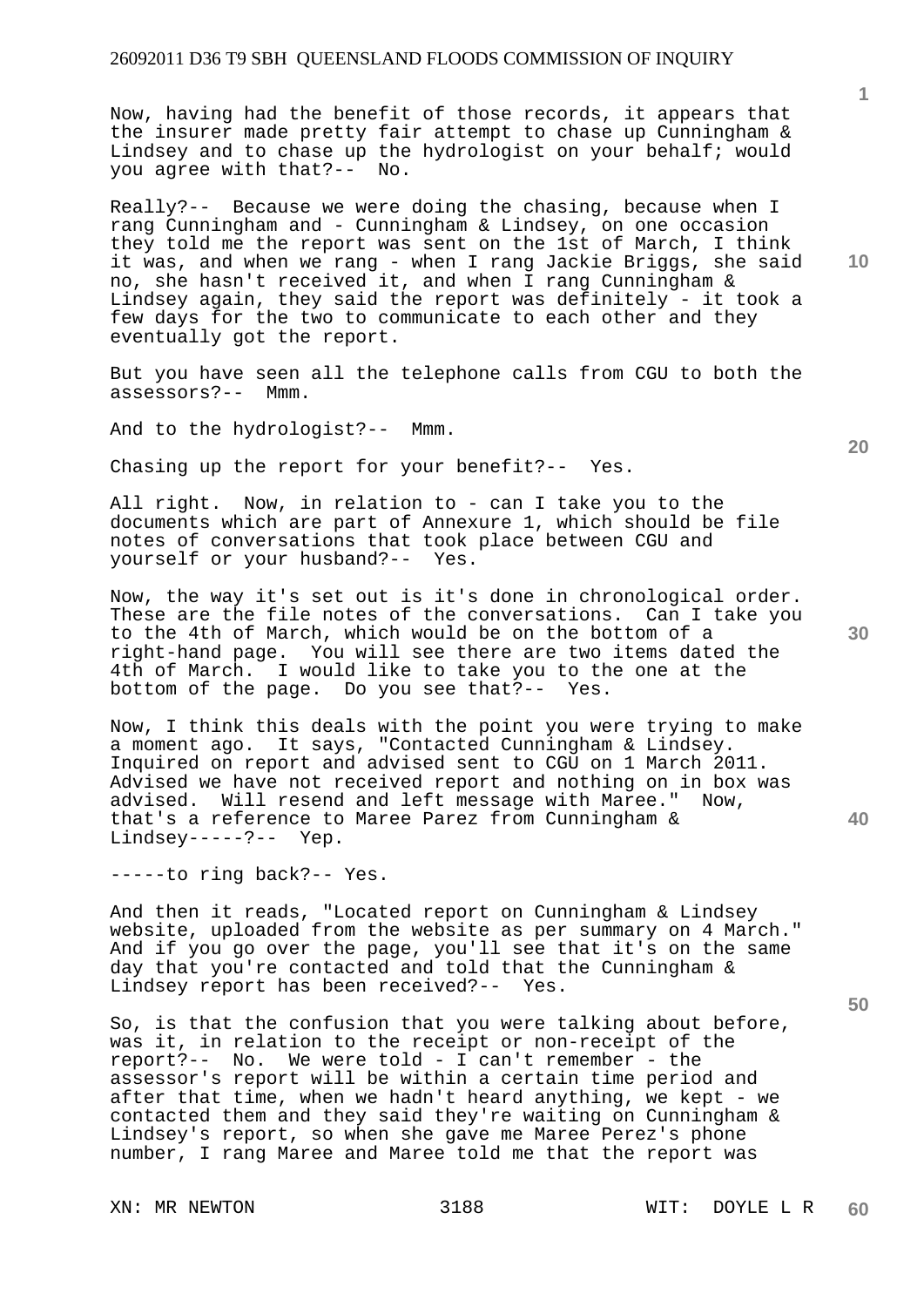Now, having had the benefit of those records, it appears that the insurer made pretty fair attempt to chase up Cunningham & Lindsey and to chase up the hydrologist on your behalf; would you agree with that?-- No.

Really?-- Because we were doing the chasing, because when I rang Cunningham and - Cunningham & Lindsey, on one occasion they told me the report was sent on the 1st of March, I think it was, and when we rang - when I rang Jackie Briggs, she said no, she hasn't received it, and when I rang Cunningham & Lindsey again, they said the report was definitely - it took a few days for the two to communicate to each other and they eventually got the report.

But you have seen all the telephone calls from CGU to both the assessors?-- Mmm.

And to the hydrologist?-- Mmm.

Chasing up the report for your benefit?-- Yes.

All right. Now, in relation to - can I take you to the documents which are part of Annexure 1, which should be file notes of conversations that took place between CGU and yourself or your husband?-- Yes.

Now, the way it's set out is it's done in chronological order. These are the file notes of the conversations. Can I take you to the 4th of March, which would be on the bottom of a right-hand page. You will see there are two items dated the 4th of March. I would like to take you to the one at the bottom of the page. Do you see that?-- Yes.

Now, I think this deals with the point you were trying to make a moment ago. It says, "Contacted Cunningham & Lindsey. Inquired on report and advised sent to CGU on 1 March 2011. Advised we have not received report and nothing on in box was advised. Will resend and left message with Maree." Now, that's a reference to Maree Parez from Cunningham & Lindsey-----?-- Yep.

-----to ring back?-- Yes.

And then it reads, "Located report on Cunningham & Lindsey website, uploaded from the website as per summary on 4 March." And if you go over the page, you'll see that it's on the same day that you're contacted and told that the Cunningham & Lindsey report has been received?-- Yes.

So, is that the confusion that you were talking about before, was it, in relation to the receipt or non-receipt of the report?-- No. We were told - I can't remember - the assessor's report will be within a certain time period and after that time, when we hadn't heard anything, we kept - we contacted them and they said they're waiting on Cunningham & Lindsey's report, so when she gave me Maree Perez's phone number, I rang Maree and Maree told me that the report was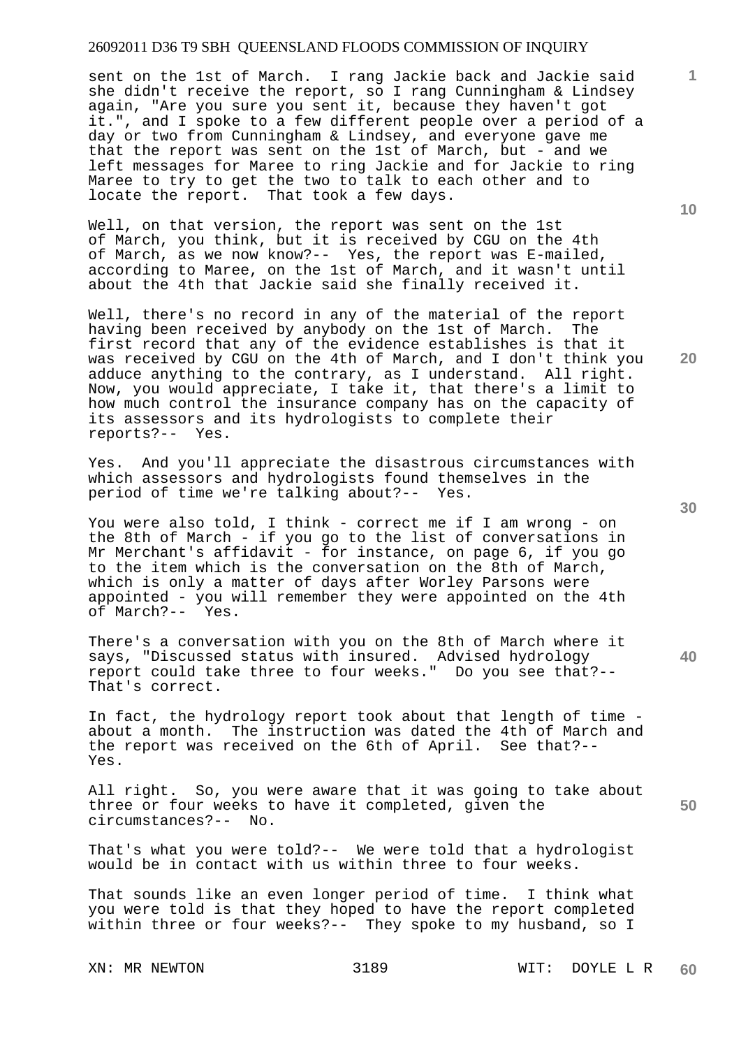sent on the 1st of March. I rang Jackie back and Jackie said she didn't receive the report, so I rang Cunningham & Lindsey again, "Are you sure you sent it, because they haven't got it.", and I spoke to a few different people over a period of a day or two from Cunningham & Lindsey, and everyone gave me that the report was sent on the 1st of March, but - and we left messages for Maree to ring Jackie and for Jackie to ring Maree to try to get the two to talk to each other and to locate the report. That took a few days.

Well, on that version, the report was sent on the 1st of March, you think, but it is received by CGU on the 4th of March, as we now know?-- Yes, the report was E-mailed, according to Maree, on the 1st of March, and it wasn't until about the 4th that Jackie said she finally received it.

Well, there's no record in any of the material of the report having been received by anybody on the 1st of March. The first record that any of the evidence establishes is that it was received by CGU on the 4th of March, and I don't think you adduce anything to the contrary, as I understand. All right. Now, you would appreciate, I take it, that there's a limit to how much control the insurance company has on the capacity of its assessors and its hydrologists to complete their reports?-- Yes.

Yes. And you'll appreciate the disastrous circumstances with which assessors and hydrologists found themselves in the period of time we're talking about?-- Yes.

You were also told, I think - correct me if I am wrong - on the 8th of March - if you go to the list of conversations in Mr Merchant's affidavit - for instance, on page 6, if you go to the item which is the conversation on the 8th of March, which is only a matter of days after Worley Parsons were appointed - you will remember they were appointed on the 4th of March?-- Yes.

There's a conversation with you on the 8th of March where it says, "Discussed status with insured. Advised hydrology report could take three to four weeks." Do you see that?-- That's correct.

In fact, the hydrology report took about that length of time - about a month. The instruction was dated the 4th of March and the report was received on the 6th of April. See that?-- Yes.

All right. So, you were aware that it was going to take about three or four weeks to have it completed, given the circumstances?-- No.

That's what you were told?-- We were told that a hydrologist would be in contact with us within three to four weeks.

That sounds like an even longer period of time. I think what you were told is that they hoped to have the report completed within three or four weeks?-- They spoke to my husband, so I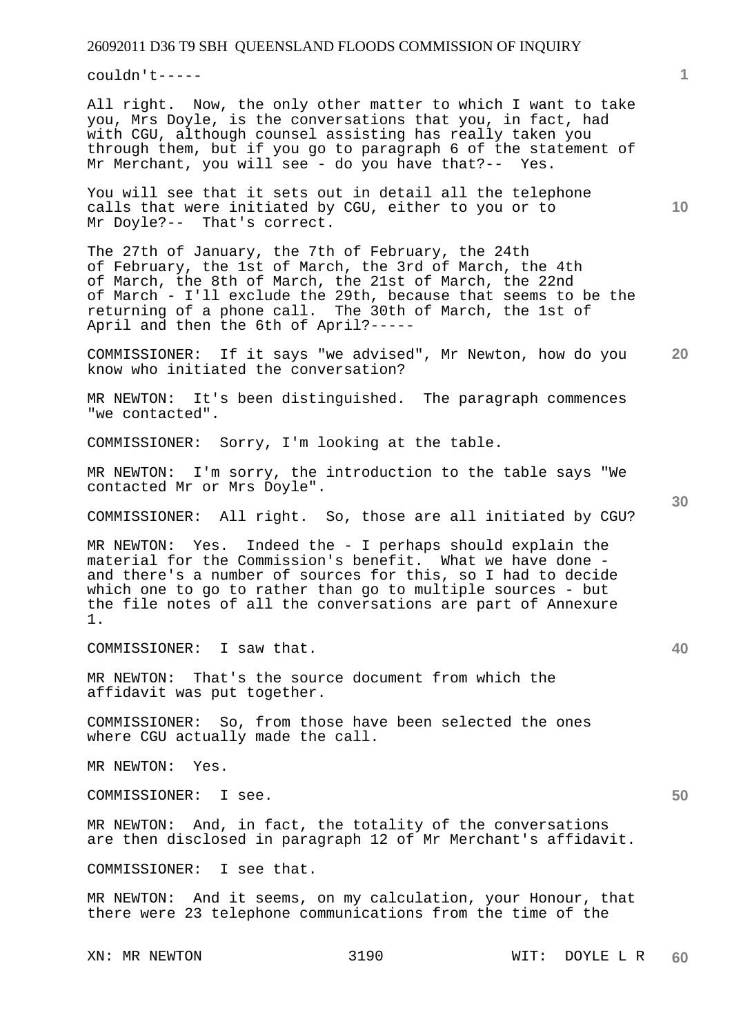couldn't-----

All right. Now, the only other matter to which I want to take you, Mrs Doyle, is the conversations that you, in fact, had with CGU, although counsel assisting has really taken you through them, but if you go to paragraph 6 of the statement of Mr Merchant, you will see - do you have that?-- Yes.

You will see that it sets out in detail all the telephone calls that were initiated by CGU, either to you or to Mr Doyle?-- That's correct.

The 27th of January, the 7th of February, the 24th of February, the 1st of March, the 3rd of March, the 4th of March, the 8th of March, the 21st of March, the 22nd of March - I'll exclude the 29th, because that seems to be the returning of a phone call. The 30th of March, the 1st of April and then the 6th of April?-----

COMMISSIONER: If it says "we advised", Mr Newton, how do you know who initiated the conversation?

MR NEWTON: It's been distinguished. The paragraph commences "we contacted".

COMMISSIONER: Sorry, I'm looking at the table.

MR NEWTON: I'm sorry, the introduction to the table says "We contacted Mr or Mrs Doyle".

COMMISSIONER: All right. So, those are all initiated by CGU?

MR NEWTON: Yes. Indeed the - I perhaps should explain the material for the Commission's benefit. What we have done - and there's a number of sources for this, so I had to decide which one to go to rather than go to multiple sources - but the file notes of all the conversations are part of Annexure 1.

COMMISSIONER: I saw that.

MR NEWTON: That's the source document from which the affidavit was put together.

COMMISSIONER: So, from those have been selected the ones where CGU actually made the call.

MR NEWTON: Yes.

COMMISSIONER: I see.

MR NEWTON: And, in fact, the totality of the conversations are then disclosed in paragraph 12 of Mr Merchant's affidavit.

COMMISSIONER: I see that.

MR NEWTON: And it seems, on my calculation, your Honour, that there were 23 telephone communications from the time of the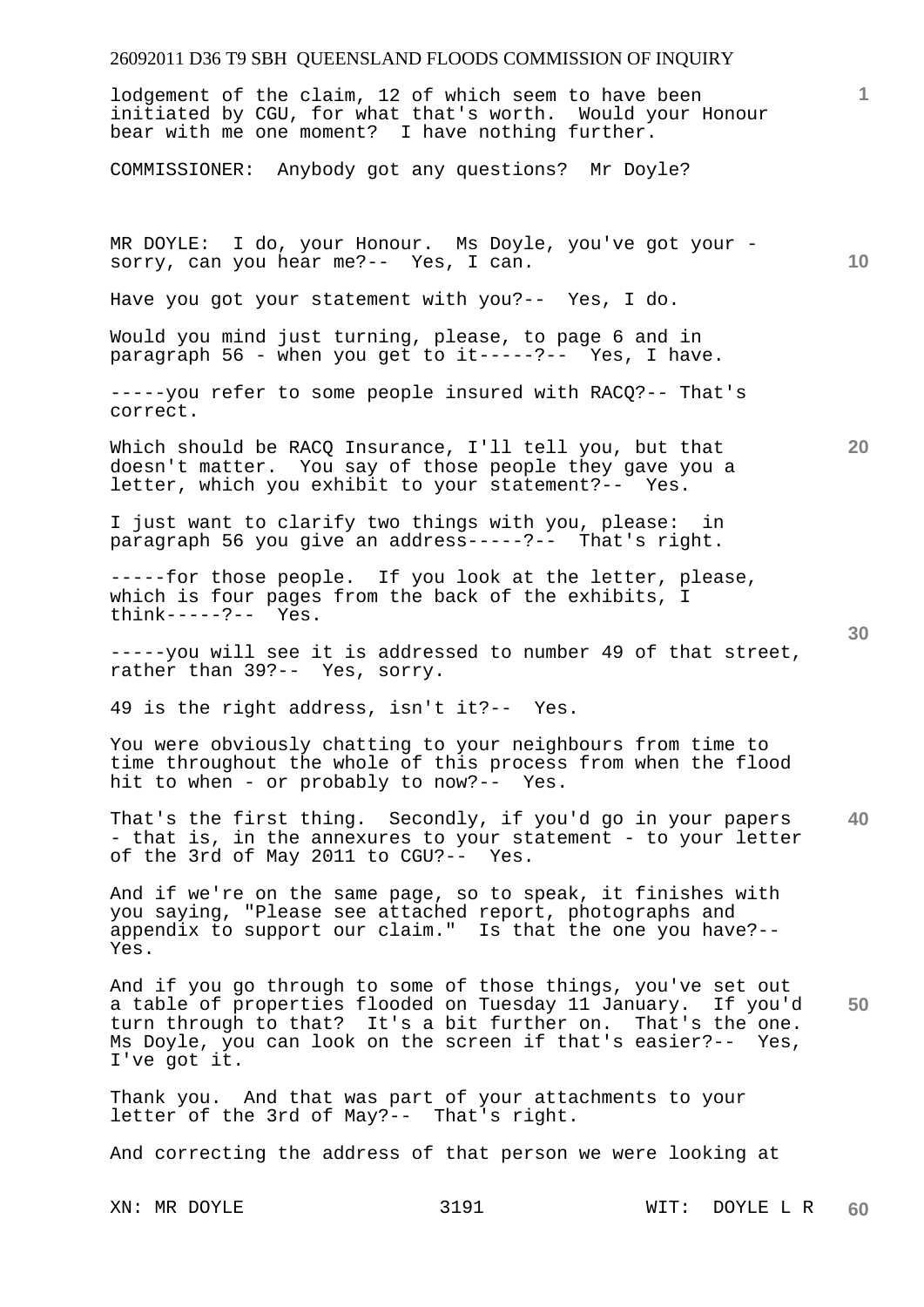lodgement of the claim, 12 of which seem to have been initiated by CGU, for what that's worth. Would your Honour bear with me one moment? I have nothing further.

COMMISSIONER: Anybody got any questions? Mr Doyle?

MR DOYLE: I do, your Honour. Ms Doyle, you've got your - sorry, can you hear me?-- Yes, I can.

Have you got your statement with you?-- Yes, I do.

Would you mind just turning, please, to page 6 and in paragraph 56 - when you get to it-----?-- Yes, I have.

-----you refer to some people insured with RACQ?-- That's correct.

Which should be RACQ Insurance, I'll tell you, but that doesn't matter. You say of those people they gave you a letter, which you exhibit to your statement?-- Yes.

I just want to clarify two things with you, please: in paragraph 56 you give an address-----?-- That's right.

-----for those people. If you look at the letter, please, which is four pages from the back of the exhibits, I think-----?-- Yes.

-----you will see it is addressed to number 49 of that street, rather than 39?-- Yes, sorry.

49 is the right address, isn't it?-- Yes.

You were obviously chatting to your neighbours from time to time throughout the whole of this process from when the flood hit to when - or probably to now?-- Yes.

That's the first thing. Secondly, if you'd go in your papers - that is, in the annexures to your statement - to your letter of the 3rd of May 2011 to CGU?-- Yes.

And if we're on the same page, so to speak, it finishes with you saying, "Please see attached report, photographs and appendix to support our claim." Is that the one you have?-- Yes.

And if you go through to some of those things, you've set out a table of properties flooded on Tuesday 11 January. If you'd turn through to that? It's a bit further on. That's the one. Ms Doyle, you can look on the screen if that's easier?-- Yes, I've got it.

Thank you. And that was part of your attachments to your letter of the 3rd of May?-- That's right.

And correcting the address of that person we were looking at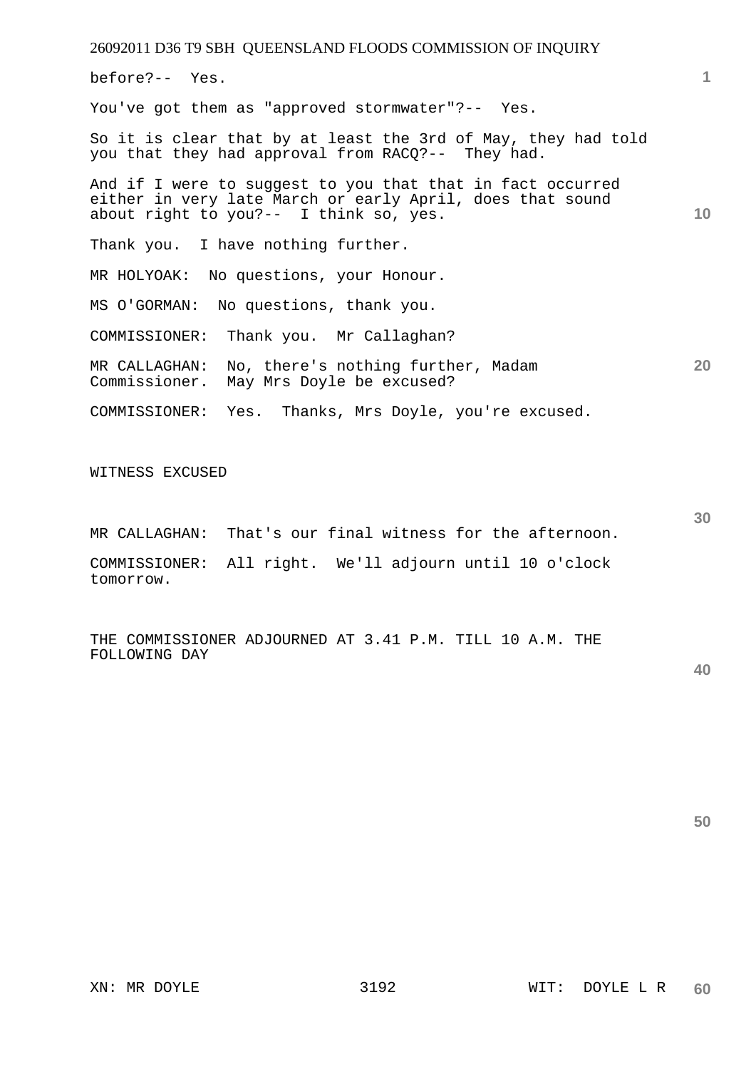before?-- Yes.

You've got them as "approved stormwater"?-- Yes.

So it is clear that by at least the 3rd of May, they had told you that they had approval from RACQ?-- They had.

And if I were to suggest to you that that in fact occurred either in very late March or early April, does that sound about right to you?-- I think so, yes.

Thank you. I have nothing further.

MR HOLYOAK: No questions, your Honour.

MS O'GORMAN: No questions, thank you.

COMMISSIONER: Thank you. Mr Callaghan?

MR CALLAGHAN: No, there's nothing further, Madam Commissioner. May Mrs Doyle be excused?

COMMISSIONER: Yes. Thanks, Mrs Doyle, you're excused.

WITNESS EXCUSED

MR CALLAGHAN: That's our final witness for the afternoon.

COMMISSIONER: All right. We'll adjourn until 10 o'clock tomorrow.

THE COMMISSIONER ADJOURNED AT 3.41 P.M. TILL 10 A.M. THE FOLLOWING DAY